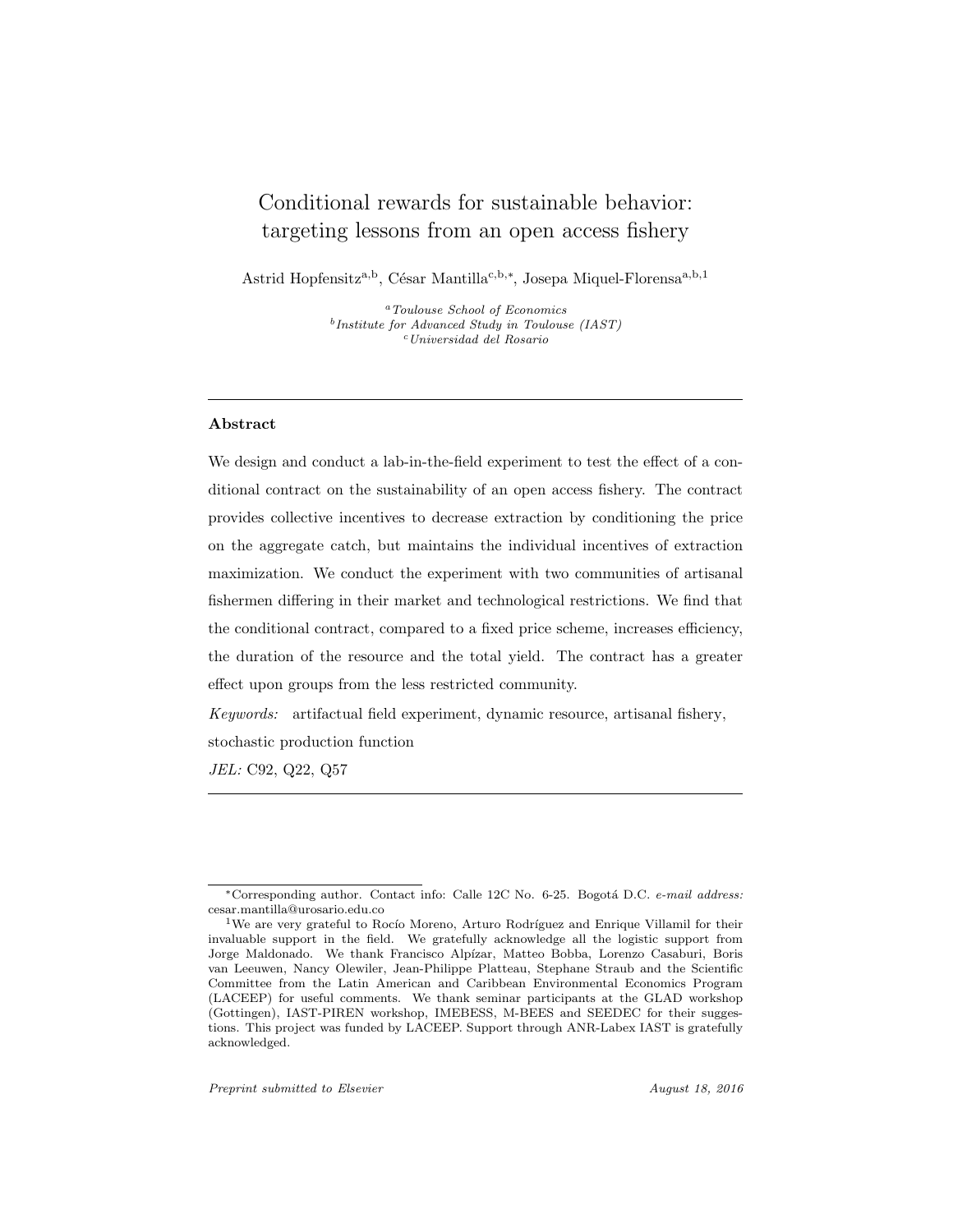# Conditional rewards for sustainable behavior: targeting lessons from an open access fishery

Astrid Hopfensitz[a,b], César Mantilla[c,b,*], Josepa Miquel-Florensa[a,b,1]

[a] *Toulouse School of Economics*
[b] *Institute for Advanced Study in Toulouse (IAST)*
[c] *Universidad del Rosario*

---

## Abstract

We design and conduct a lab-in-the-field experiment to test the effect of a conditional contract on the sustainability of an open access fishery. The contract provides collective incentives to decrease extraction by conditioning the price on the aggregate catch, but maintains the individual incentives of extraction maximization. We conduct the experiment with two communities of artisanal fishermen differing in their market and technological restrictions. We find that the conditional contract, compared to a fixed price scheme, increases efficiency, the duration of the resource and the total yield. The contract has a greater effect upon groups from the less restricted community.

*Keywords:* artifactual field experiment, dynamic resource, artisanal fishery, stochastic production function

*JEL:* C92, Q22, Q57

---

[*] Corresponding author. Contact info: Calle 12C No. 6-25. Bogotá D.C. *e-mail address:* cesar.mantilla@urosario.edu.co

[1] We are very grateful to Rocío Moreno, Arturo Rodríguez and Enrique Villamil for their invaluable support in the field. We gratefully acknowledge all the logistic support from Jorge Maldonado. We thank Francisco Alpízar, Matteo Bobba, Lorenzo Casaburi, Boris van Leeuwen, Nancy Olewiler, Jean-Philippe Platteau, Stephane Straub and the Scientific Committee from the Latin American and Caribbean Environmental Economics Program (LACEEP) for useful comments. We thank seminar participants at the GLAD workshop (Gottingen), IAST-PIREN workshop, IMEBESS, M-BEES and SEEDEC for their suggestions. This project was funded by LACEEP. Support through ANR-Labex IAST is gratefully acknowledged.

*Preprint submitted to Elsevier* — *August 18, 2016*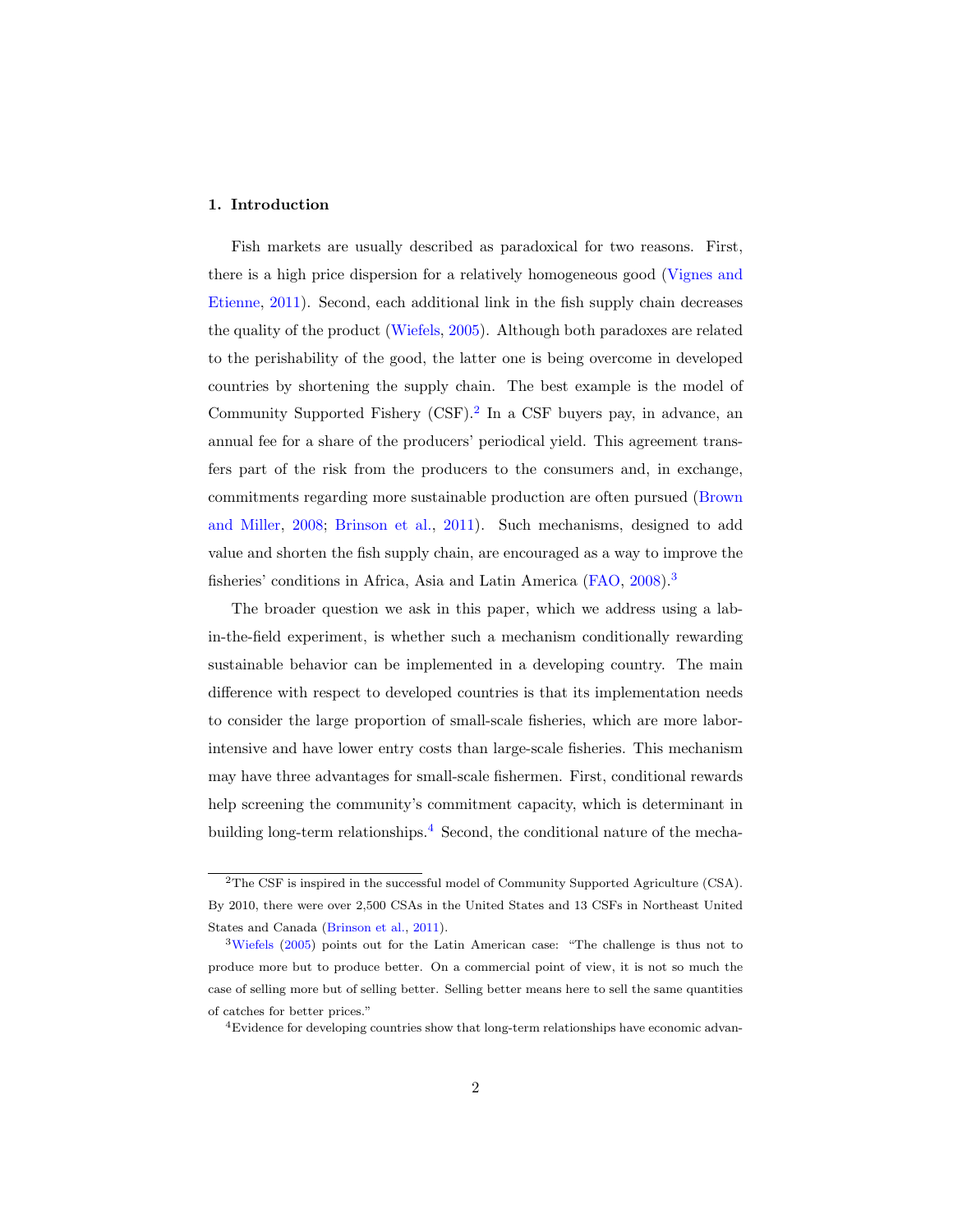## 1. Introduction

Fish markets are usually described as paradoxical for two reasons. First, there is a high price dispersion for a relatively homogeneous good (Vignes and Etienne, 2011). Second, each additional link in the fish supply chain decreases the quality of the product (Wiefels, 2005). Although both paradoxes are related to the perishability of the good, the latter one is being overcome in developed countries by shortening the supply chain. The best example is the model of Community Supported Fishery (CSF).[2] In a CSF buyers pay, in advance, an annual fee for a share of the producers' periodical yield. This agreement transfers part of the risk from the producers to the consumers and, in exchange, commitments regarding more sustainable production are often pursued (Brown and Miller, 2008; Brinson et al., 2011). Such mechanisms, designed to add value and shorten the fish supply chain, are encouraged as a way to improve the fisheries' conditions in Africa, Asia and Latin America (FAO, 2008).[3]

The broader question we ask in this paper, which we address using a lab-in-the-field experiment, is whether such a mechanism conditionally rewarding sustainable behavior can be implemented in a developing country. The main difference with respect to developed countries is that its implementation needs to consider the large proportion of small-scale fisheries, which are more labor-intensive and have lower entry costs than large-scale fisheries. This mechanism may have three advantages for small-scale fishermen. First, conditional rewards help screening the community's commitment capacity, which is determinant in building long-term relationships.[4] Second, the conditional nature of the mecha-

[2]The CSF is inspired in the successful model of Community Supported Agriculture (CSA). By 2010, there were over 2,500 CSAs in the United States and 13 CSFs in Northeast United States and Canada (Brinson et al., 2011).

[3]Wiefels (2005) points out for the Latin American case: "The challenge is thus not to produce more but to produce better. On a commercial point of view, it is not so much the case of selling more but of selling better. Selling better means here to sell the same quantities of catches for better prices."

[4]Evidence for developing countries show that long-term relationships have economic advan-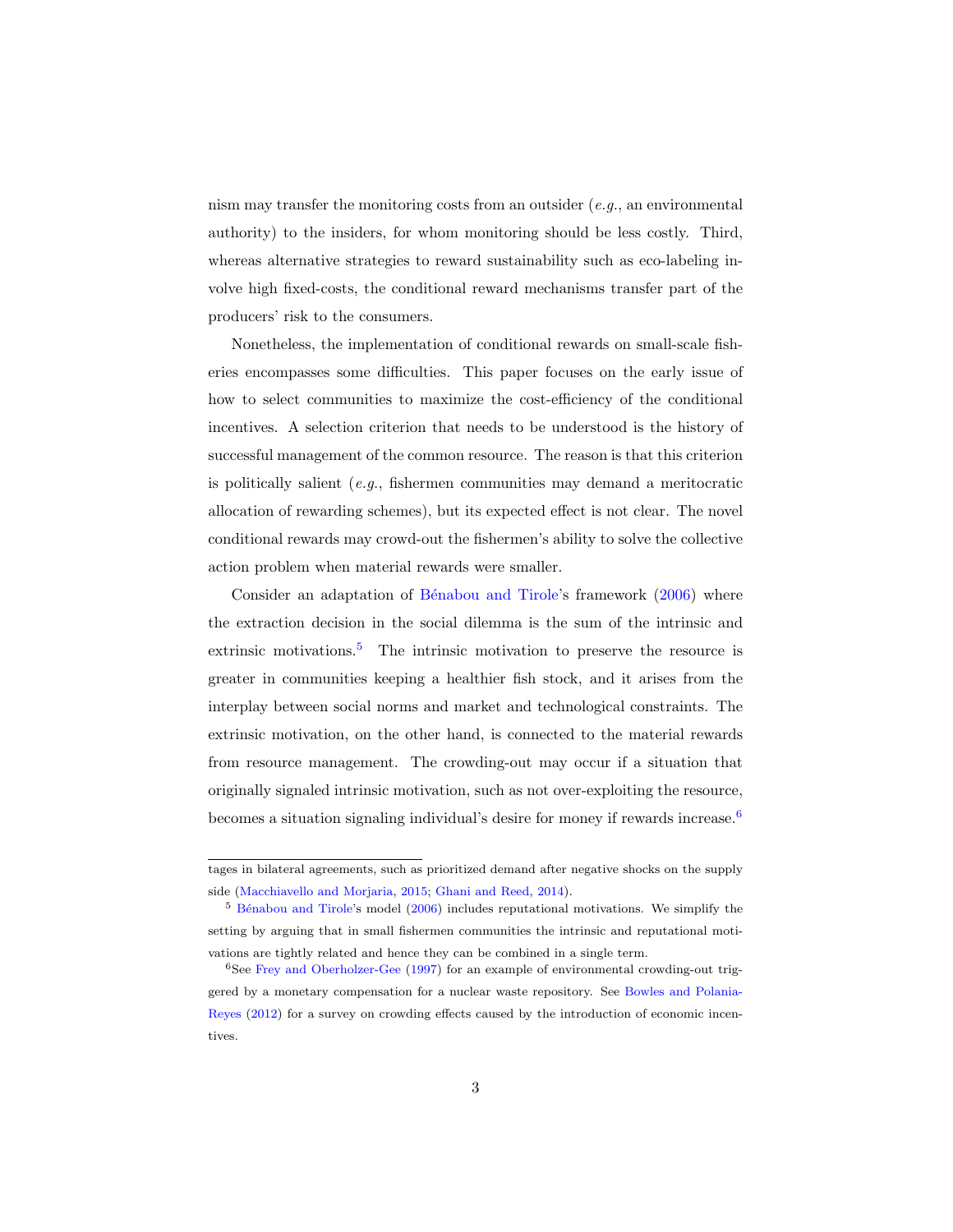nism may transfer the monitoring costs from an outsider (*e.g.*, an environmental authority) to the insiders, for whom monitoring should be less costly. Third, whereas alternative strategies to reward sustainability such as eco-labeling involve high fixed-costs, the conditional reward mechanisms transfer part of the producers' risk to the consumers.

Nonetheless, the implementation of conditional rewards on small-scale fisheries encompasses some difficulties. This paper focuses on the early issue of how to select communities to maximize the cost-efficiency of the conditional incentives. A selection criterion that needs to be understood is the history of successful management of the common resource. The reason is that this criterion is politically salient (*e.g.*, fishermen communities may demand a meritocratic allocation of rewarding schemes), but its expected effect is not clear. The novel conditional rewards may crowd-out the fishermen's ability to solve the collective action problem when material rewards were smaller.

Consider an adaptation of Bénabou and Tirole's framework (2006) where the extraction decision in the social dilemma is the sum of the intrinsic and extrinsic motivations.[5] The intrinsic motivation to preserve the resource is greater in communities keeping a healthier fish stock, and it arises from the interplay between social norms and market and technological constraints. The extrinsic motivation, on the other hand, is connected to the material rewards from resource management. The crowding-out may occur if a situation that originally signaled intrinsic motivation, such as not over-exploiting the resource, becomes a situation signaling individual's desire for money if rewards increase.[6]

---

tages in bilateral agreements, such as prioritized demand after negative shocks on the supply side (Macchiavello and Morjaria, 2015; Ghani and Reed, 2014).

[5] Bénabou and Tirole's model (2006) includes reputational motivations. We simplify the setting by arguing that in small fishermen communities the intrinsic and reputational motivations are tightly related and hence they can be combined in a single term.

[6] See Frey and Oberholzer-Gee (1997) for an example of environmental crowding-out triggered by a monetary compensation for a nuclear waste repository. See Bowles and Polania-Reyes (2012) for a survey on crowding effects caused by the introduction of economic incentives.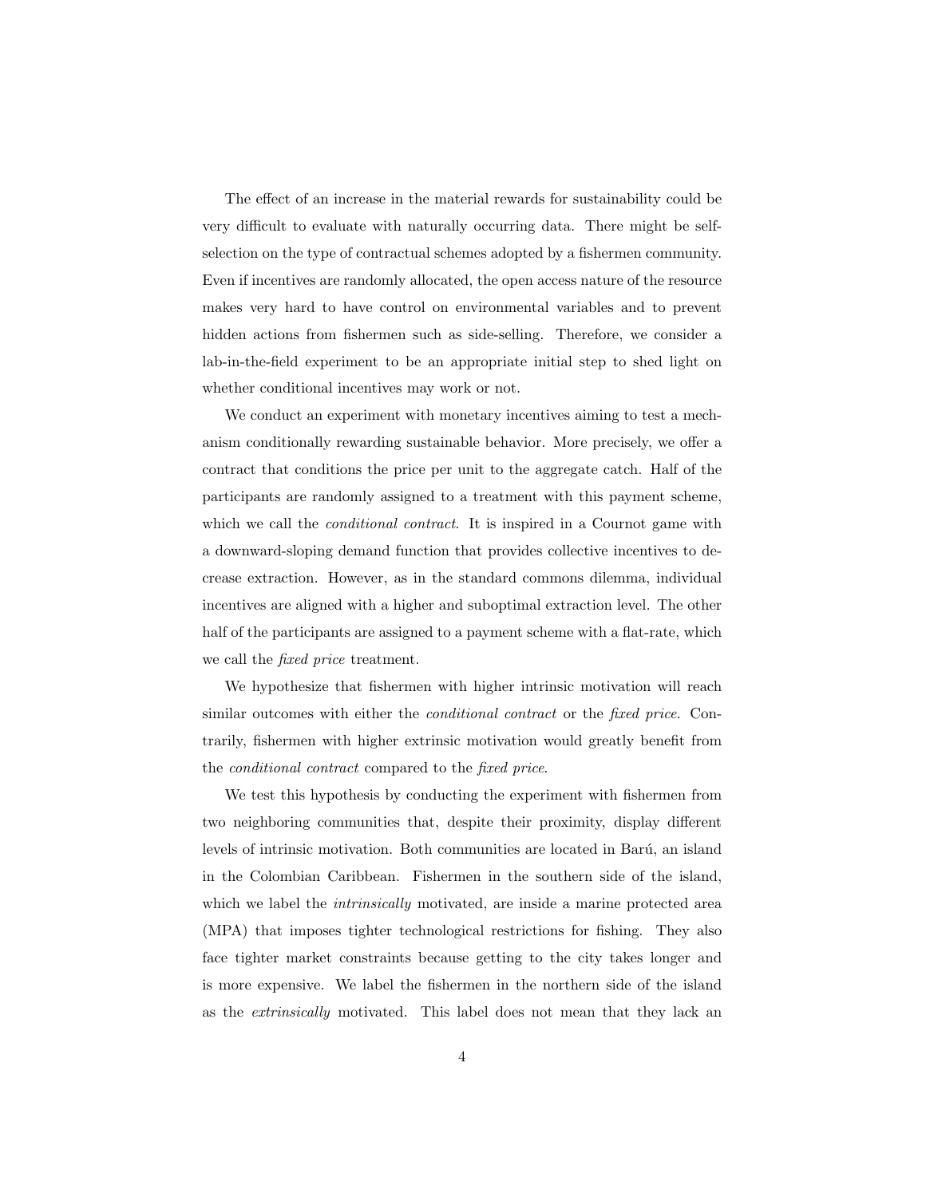The effect of an increase in the material rewards for sustainability could be very difficult to evaluate with naturally occurring data. There might be self-selection on the type of contractual schemes adopted by a fishermen community. Even if incentives are randomly allocated, the open access nature of the resource makes very hard to have control on environmental variables and to prevent hidden actions from fishermen such as side-selling. Therefore, we consider a lab-in-the-field experiment to be an appropriate initial step to shed light on whether conditional incentives may work or not.

We conduct an experiment with monetary incentives aiming to test a mechanism conditionally rewarding sustainable behavior. More precisely, we offer a contract that conditions the price per unit to the aggregate catch. Half of the participants are randomly assigned to a treatment with this payment scheme, which we call the *conditional contract*. It is inspired in a Cournot game with a downward-sloping demand function that provides collective incentives to decrease extraction. However, as in the standard commons dilemma, individual incentives are aligned with a higher and suboptimal extraction level. The other half of the participants are assigned to a payment scheme with a flat-rate, which we call the *fixed price* treatment.

We hypothesize that fishermen with higher intrinsic motivation will reach similar outcomes with either the *conditional contract* or the *fixed price*. Contrarily, fishermen with higher extrinsic motivation would greatly benefit from the *conditional contract* compared to the *fixed price*.

We test this hypothesis by conducting the experiment with fishermen from two neighboring communities that, despite their proximity, display different levels of intrinsic motivation. Both communities are located in Barú, an island in the Colombian Caribbean. Fishermen in the southern side of the island, which we label the *intrinsically* motivated, are inside a marine protected area (MPA) that imposes tighter technological restrictions for fishing. They also face tighter market constraints because getting to the city takes longer and is more expensive. We label the fishermen in the northern side of the island as the *extrinsically* motivated. This label does not mean that they lack an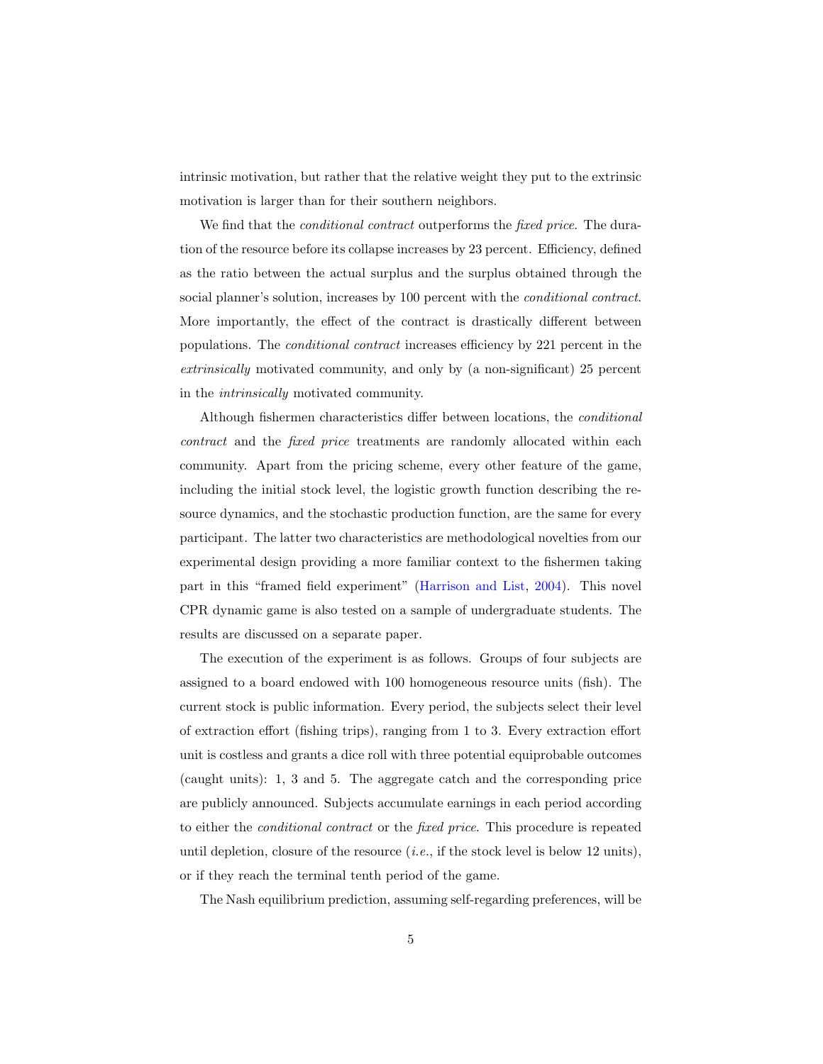intrinsic motivation, but rather that the relative weight they put to the extrinsic motivation is larger than for their southern neighbors.

We find that the *conditional contract* outperforms the *fixed price*. The duration of the resource before its collapse increases by 23 percent. Efficiency, defined as the ratio between the actual surplus and the surplus obtained through the social planner's solution, increases by 100 percent with the *conditional contract*. More importantly, the effect of the contract is drastically different between populations. The *conditional contract* increases efficiency by 221 percent in the *extrinsically* motivated community, and only by (a non-significant) 25 percent in the *intrinsically* motivated community.

Although fishermen characteristics differ between locations, the *conditional contract* and the *fixed price* treatments are randomly allocated within each community. Apart from the pricing scheme, every other feature of the game, including the initial stock level, the logistic growth function describing the resource dynamics, and the stochastic production function, are the same for every participant. The latter two characteristics are methodological novelties from our experimental design providing a more familiar context to the fishermen taking part in this "framed field experiment" (Harrison and List, 2004). This novel CPR dynamic game is also tested on a sample of undergraduate students. The results are discussed on a separate paper.

The execution of the experiment is as follows. Groups of four subjects are assigned to a board endowed with 100 homogeneous resource units (fish). The current stock is public information. Every period, the subjects select their level of extraction effort (fishing trips), ranging from 1 to 3. Every extraction effort unit is costless and grants a dice roll with three potential equiprobable outcomes (caught units): 1, 3 and 5. The aggregate catch and the corresponding price are publicly announced. Subjects accumulate earnings in each period according to either the *conditional contract* or the *fixed price*. This procedure is repeated until depletion, closure of the resource (*i.e.*, if the stock level is below 12 units), or if they reach the terminal tenth period of the game.

The Nash equilibrium prediction, assuming self-regarding preferences, will be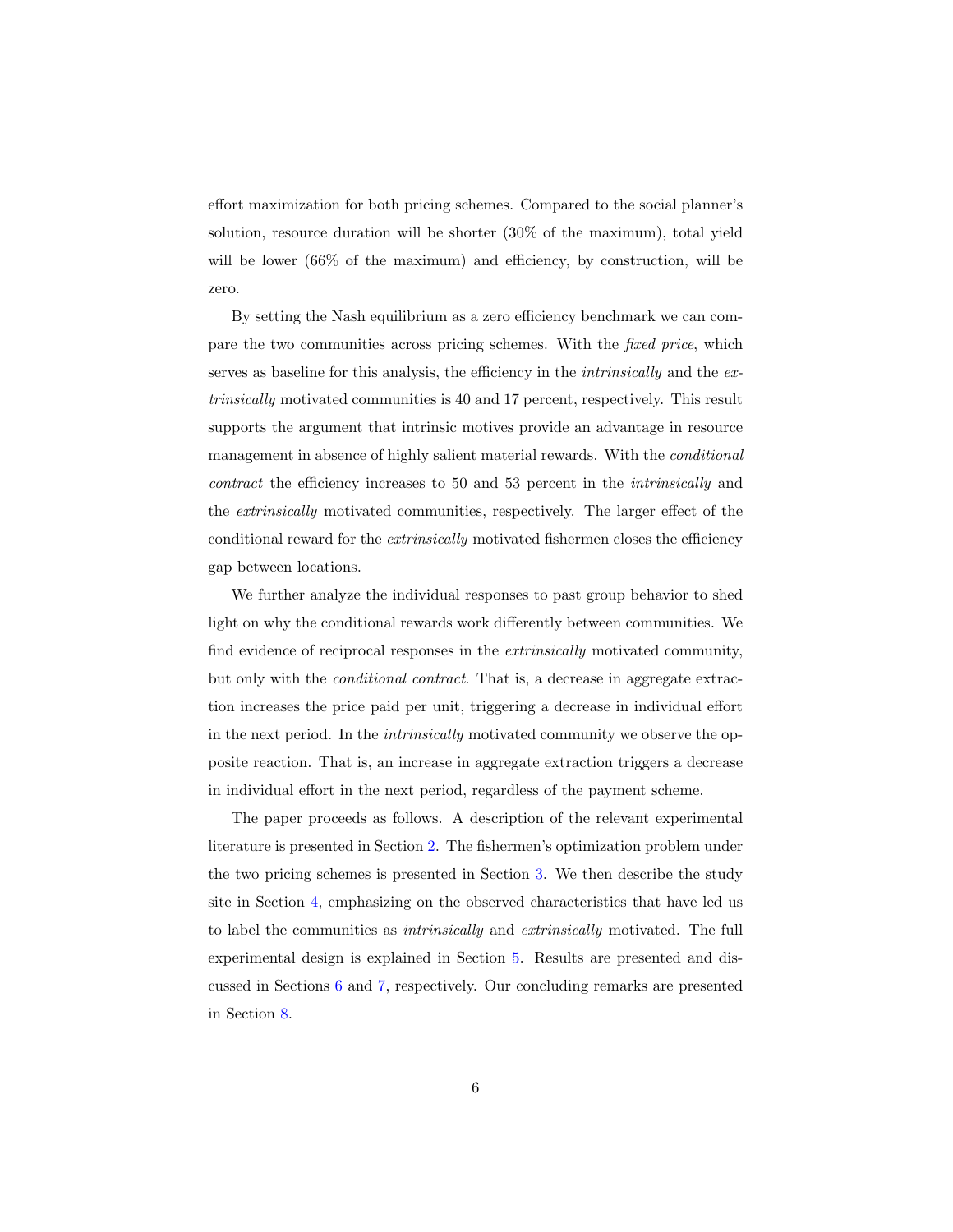effort maximization for both pricing schemes. Compared to the social planner's solution, resource duration will be shorter (30% of the maximum), total yield will be lower (66% of the maximum) and efficiency, by construction, will be zero.

By setting the Nash equilibrium as a zero efficiency benchmark we can compare the two communities across pricing schemes. With the *fixed price*, which serves as baseline for this analysis, the efficiency in the *intrinsically* and the *extrinsically* motivated communities is 40 and 17 percent, respectively. This result supports the argument that intrinsic motives provide an advantage in resource management in absence of highly salient material rewards. With the *conditional contract* the efficiency increases to 50 and 53 percent in the *intrinsically* and the *extrinsically* motivated communities, respectively. The larger effect of the conditional reward for the *extrinsically* motivated fishermen closes the efficiency gap between locations.

We further analyze the individual responses to past group behavior to shed light on why the conditional rewards work differently between communities. We find evidence of reciprocal responses in the *extrinsically* motivated community, but only with the *conditional contract*. That is, a decrease in aggregate extraction increases the price paid per unit, triggering a decrease in individual effort in the next period. In the *intrinsically* motivated community we observe the opposite reaction. That is, an increase in aggregate extraction triggers a decrease in individual effort in the next period, regardless of the payment scheme.

The paper proceeds as follows. A description of the relevant experimental literature is presented in Section 2. The fishermen's optimization problem under the two pricing schemes is presented in Section 3. We then describe the study site in Section 4, emphasizing on the observed characteristics that have led us to label the communities as *intrinsically* and *extrinsically* motivated. The full experimental design is explained in Section 5. Results are presented and discussed in Sections 6 and 7, respectively. Our concluding remarks are presented in Section 8.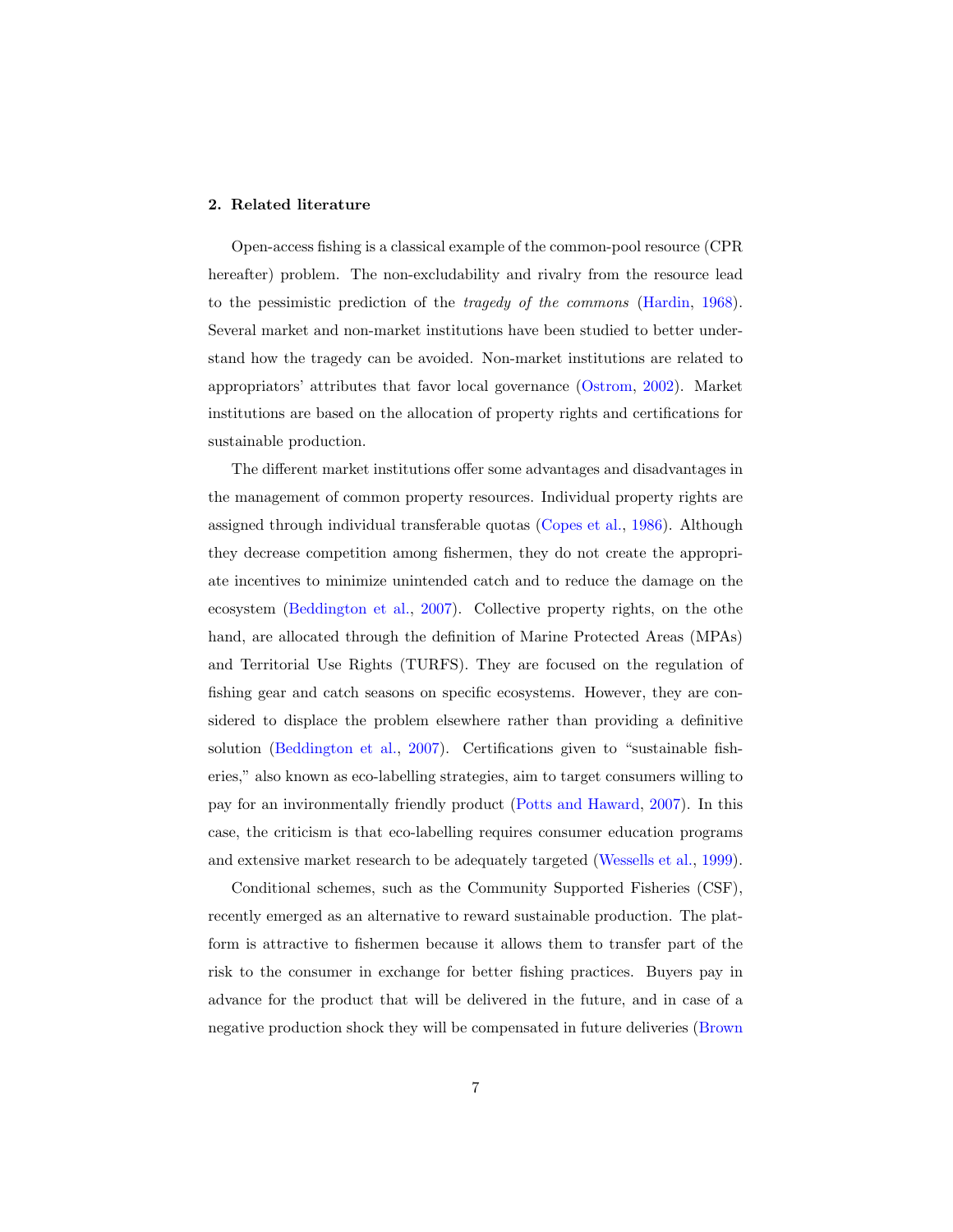## 2. Related literature

Open-access fishing is a classical example of the common-pool resource (CPR hereafter) problem. The non-excludability and rivalry from the resource lead to the pessimistic prediction of the *tragedy of the commons* (Hardin, 1968). Several market and non-market institutions have been studied to better understand how the tragedy can be avoided. Non-market institutions are related to appropriators' attributes that favor local governance (Ostrom, 2002). Market institutions are based on the allocation of property rights and certifications for sustainable production.

The different market institutions offer some advantages and disadvantages in the management of common property resources. Individual property rights are assigned through individual transferable quotas (Copes et al., 1986). Although they decrease competition among fishermen, they do not create the appropriate incentives to minimize unintended catch and to reduce the damage on the ecosystem (Beddington et al., 2007). Collective property rights, on the othe hand, are allocated through the definition of Marine Protected Areas (MPAs) and Territorial Use Rights (TURFS). They are focused on the regulation of fishing gear and catch seasons on specific ecosystems. However, they are considered to displace the problem elsewhere rather than providing a definitive solution (Beddington et al., 2007). Certifications given to "sustainable fisheries," also known as eco-labelling strategies, aim to target consumers willing to pay for an invironmentally friendly product (Potts and Haward, 2007). In this case, the criticism is that eco-labelling requires consumer education programs and extensive market research to be adequately targeted (Wessells et al., 1999).

Conditional schemes, such as the Community Supported Fisheries (CSF), recently emerged as an alternative to reward sustainable production. The platform is attractive to fishermen because it allows them to transfer part of the risk to the consumer in exchange for better fishing practices. Buyers pay in advance for the product that will be delivered in the future, and in case of a negative production shock they will be compensated in future deliveries (Brown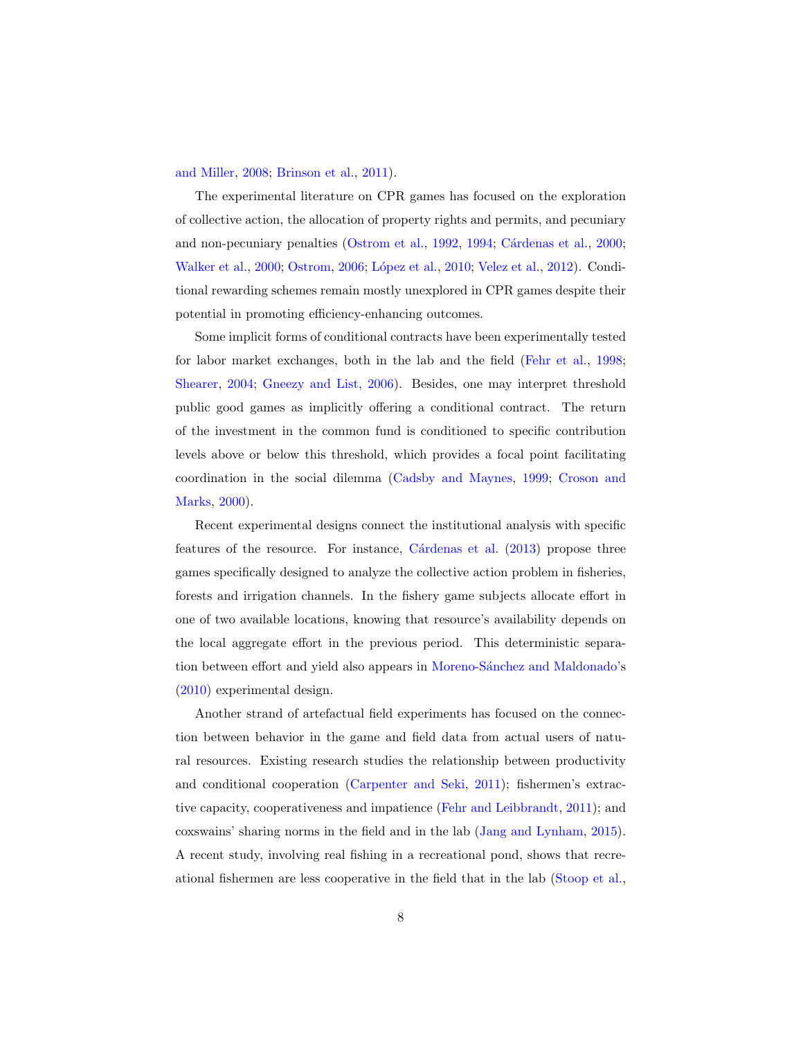and Miller, 2008; Brinson et al., 2011).

The experimental literature on CPR games has focused on the exploration of collective action, the allocation of property rights and permits, and pecuniary and non-pecuniary penalties (Ostrom et al., 1992, 1994; Cárdenas et al., 2000; Walker et al., 2000; Ostrom, 2006; López et al., 2010; Velez et al., 2012). Conditional rewarding schemes remain mostly unexplored in CPR games despite their potential in promoting efficiency-enhancing outcomes.

Some implicit forms of conditional contracts have been experimentally tested for labor market exchanges, both in the lab and the field (Fehr et al., 1998; Shearer, 2004; Gneezy and List, 2006). Besides, one may interpret threshold public good games as implicitly offering a conditional contract. The return of the investment in the common fund is conditioned to specific contribution levels above or below this threshold, which provides a focal point facilitating coordination in the social dilemma (Cadsby and Maynes, 1999; Croson and Marks, 2000).

Recent experimental designs connect the institutional analysis with specific features of the resource. For instance, Cárdenas et al. (2013) propose three games specifically designed to analyze the collective action problem in fisheries, forests and irrigation channels. In the fishery game subjects allocate effort in one of two available locations, knowing that resource's availability depends on the local aggregate effort in the previous period. This deterministic separation between effort and yield also appears in Moreno-Sánchez and Maldonado's (2010) experimental design.

Another strand of artefactual field experiments has focused on the connection between behavior in the game and field data from actual users of natural resources. Existing research studies the relationship between productivity and conditional cooperation (Carpenter and Seki, 2011); fishermen's extractive capacity, cooperativeness and impatience (Fehr and Leibbrandt, 2011); and coxswains' sharing norms in the field and in the lab (Jang and Lynham, 2015). A recent study, involving real fishing in a recreational pond, shows that recreational fishermen are less cooperative in the field that in the lab (Stoop et al.,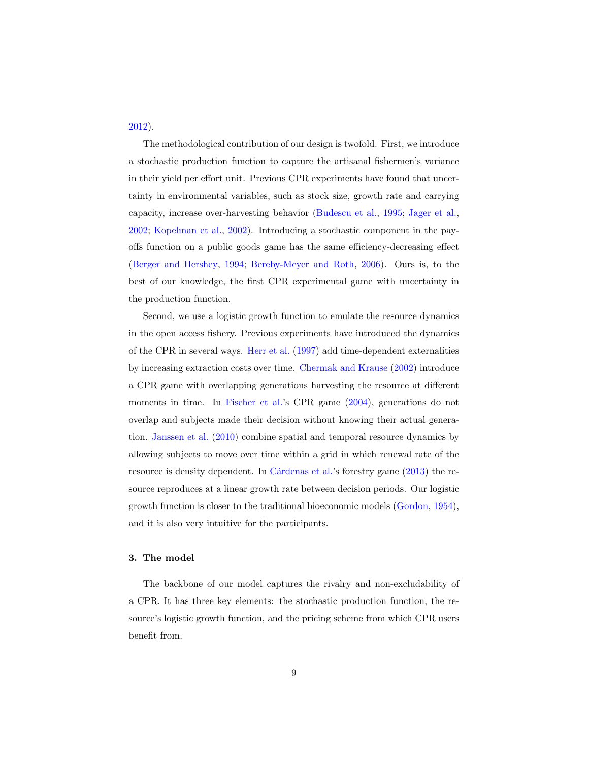2012).

The methodological contribution of our design is twofold. First, we introduce a stochastic production function to capture the artisanal fishermen's variance in their yield per effort unit. Previous CPR experiments have found that uncertainty in environmental variables, such as stock size, growth rate and carrying capacity, increase over-harvesting behavior (Budescu et al., 1995; Jager et al., 2002; Kopelman et al., 2002). Introducing a stochastic component in the payoffs function on a public goods game has the same efficiency-decreasing effect (Berger and Hershey, 1994; Bereby-Meyer and Roth, 2006). Ours is, to the best of our knowledge, the first CPR experimental game with uncertainty in the production function.

Second, we use a logistic growth function to emulate the resource dynamics in the open access fishery. Previous experiments have introduced the dynamics of the CPR in several ways. Herr et al. (1997) add time-dependent externalities by increasing extraction costs over time. Chermak and Krause (2002) introduce a CPR game with overlapping generations harvesting the resource at different moments in time. In Fischer et al.'s CPR game (2004), generations do not overlap and subjects made their decision without knowing their actual generation. Janssen et al. (2010) combine spatial and temporal resource dynamics by allowing subjects to move over time within a grid in which renewal rate of the resource is density dependent. In Cárdenas et al.'s forestry game (2013) the resource reproduces at a linear growth rate between decision periods. Our logistic growth function is closer to the traditional bioeconomic models (Gordon, 1954), and it is also very intuitive for the participants.

## 3. The model

The backbone of our model captures the rivalry and non-excludability of a CPR. It has three key elements: the stochastic production function, the resource's logistic growth function, and the pricing scheme from which CPR users benefit from.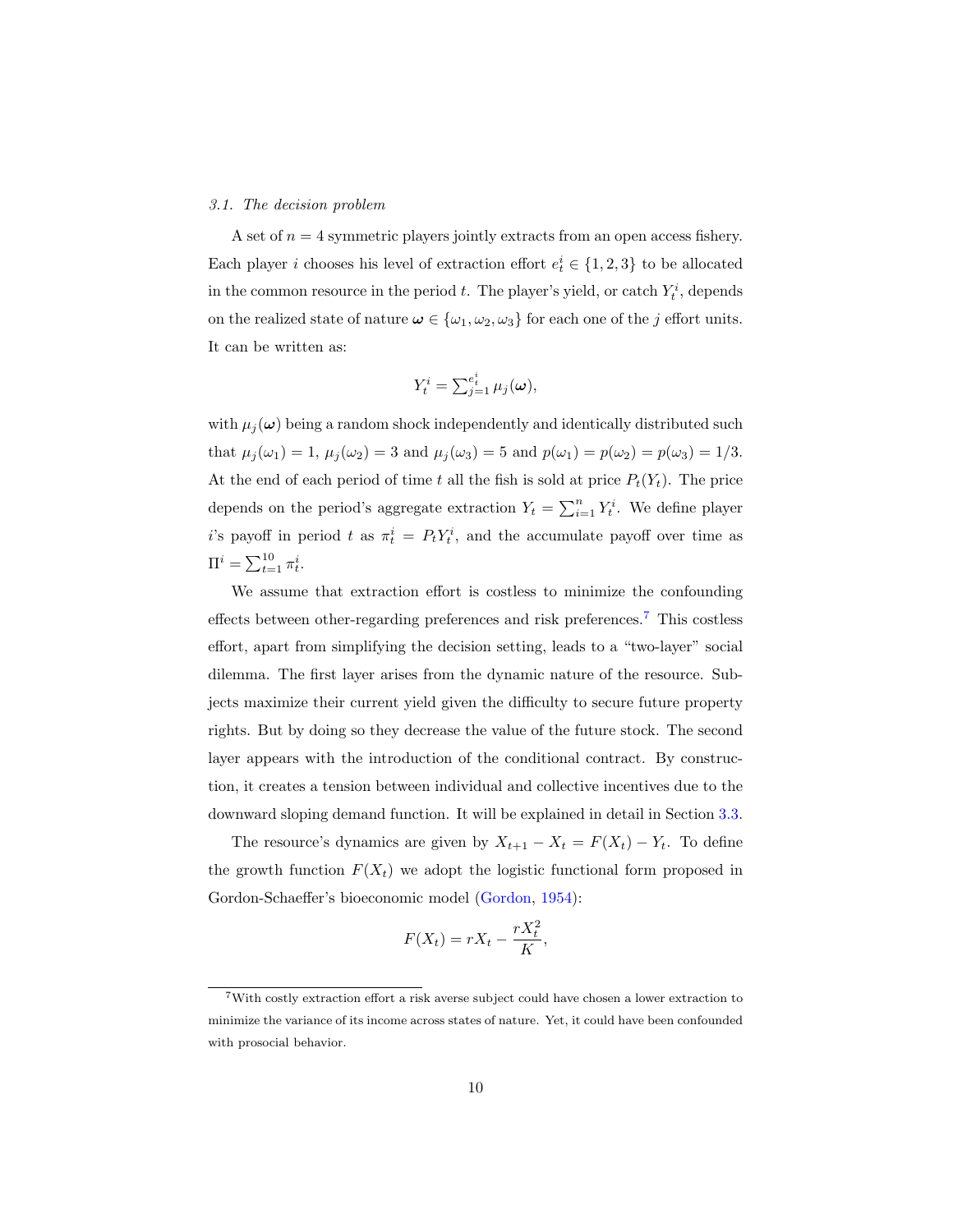### 3.1. The decision problem

A set of $n = 4$ symmetric players jointly extracts from an open access fishery. Each player $i$ chooses his level of extraction effort $e_t^i \in \{1, 2, 3\}$ to be allocated in the common resource in the period $t$. The player's yield, or catch $Y_t^i$, depends on the realized state of nature $\boldsymbol{\omega} \in \{\omega_1, \omega_2, \omega_3\}$ for each one of the $j$ effort units. It can be written as:

$$Y_t^i = \textstyle\sum_{j=1}^{e_t^i} \mu_j(\boldsymbol{\omega}),$$

with $\mu_j(\boldsymbol{\omega})$ being a random shock independently and identically distributed such that $\mu_j(\omega_1) = 1$, $\mu_j(\omega_2) = 3$ and $\mu_j(\omega_3) = 5$ and $p(\omega_1) = p(\omega_2) = p(\omega_3) = 1/3$. At the end of each period of time $t$ all the fish is sold at price $P_t(Y_t)$. The price depends on the period's aggregate extraction $Y_t = \sum_{i=1}^{n} Y_t^i$. We define player $i$'s payoff in period $t$ as $\pi_t^i = P_t Y_t^i$, and the accumulate payoff over time as $\Pi^i = \sum_{t=1}^{10} \pi_t^i$.

We assume that extraction effort is costless to minimize the confounding effects between other-regarding preferences and risk preferences.[7] This costless effort, apart from simplifying the decision setting, leads to a "two-layer" social dilemma. The first layer arises from the dynamic nature of the resource. Subjects maximize their current yield given the difficulty to secure future property rights. But by doing so they decrease the value of the future stock. The second layer appears with the introduction of the conditional contract. By construction, it creates a tension between individual and collective incentives due to the downward sloping demand function. It will be explained in detail in Section 3.3.

The resource's dynamics are given by $X_{t+1} - X_t = F(X_t) - Y_t$. To define the growth function $F(X_t)$ we adopt the logistic functional form proposed in Gordon-Schaeffer's bioeconomic model (Gordon, 1954):

$$F(X_t) = rX_t - \frac{rX_t^2}{K},$$

[7] With costly extraction effort a risk averse subject could have chosen a lower extraction to minimize the variance of its income across states of nature. Yet, it could have been confounded with prosocial behavior.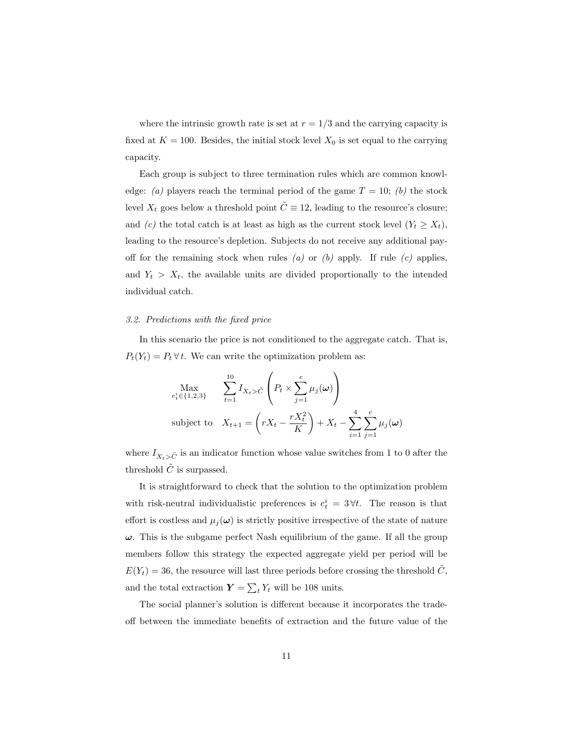where the intrinsic growth rate is set at $r = 1/3$ and the carrying capacity is fixed at $K = 100$. Besides, the initial stock level $X_0$ is set equal to the carrying capacity.

Each group is subject to three termination rules which are common knowledge: *(a)* players reach the terminal period of the game $T = 10$; *(b)* the stock level $X_t$ goes below a threshold point $\tilde{C} \equiv 12$, leading to the resource's closure; and *(c)* the total catch is at least as high as the current stock level ($Y_t \geq X_t$), leading to the resource's depletion. Subjects do not receive any additional payoff for the remaining stock when rules *(a)* or *(b)* apply. If rule *(c)* applies, and $Y_t > X_t$, the available units are divided proportionally to the intended individual catch.

### *3.2. Predictions with the fixed price*

In this scenario the price is not conditioned to the aggregate catch. That is, $P_t(Y_t) = P_t \, \forall \, t$. We can write the optimization problem as:

$$
\begin{aligned}
\underset{e_t^i \in \{1,2,3\}}{\text{Max}} \quad & \sum_{t=1}^{10} I_{X_t > \tilde{C}} \left( P_t \times \sum_{j=1}^{e} \mu_j(\boldsymbol{\omega}) \right) \\
\text{subject to} \quad & X_{t+1} = \left( rX_t - \frac{rX_t^2}{K} \right) + X_t - \sum_{i=1}^{4} \sum_{j=1}^{e} \mu_j(\boldsymbol{\omega})
\end{aligned}
$$

where $I_{X_t > \tilde{C}}$ is an indicator function whose value switches from 1 to 0 after the threshold $\tilde{C}$ is surpassed.

It is straightforward to check that the solution to the optimization problem with risk-neutral individualistic preferences is $e_t^i = 3 \, \forall t$. The reason is that effort is costless and $\mu_j(\boldsymbol{\omega})$ is strictly positive irrespective of the state of nature $\boldsymbol{\omega}$. This is the subgame perfect Nash equilibrium of the game. If all the group members follow this strategy the expected aggregate yield per period will be $E(Y_t) = 36$, the resource will last three periods before crossing the threshold $\tilde{C}$, and the total extraction $\boldsymbol{Y} = \sum_t Y_t$ will be 108 units.

The social planner's solution is different because it incorporates the trade-off between the immediate benefits of extraction and the future value of the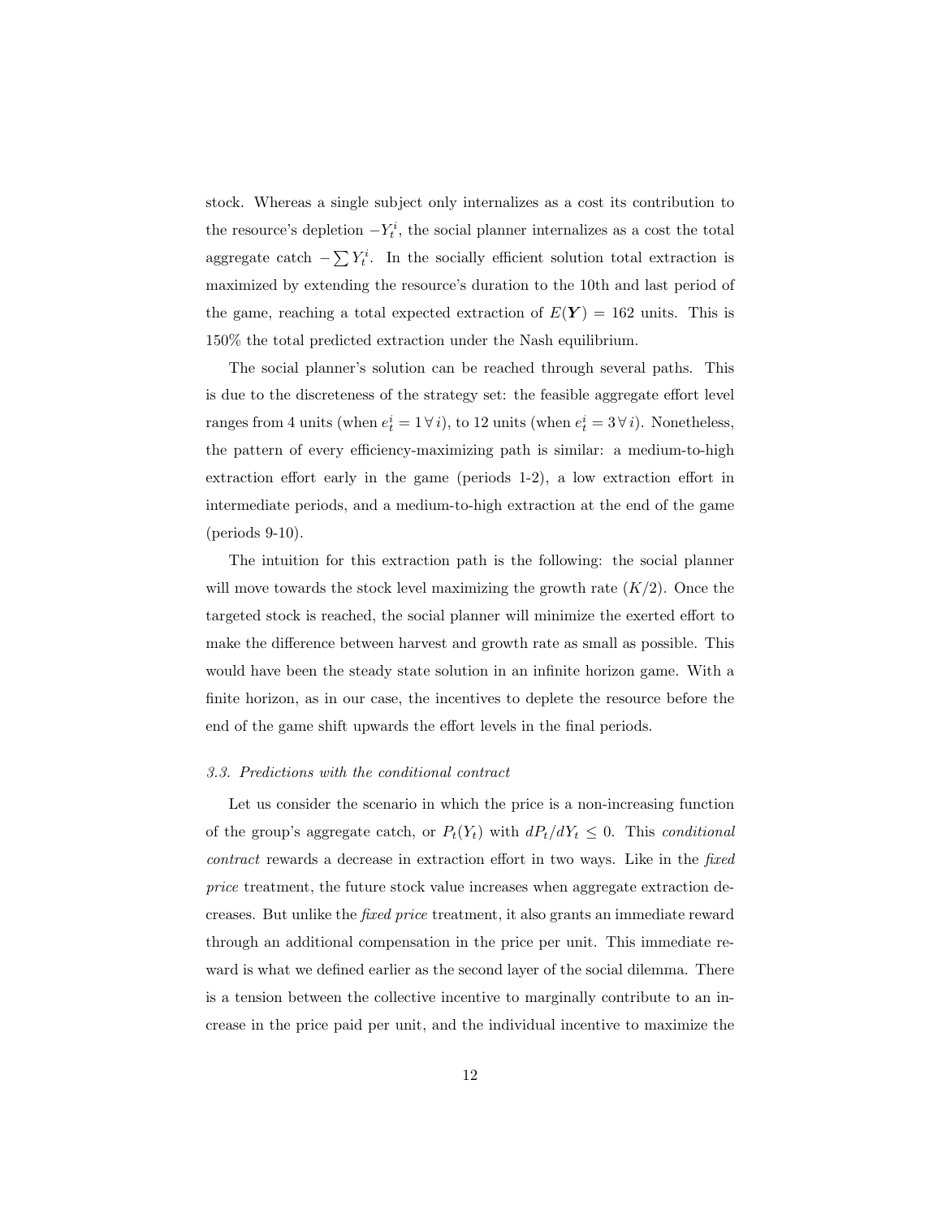stock. Whereas a single subject only internalizes as a cost its contribution to the resource's depletion $-Y_t^i$, the social planner internalizes as a cost the total aggregate catch $-\sum Y_t^i$. In the socially efficient solution total extraction is maximized by extending the resource's duration to the 10th and last period of the game, reaching a total expected extraction of $E(\boldsymbol{Y}) = 162$ units. This is 150% the total predicted extraction under the Nash equilibrium.

The social planner's solution can be reached through several paths. This is due to the discreteness of the strategy set: the feasible aggregate effort level ranges from 4 units (when $e_t^i = 1 \, \forall \, i$), to 12 units (when $e_t^i = 3 \, \forall \, i$). Nonetheless, the pattern of every efficiency-maximizing path is similar: a medium-to-high extraction effort early in the game (periods 1-2), a low extraction effort in intermediate periods, and a medium-to-high extraction at the end of the game (periods 9-10).

The intuition for this extraction path is the following: the social planner will move towards the stock level maximizing the growth rate ($K/2$). Once the targeted stock is reached, the social planner will minimize the exerted effort to make the difference between harvest and growth rate as small as possible. This would have been the steady state solution in an infinite horizon game. With a finite horizon, as in our case, the incentives to deplete the resource before the end of the game shift upwards the effort levels in the final periods.

### *3.3. Predictions with the conditional contract*

Let us consider the scenario in which the price is a non-increasing function of the group's aggregate catch, or $P_t(Y_t)$ with $dP_t/dY_t \leq 0$. This *conditional contract* rewards a decrease in extraction effort in two ways. Like in the *fixed price* treatment, the future stock value increases when aggregate extraction decreases. But unlike the *fixed price* treatment, it also grants an immediate reward through an additional compensation in the price per unit. This immediate reward is what we defined earlier as the second layer of the social dilemma. There is a tension between the collective incentive to marginally contribute to an increase in the price paid per unit, and the individual incentive to maximize the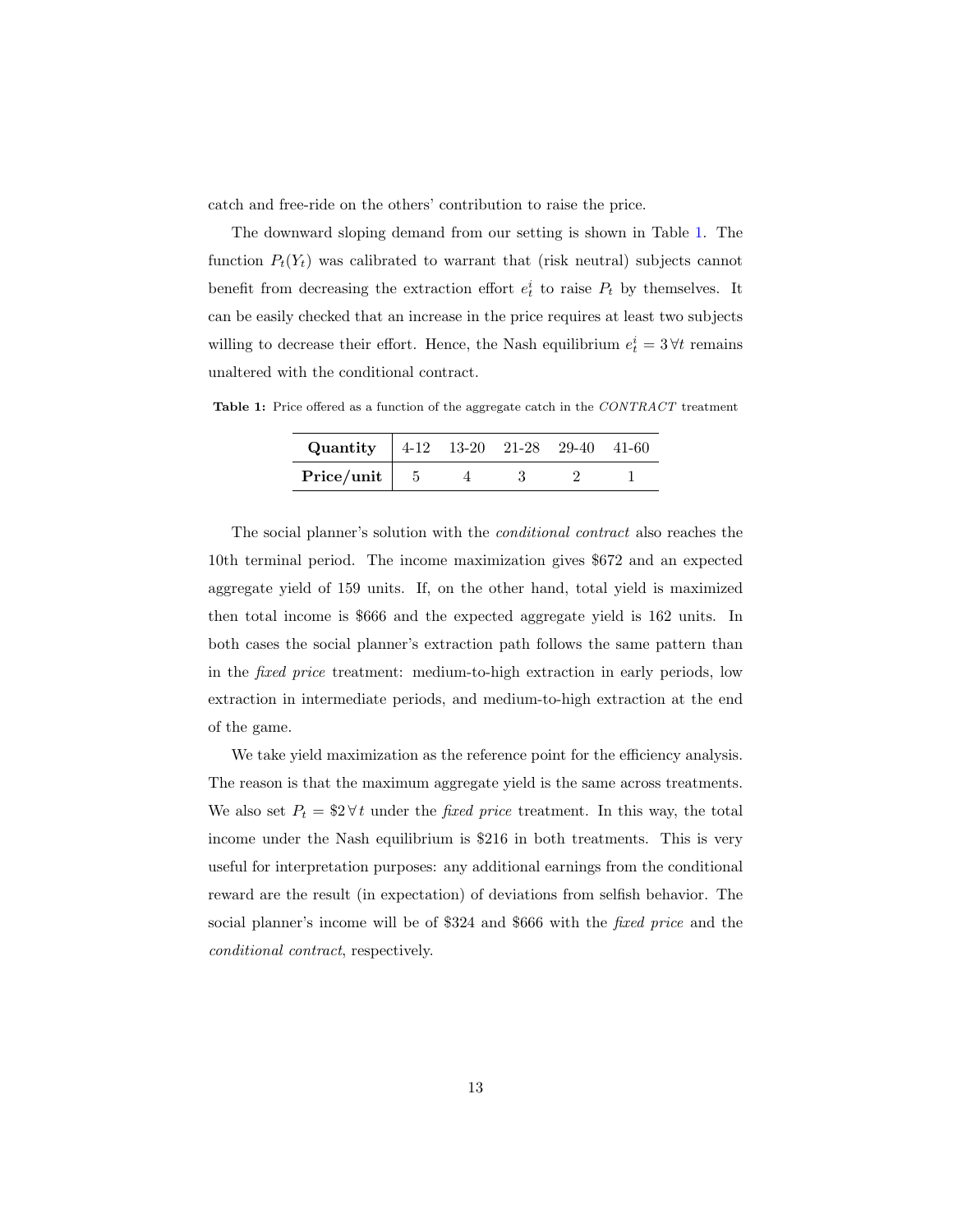catch and free-ride on the others' contribution to raise the price.

The downward sloping demand from our setting is shown in Table 1. The function $P_t(Y_t)$ was calibrated to warrant that (risk neutral) subjects cannot benefit from decreasing the extraction effort $e_t^i$ to raise $P_t$ by themselves. It can be easily checked that an increase in the price requires at least two subjects willing to decrease their effort. Hence, the Nash equilibrium $e_t^i = 3 \, \forall t$ remains unaltered with the conditional contract.

**Table 1:** Price offered as a function of the aggregate catch in the *CONTRACT* treatment

| **Quantity** | 4-12 | 13-20 | 21-28 | 29-40 | 41-60 |
|---|---|---|---|---|---|
| **Price/unit** | 5 | 4 | 3 | 2 | 1 |

The social planner's solution with the *conditional contract* also reaches the 10th terminal period. The income maximization gives \$672 and an expected aggregate yield of 159 units. If, on the other hand, total yield is maximized then total income is \$666 and the expected aggregate yield is 162 units. In both cases the social planner's extraction path follows the same pattern than in the *fixed price* treatment: medium-to-high extraction in early periods, low extraction in intermediate periods, and medium-to-high extraction at the end of the game.

We take yield maximization as the reference point for the efficiency analysis. The reason is that the maximum aggregate yield is the same across treatments. We also set $P_t = \$2 \, \forall t$ under the *fixed price* treatment. In this way, the total income under the Nash equilibrium is \$216 in both treatments. This is very useful for interpretation purposes: any additional earnings from the conditional reward are the result (in expectation) of deviations from selfish behavior. The social planner's income will be of \$324 and \$666 with the *fixed price* and the *conditional contract*, respectively.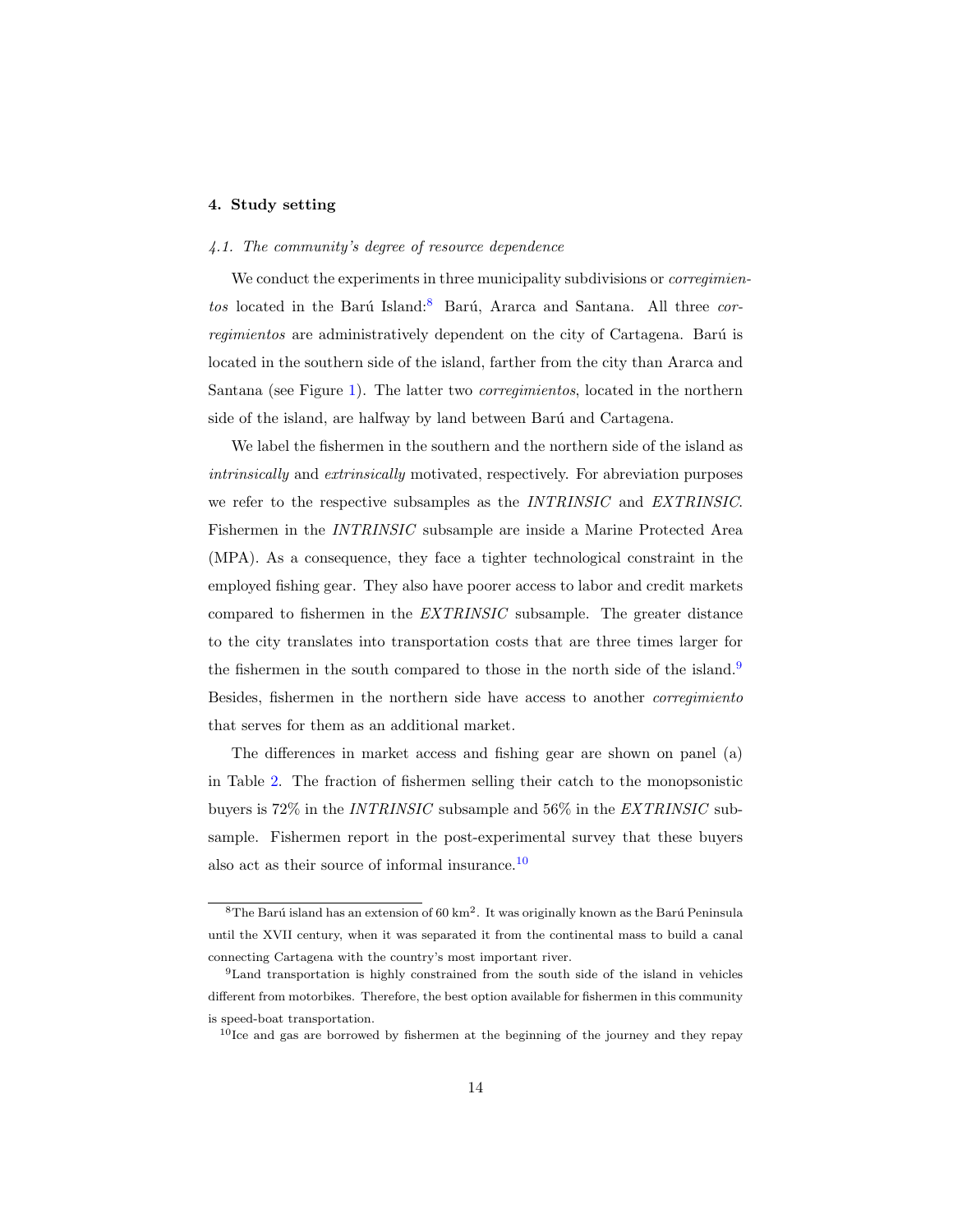## 4. Study setting

### *4.1. The community's degree of resource dependence*

We conduct the experiments in three municipality subdivisions or *corregimientos* located in the Barú Island:[8] Barú, Ararca and Santana. All three *corregimientos* are administratively dependent on the city of Cartagena. Barú is located in the southern side of the island, farther from the city than Ararca and Santana (see Figure 1). The latter two *corregimientos*, located in the northern side of the island, are halfway by land between Barú and Cartagena.

We label the fishermen in the southern and the northern side of the island as *intrinsically* and *extrinsically* motivated, respectively. For abreviation purposes we refer to the respective subsamples as the *INTRINSIC* and *EXTRINSIC*. Fishermen in the *INTRINSIC* subsample are inside a Marine Protected Area (MPA). As a consequence, they face a tighter technological constraint in the employed fishing gear. They also have poorer access to labor and credit markets compared to fishermen in the *EXTRINSIC* subsample. The greater distance to the city translates into transportation costs that are three times larger for the fishermen in the south compared to those in the north side of the island.[9] Besides, fishermen in the northern side have access to another *corregimiento* that serves for them as an additional market.

The differences in market access and fishing gear are shown on panel (a) in Table 2. The fraction of fishermen selling their catch to the monopsonistic buyers is 72% in the *INTRINSIC* subsample and 56% in the *EXTRINSIC* subsample. Fishermen report in the post-experimental survey that these buyers also act as their source of informal insurance.[10]

[8] The Barú island has an extension of 60 km$^2$. It was originally known as the Barú Peninsula until the XVII century, when it was separated it from the continental mass to build a canal connecting Cartagena with the country's most important river.

[9] Land transportation is highly constrained from the south side of the island in vehicles different from motorbikes. Therefore, the best option available for fishermen in this community is speed-boat transportation.

[10] Ice and gas are borrowed by fishermen at the beginning of the journey and they repay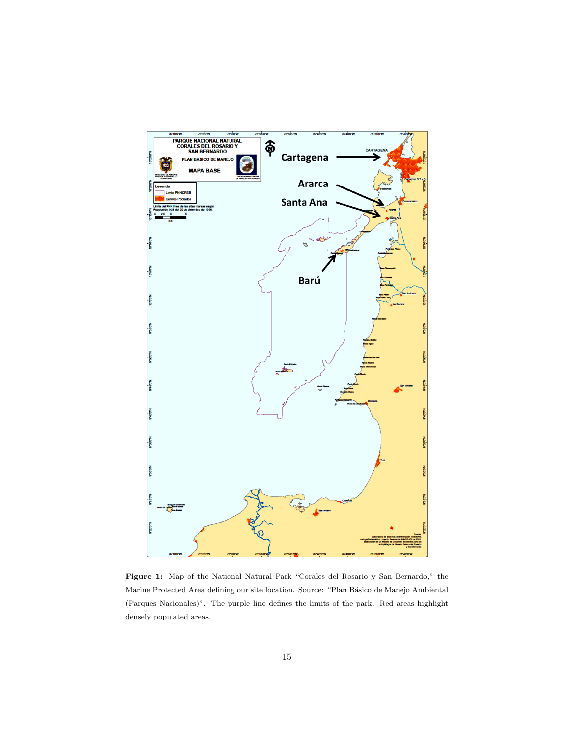**Figure 1:** Map of the National Natural Park "Corales del Rosario y San Bernardo," the Marine Protected Area defining our site location. Source: "Plan Básico de Manejo Ambiental (Parques Nacionales)". The purple line defines the limits of the park. Red areas highlight densely populated areas.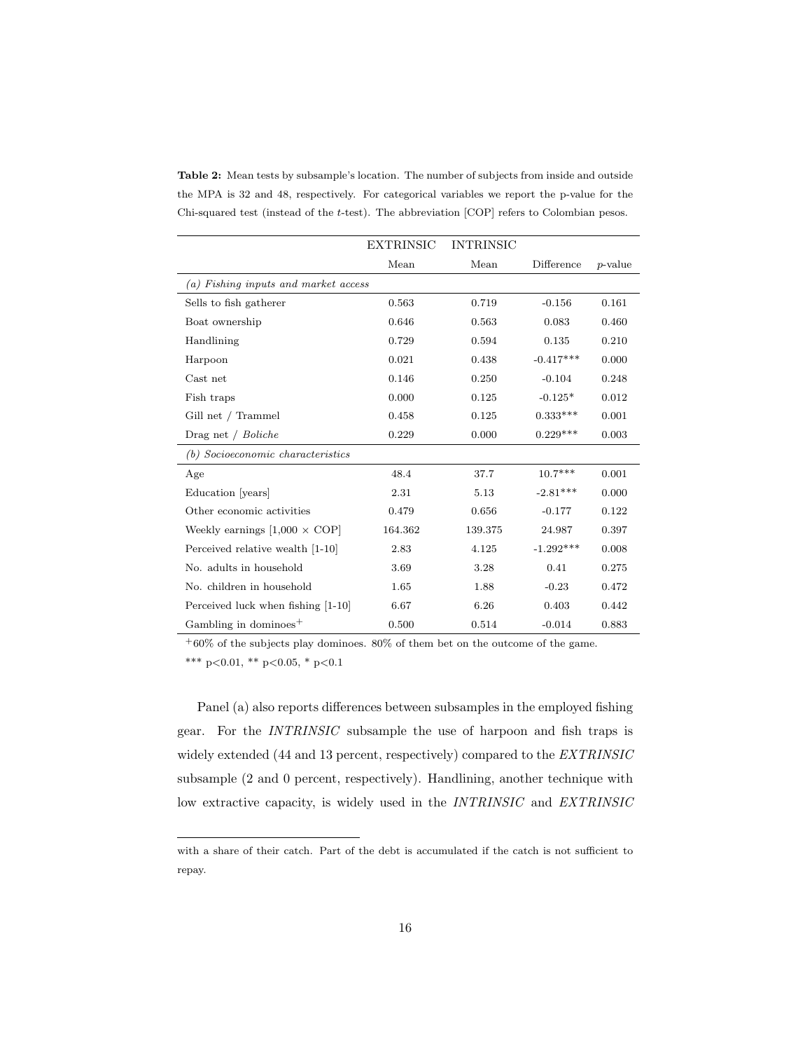**Table 2:** Mean tests by subsample's location. The number of subjects from inside and outside the MPA is 32 and 48, respectively. For categorical variables we report the p-value for the Chi-squared test (instead of the *t*-test). The abbreviation [COP] refers to Colombian pesos.

| | EXTRINSIC | INTRINSIC | | |
|---|---|---|---|---|
| | Mean | Mean | Difference | *p*-value |
| *(a) Fishing inputs and market access* | | | | |
| Sells to fish gatherer | 0.563 | 0.719 | -0.156 | 0.161 |
| Boat ownership | 0.646 | 0.563 | 0.083 | 0.460 |
| Handlining | 0.729 | 0.594 | 0.135 | 0.210 |
| Harpoon | 0.021 | 0.438 | -0.417*** | 0.000 |
| Cast net | 0.146 | 0.250 | -0.104 | 0.248 |
| Fish traps | 0.000 | 0.125 | -0.125* | 0.012 |
| Gill net / Trammel | 0.458 | 0.125 | 0.333*** | 0.001 |
| Drag net / *Boliche* | 0.229 | 0.000 | 0.229*** | 0.003 |
| *(b) Socioeconomic characteristics* | | | | |
| Age | 48.4 | 37.7 | 10.7*** | 0.001 |
| Education [years] | 2.31 | 5.13 | -2.81*** | 0.000 |
| Other economic activities | 0.479 | 0.656 | -0.177 | 0.122 |
| Weekly earnings [1,000 × COP] | 164.362 | 139.375 | 24.987 | 0.397 |
| Perceived relative wealth [1-10] | 2.83 | 4.125 | -1.292*** | 0.008 |
| No. adults in household | 3.69 | 3.28 | 0.41 | 0.275 |
| No. children in household | 1.65 | 1.88 | -0.23 | 0.472 |
| Perceived luck when fishing [1-10] | 6.67 | 6.26 | 0.403 | 0.442 |
| Gambling in dominoes+ | 0.500 | 0.514 | -0.014 | 0.883 |

+60% of the subjects play dominoes. 80% of them bet on the outcome of the game.

*** p<0.01, ** p<0.05, * p<0.1

Panel (a) also reports differences between subsamples in the employed fishing gear. For the *INTRINSIC* subsample the use of harpoon and fish traps is widely extended (44 and 13 percent, respectively) compared to the *EXTRINSIC* subsample (2 and 0 percent, respectively). Handlining, another technique with low extractive capacity, is widely used in the *INTRINSIC* and *EXTRINSIC*

with a share of their catch. Part of the debt is accumulated if the catch is not sufficient to repay.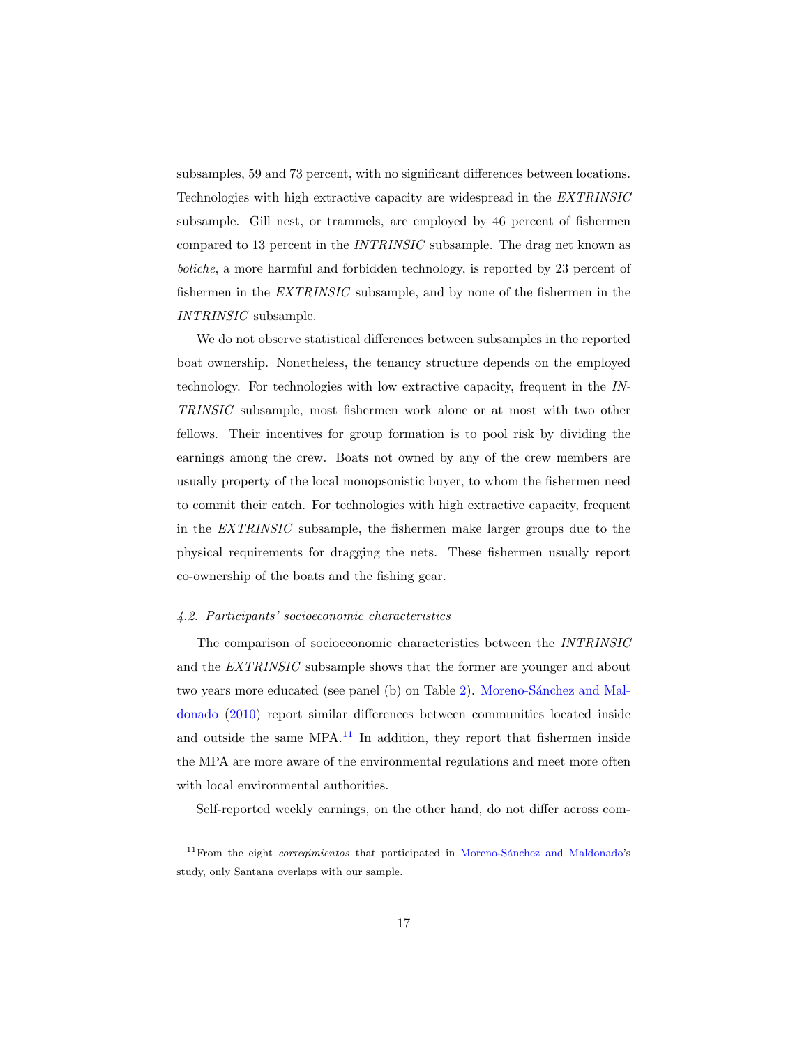subsamples, 59 and 73 percent, with no significant differences between locations. Technologies with high extractive capacity are widespread in the *EXTRINSIC* subsample. Gill nest, or trammels, are employed by 46 percent of fishermen compared to 13 percent in the *INTRINSIC* subsample. The drag net known as *boliche*, a more harmful and forbidden technology, is reported by 23 percent of fishermen in the *EXTRINSIC* subsample, and by none of the fishermen in the *INTRINSIC* subsample.

We do not observe statistical differences between subsamples in the reported boat ownership. Nonetheless, the tenancy structure depends on the employed technology. For technologies with low extractive capacity, frequent in the *INTRINSIC* subsample, most fishermen work alone or at most with two other fellows. Their incentives for group formation is to pool risk by dividing the earnings among the crew. Boats not owned by any of the crew members are usually property of the local monopsonistic buyer, to whom the fishermen need to commit their catch. For technologies with high extractive capacity, frequent in the *EXTRINSIC* subsample, the fishermen make larger groups due to the physical requirements for dragging the nets. These fishermen usually report co-ownership of the boats and the fishing gear.

#### *4.2. Participants' socioeconomic characteristics*

The comparison of socioeconomic characteristics between the *INTRINSIC* and the *EXTRINSIC* subsample shows that the former are younger and about two years more educated (see panel (b) on Table 2). Moreno-Sánchez and Maldonado (2010) report similar differences between communities located inside and outside the same MPA.[11] In addition, they report that fishermen inside the MPA are more aware of the environmental regulations and meet more often with local environmental authorities.

Self-reported weekly earnings, on the other hand, do not differ across com-

[11] From the eight *corregimientos* that participated in Moreno-Sánchez and Maldonado's study, only Santana overlaps with our sample.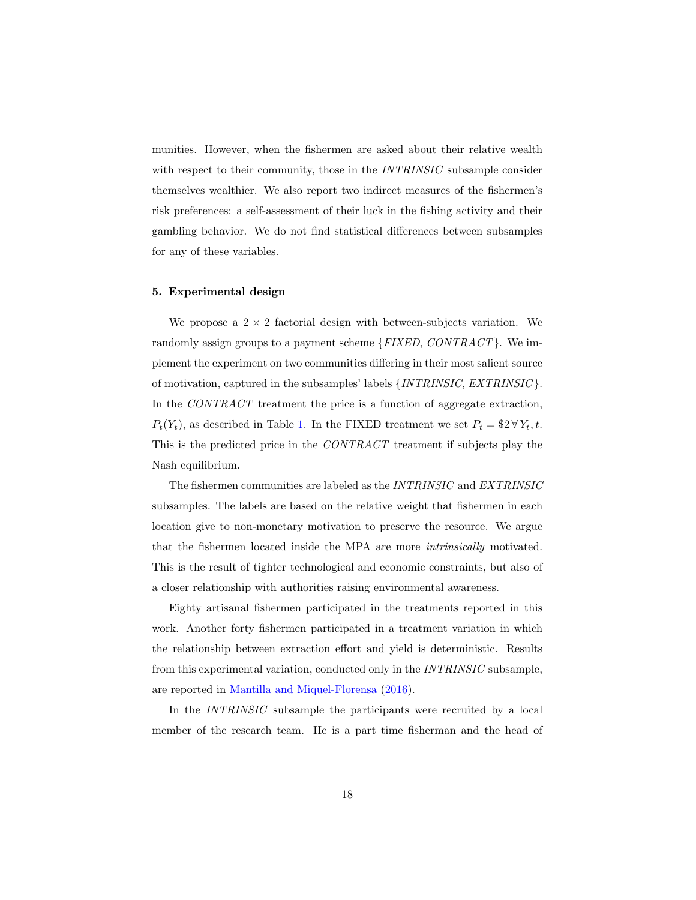munities. However, when the fishermen are asked about their relative wealth with respect to their community, those in the *INTRINSIC* subsample consider themselves wealthier. We also report two indirect measures of the fishermen's risk preferences: a self-assessment of their luck in the fishing activity and their gambling behavior. We do not find statistical differences between subsamples for any of these variables.

### 5. Experimental design

We propose a $2 \times 2$ factorial design with between-subjects variation. We randomly assign groups to a payment scheme {*FIXED*, *CONTRACT*}. We implement the experiment on two communities differing in their most salient source of motivation, captured in the subsamples' labels {*INTRINSIC*, *EXTRINSIC*}. In the *CONTRACT* treatment the price is a function of aggregate extraction, $P_t(Y_t)$, as described in Table 1. In the FIXED treatment we set $P_t = \$2 \, \forall \, Y_t, t$. This is the predicted price in the *CONTRACT* treatment if subjects play the Nash equilibrium.

The fishermen communities are labeled as the *INTRINSIC* and *EXTRINSIC* subsamples. The labels are based on the relative weight that fishermen in each location give to non-monetary motivation to preserve the resource. We argue that the fishermen located inside the MPA are more *intrinsically* motivated. This is the result of tighter technological and economic constraints, but also of a closer relationship with authorities raising environmental awareness.

Eighty artisanal fishermen participated in the treatments reported in this work. Another forty fishermen participated in a treatment variation in which the relationship between extraction effort and yield is deterministic. Results from this experimental variation, conducted only in the *INTRINSIC* subsample, are reported in Mantilla and Miquel-Florensa (2016).

In the *INTRINSIC* subsample the participants were recruited by a local member of the research team. He is a part time fisherman and the head of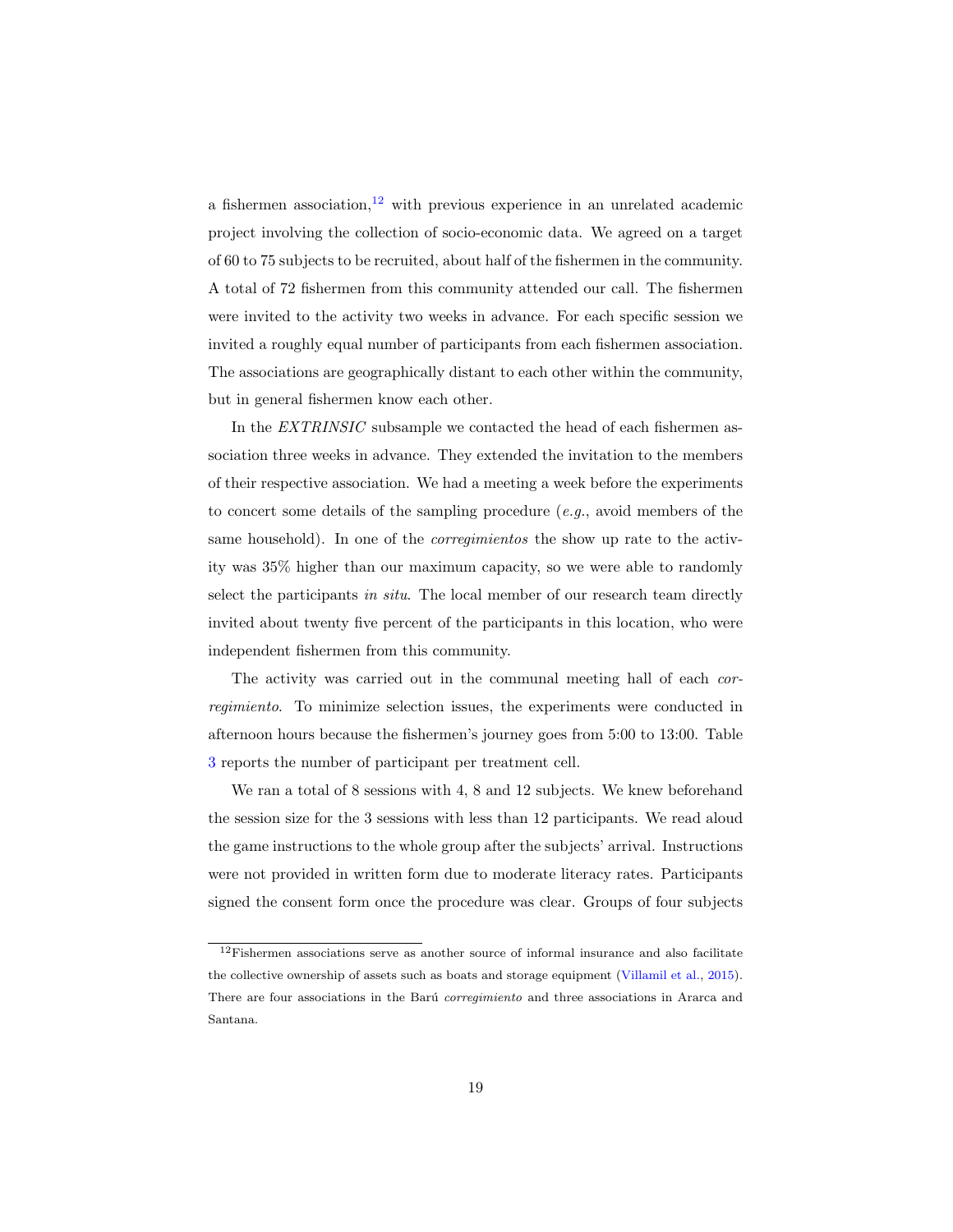a fishermen association,[12] with previous experience in an unrelated academic project involving the collection of socio-economic data. We agreed on a target of 60 to 75 subjects to be recruited, about half of the fishermen in the community. A total of 72 fishermen from this community attended our call. The fishermen were invited to the activity two weeks in advance. For each specific session we invited a roughly equal number of participants from each fishermen association. The associations are geographically distant to each other within the community, but in general fishermen know each other.

In the *EXTRINSIC* subsample we contacted the head of each fishermen association three weeks in advance. They extended the invitation to the members of their respective association. We had a meeting a week before the experiments to concert some details of the sampling procedure (*e.g.*, avoid members of the same household). In one of the *corregimientos* the show up rate to the activity was 35% higher than our maximum capacity, so we were able to randomly select the participants *in situ*. The local member of our research team directly invited about twenty five percent of the participants in this location, who were independent fishermen from this community.

The activity was carried out in the communal meeting hall of each *corregimiento*. To minimize selection issues, the experiments were conducted in afternoon hours because the fishermen's journey goes from 5:00 to 13:00. Table 3 reports the number of participant per treatment cell.

We ran a total of 8 sessions with 4, 8 and 12 subjects. We knew beforehand the session size for the 3 sessions with less than 12 participants. We read aloud the game instructions to the whole group after the subjects' arrival. Instructions were not provided in written form due to moderate literacy rates. Participants signed the consent form once the procedure was clear. Groups of four subjects

[12] Fishermen associations serve as another source of informal insurance and also facilitate the collective ownership of assets such as boats and storage equipment (Villamil et al., 2015). There are four associations in the Barú *corregimiento* and three associations in Ararca and Santana.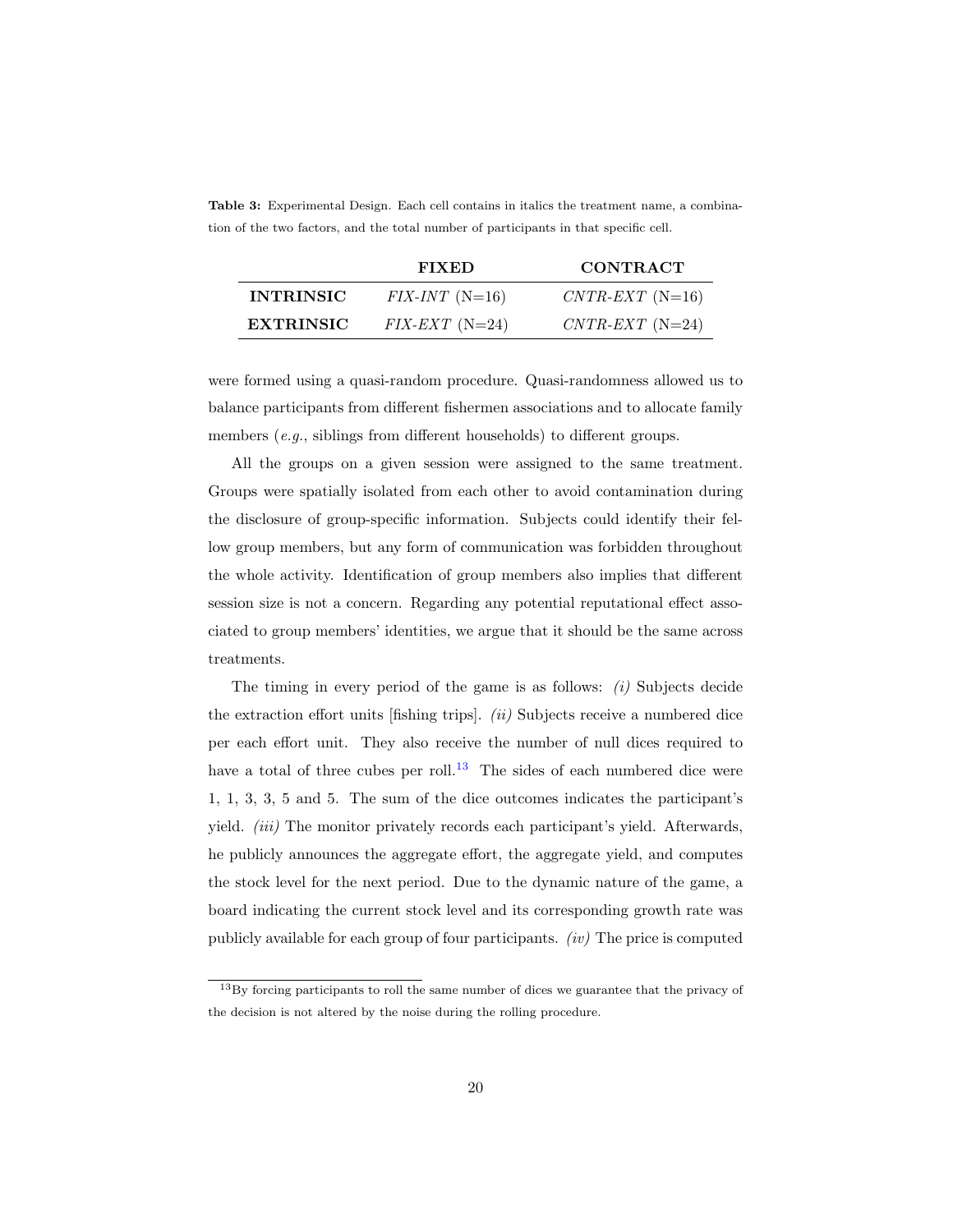**Table 3:** Experimental Design. Each cell contains in italics the treatment name, a combination of the two factors, and the total number of participants in that specific cell.

| | **FIXED** | **CONTRACT** |
|---|---|---|
| **INTRINSIC** | *FIX-INT* (N=16) | *CNTR-EXT* (N=16) |
| **EXTRINSIC** | *FIX-EXT* (N=24) | *CNTR-EXT* (N=24) |

were formed using a quasi-random procedure. Quasi-randomness allowed us to balance participants from different fishermen associations and to allocate family members (*e.g.*, siblings from different households) to different groups.

All the groups on a given session were assigned to the same treatment. Groups were spatially isolated from each other to avoid contamination during the disclosure of group-specific information. Subjects could identify their fellow group members, but any form of communication was forbidden throughout the whole activity. Identification of group members also implies that different session size is not a concern. Regarding any potential reputational effect associated to group members' identities, we argue that it should be the same across treatments.

The timing in every period of the game is as follows: *(i)* Subjects decide the extraction effort units [fishing trips]. *(ii)* Subjects receive a numbered dice per each effort unit. They also receive the number of null dices required to have a total of three cubes per roll.[13] The sides of each numbered dice were 1, 1, 3, 3, 5 and 5. The sum of the dice outcomes indicates the participant's yield. *(iii)* The monitor privately records each participant's yield. Afterwards, he publicly announces the aggregate effort, the aggregate yield, and computes the stock level for the next period. Due to the dynamic nature of the game, a board indicating the current stock level and its corresponding growth rate was publicly available for each group of four participants. *(iv)* The price is computed

[13] By forcing participants to roll the same number of dices we guarantee that the privacy of the decision is not altered by the noise during the rolling procedure.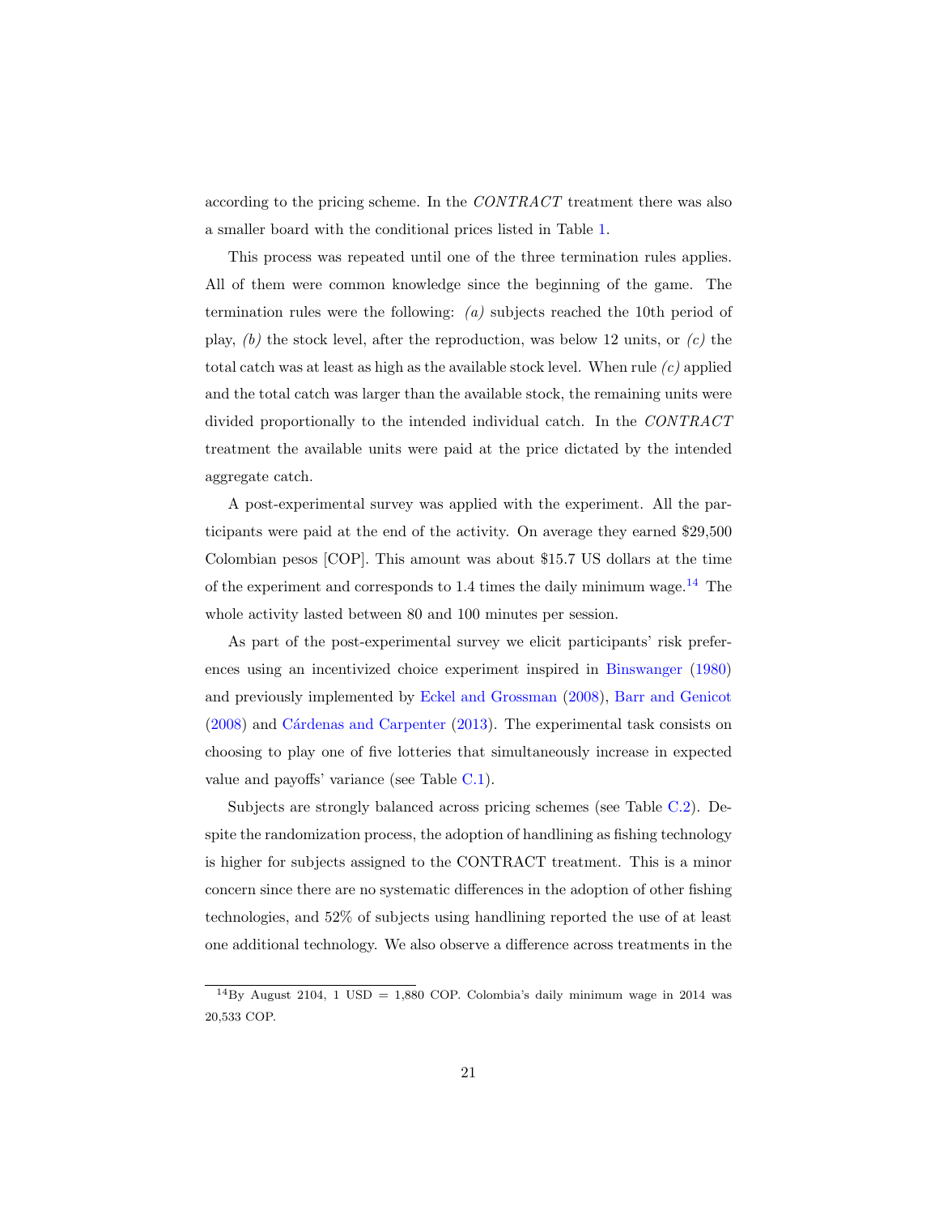according to the pricing scheme. In the *CONTRACT* treatment there was also a smaller board with the conditional prices listed in Table 1.

This process was repeated until one of the three termination rules applies. All of them were common knowledge since the beginning of the game. The termination rules were the following: *(a)* subjects reached the 10th period of play, *(b)* the stock level, after the reproduction, was below 12 units, or *(c)* the total catch was at least as high as the available stock level. When rule *(c)* applied and the total catch was larger than the available stock, the remaining units were divided proportionally to the intended individual catch. In the *CONTRACT* treatment the available units were paid at the price dictated by the intended aggregate catch.

A post-experimental survey was applied with the experiment. All the participants were paid at the end of the activity. On average they earned $29,500 Colombian pesos [COP]. This amount was about $15.7 US dollars at the time of the experiment and corresponds to 1.4 times the daily minimum wage.[14] The whole activity lasted between 80 and 100 minutes per session.

As part of the post-experimental survey we elicit participants' risk preferences using an incentivized choice experiment inspired in Binswanger (1980) and previously implemented by Eckel and Grossman (2008), Barr and Genicot (2008) and Cárdenas and Carpenter (2013). The experimental task consists on choosing to play one of five lotteries that simultaneously increase in expected value and payoffs' variance (see Table C.1).

Subjects are strongly balanced across pricing schemes (see Table C.2). Despite the randomization process, the adoption of handlining as fishing technology is higher for subjects assigned to the CONTRACT treatment. This is a minor concern since there are no systematic differences in the adoption of other fishing technologies, and 52% of subjects using handlining reported the use of at least one additional technology. We also observe a difference across treatments in the

[14] By August 2104, 1 USD = 1,880 COP. Colombia's daily minimum wage in 2014 was 20,533 COP.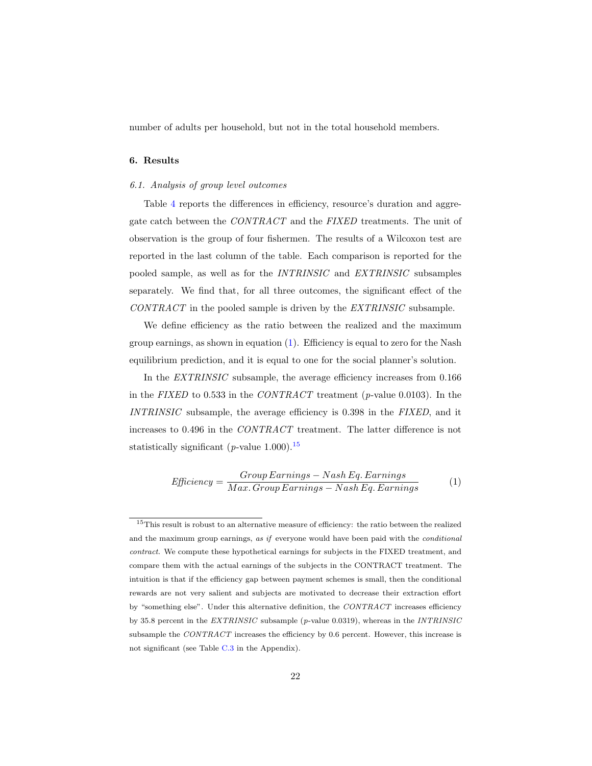number of adults per household, but not in the total household members.

## 6. Results

### 6.1. Analysis of group level outcomes

Table 4 reports the differences in efficiency, resource's duration and aggregate catch between the *CONTRACT* and the *FIXED* treatments. The unit of observation is the group of four fishermen. The results of a Wilcoxon test are reported in the last column of the table. Each comparison is reported for the pooled sample, as well as for the *INTRINSIC* and *EXTRINSIC* subsamples separately. We find that, for all three outcomes, the significant effect of the *CONTRACT* in the pooled sample is driven by the *EXTRINSIC* subsample.

We define efficiency as the ratio between the realized and the maximum group earnings, as shown in equation (1). Efficiency is equal to zero for the Nash equilibrium prediction, and it is equal to one for the social planner's solution.

In the *EXTRINSIC* subsample, the average efficiency increases from 0.166 in the *FIXED* to 0.533 in the *CONTRACT* treatment ($p$-value 0.0103). In the *INTRINSIC* subsample, the average efficiency is 0.398 in the *FIXED*, and it increases to 0.496 in the *CONTRACT* treatment. The latter difference is not statistically significant ($p$-value 1.000).[15]

$$\mathit{Efficiency} = \frac{Group\, Earnings - Nash\, Eq.\, Earnings}{Max.\, Group\, Earnings - Nash\, Eq.\, Earnings} \tag{1}$$

[15] This result is robust to an alternative measure of efficiency: the ratio between the realized and the maximum group earnings, *as if* everyone would have been paid with the *conditional contract*. We compute these hypothetical earnings for subjects in the FIXED treatment, and compare them with the actual earnings of the subjects in the CONTRACT treatment. The intuition is that if the efficiency gap between payment schemes is small, then the conditional rewards are not very salient and subjects are motivated to decrease their extraction effort by "something else". Under this alternative definition, the *CONTRACT* increases efficiency by 35.8 percent in the *EXTRINSIC* subsample ($p$-value 0.0319), whereas in the *INTRINSIC* subsample the *CONTRACT* increases the efficiency by 0.6 percent. However, this increase is not significant (see Table C.3 in the Appendix).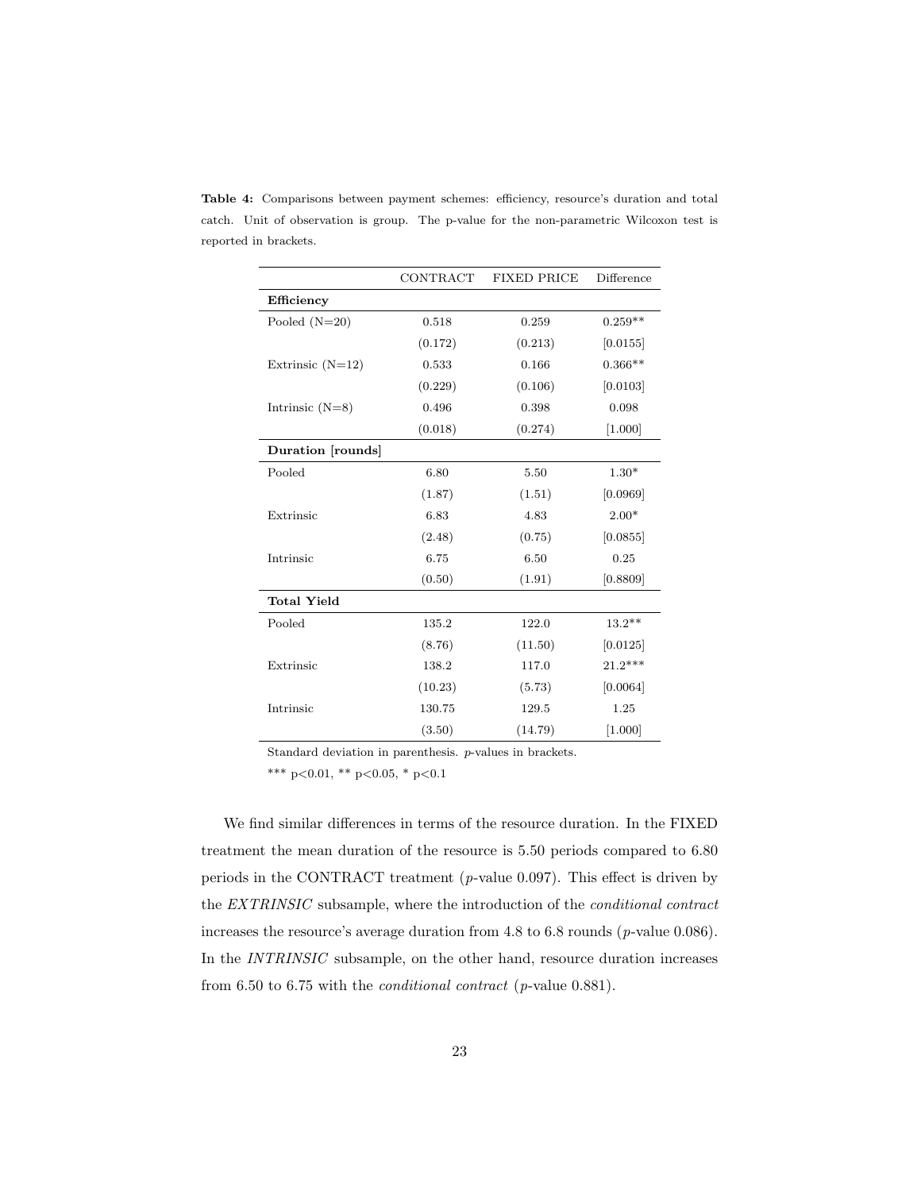**Table 4:** Comparisons between payment schemes: efficiency, resource's duration and total catch. Unit of observation is group. The p-value for the non-parametric Wilcoxon test is reported in brackets.

| | CONTRACT | FIXED PRICE | Difference |
|---|---|---|---|
| **Efficiency** | | | |
| Pooled (N=20) | 0.518 | 0.259 | 0.259** |
| | (0.172) | (0.213) | [0.0155] |
| Extrinsic (N=12) | 0.533 | 0.166 | 0.366** |
| | (0.229) | (0.106) | [0.0103] |
| Intrinsic (N=8) | 0.496 | 0.398 | 0.098 |
| | (0.018) | (0.274) | [1.000] |
| **Duration [rounds]** | | | |
| Pooled | 6.80 | 5.50 | 1.30* |
| | (1.87) | (1.51) | [0.0969] |
| Extrinsic | 6.83 | 4.83 | 2.00* |
| | (2.48) | (0.75) | [0.0855] |
| Intrinsic | 6.75 | 6.50 | 0.25 |
| | (0.50) | (1.91) | [0.8809] |
| **Total Yield** | | | |
| Pooled | 135.2 | 122.0 | 13.2** |
| | (8.76) | (11.50) | [0.0125] |
| Extrinsic | 138.2 | 117.0 | 21.2*** |
| | (10.23) | (5.73) | [0.0064] |
| Intrinsic | 130.75 | 129.5 | 1.25 |
| | (3.50) | (14.79) | [1.000] |

Standard deviation in parenthesis. *p*-values in brackets.

*** $p<0.01$, ** $p<0.05$, * $p<0.1$

We find similar differences in terms of the resource duration. In the FIXED treatment the mean duration of the resource is 5.50 periods compared to 6.80 periods in the CONTRACT treatment ($p$-value 0.097). This effect is driven by the *EXTRINSIC* subsample, where the introduction of the *conditional contract* increases the resource's average duration from 4.8 to 6.8 rounds ($p$-value 0.086). In the *INTRINSIC* subsample, on the other hand, resource duration increases from 6.50 to 6.75 with the *conditional contract* ($p$-value 0.881).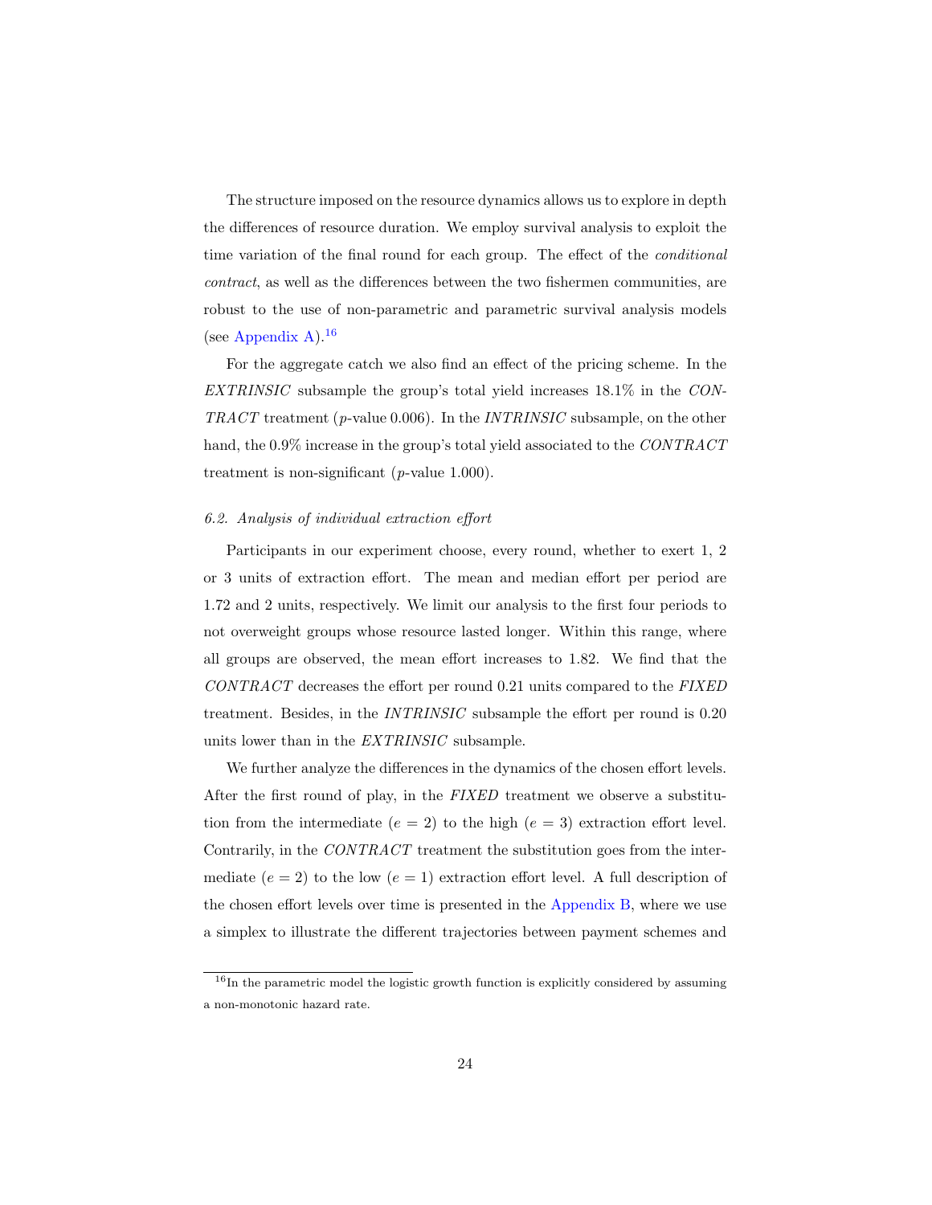The structure imposed on the resource dynamics allows us to explore in depth the differences of resource duration. We employ survival analysis to exploit the time variation of the final round for each group. The effect of the *conditional contract*, as well as the differences between the two fishermen communities, are robust to the use of non-parametric and parametric survival analysis models (see Appendix A).[16]

For the aggregate catch we also find an effect of the pricing scheme. In the *EXTRINSIC* subsample the group's total yield increases 18.1% in the *CONTRACT* treatment ($p$-value 0.006). In the *INTRINSIC* subsample, on the other hand, the 0.9% increase in the group's total yield associated to the *CONTRACT* treatment is non-significant ($p$-value 1.000).

*6.2. Analysis of individual extraction effort*

Participants in our experiment choose, every round, whether to exert 1, 2 or 3 units of extraction effort. The mean and median effort per period are 1.72 and 2 units, respectively. We limit our analysis to the first four periods to not overweight groups whose resource lasted longer. Within this range, where all groups are observed, the mean effort increases to 1.82. We find that the *CONTRACT* decreases the effort per round 0.21 units compared to the *FIXED* treatment. Besides, in the *INTRINSIC* subsample the effort per round is 0.20 units lower than in the *EXTRINSIC* subsample.

We further analyze the differences in the dynamics of the chosen effort levels. After the first round of play, in the *FIXED* treatment we observe a substitution from the intermediate ($e = 2$) to the high ($e = 3$) extraction effort level. Contrarily, in the *CONTRACT* treatment the substitution goes from the intermediate ($e = 2$) to the low ($e = 1$) extraction effort level. A full description of the chosen effort levels over time is presented in the Appendix B, where we use a simplex to illustrate the different trajectories between payment schemes and

[16] In the parametric model the logistic growth function is explicitly considered by assuming a non-monotonic hazard rate.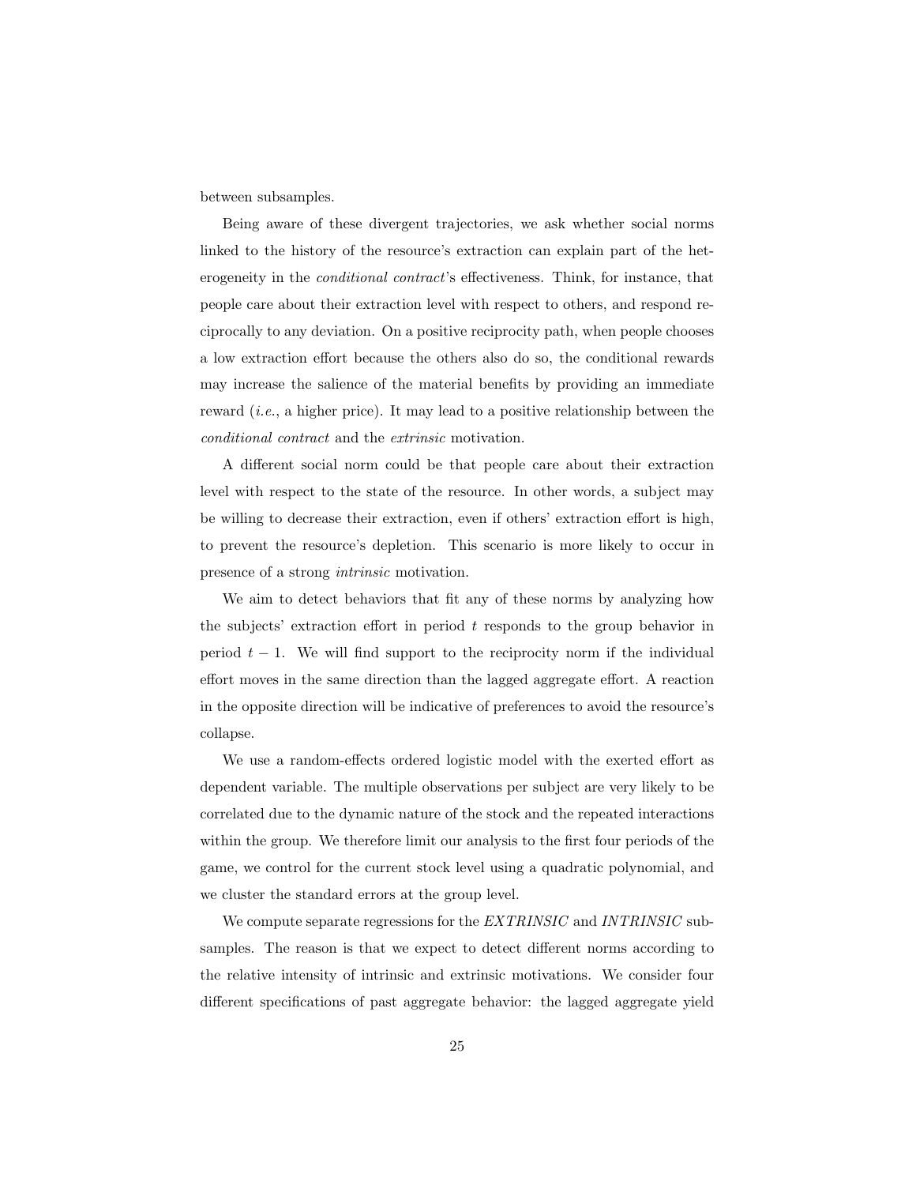between subsamples.

Being aware of these divergent trajectories, we ask whether social norms linked to the history of the resource's extraction can explain part of the heterogeneity in the *conditional contract*'s effectiveness. Think, for instance, that people care about their extraction level with respect to others, and respond reciprocally to any deviation. On a positive reciprocity path, when people chooses a low extraction effort because the others also do so, the conditional rewards may increase the salience of the material benefits by providing an immediate reward (*i.e.*, a higher price). It may lead to a positive relationship between the *conditional contract* and the *extrinsic* motivation.

A different social norm could be that people care about their extraction level with respect to the state of the resource. In other words, a subject may be willing to decrease their extraction, even if others' extraction effort is high, to prevent the resource's depletion. This scenario is more likely to occur in presence of a strong *intrinsic* motivation.

We aim to detect behaviors that fit any of these norms by analyzing how the subjects' extraction effort in period $t$ responds to the group behavior in period $t-1$. We will find support to the reciprocity norm if the individual effort moves in the same direction than the lagged aggregate effort. A reaction in the opposite direction will be indicative of preferences to avoid the resource's collapse.

We use a random-effects ordered logistic model with the exerted effort as dependent variable. The multiple observations per subject are very likely to be correlated due to the dynamic nature of the stock and the repeated interactions within the group. We therefore limit our analysis to the first four periods of the game, we control for the current stock level using a quadratic polynomial, and we cluster the standard errors at the group level.

We compute separate regressions for the *EXTRINSIC* and *INTRINSIC* subsamples. The reason is that we expect to detect different norms according to the relative intensity of intrinsic and extrinsic motivations. We consider four different specifications of past aggregate behavior: the lagged aggregate yield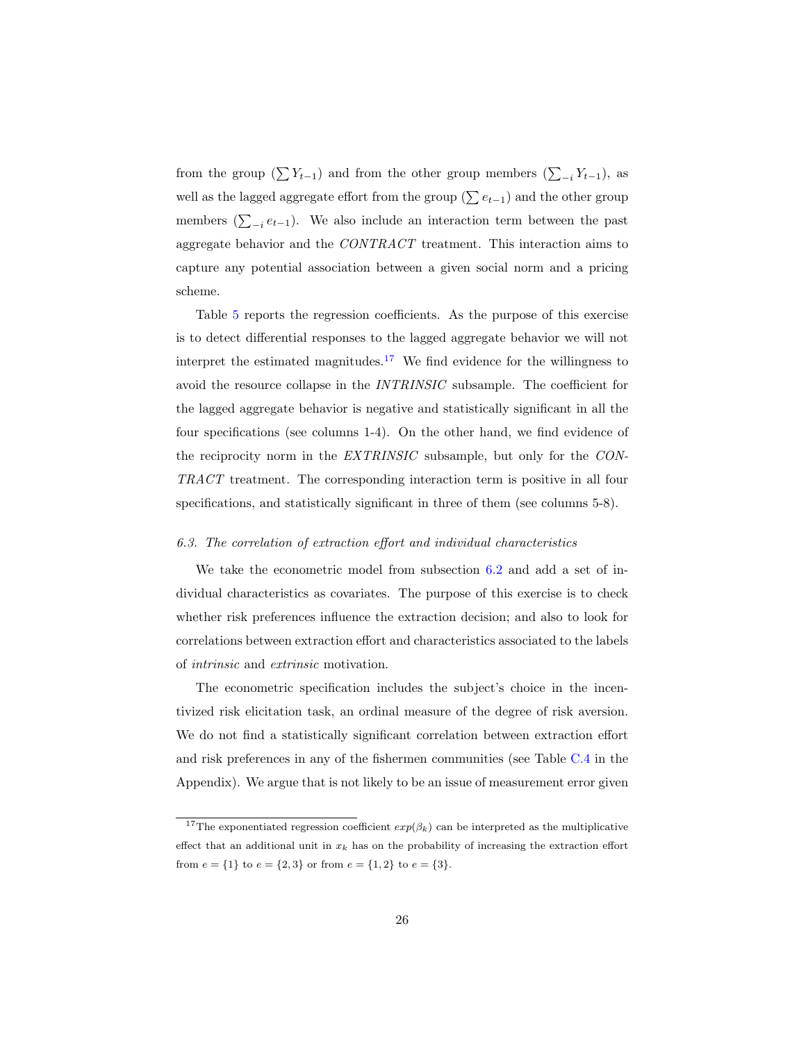from the group ($\sum Y_{t-1}$) and from the other group members ($\sum_{-i} Y_{t-1}$), as well as the lagged aggregate effort from the group ($\sum e_{t-1}$) and the other group members ($\sum_{-i} e_{t-1}$). We also include an interaction term between the past aggregate behavior and the *CONTRACT* treatment. This interaction aims to capture any potential association between a given social norm and a pricing scheme.

Table 5 reports the regression coefficients. As the purpose of this exercise is to detect differential responses to the lagged aggregate behavior we will not interpret the estimated magnitudes.[17] We find evidence for the willingness to avoid the resource collapse in the *INTRINSIC* subsample. The coefficient for the lagged aggregate behavior is negative and statistically significant in all the four specifications (see columns 1-4). On the other hand, we find evidence of the reciprocity norm in the *EXTRINSIC* subsample, but only for the *CONTRACT* treatment. The corresponding interaction term is positive in all four specifications, and statistically significant in three of them (see columns 5-8).

### *6.3. The correlation of extraction effort and individual characteristics*

We take the econometric model from subsection 6.2 and add a set of individual characteristics as covariates. The purpose of this exercise is to check whether risk preferences influence the extraction decision; and also to look for correlations between extraction effort and characteristics associated to the labels of *intrinsic* and *extrinsic* motivation.

The econometric specification includes the subject's choice in the incentivized risk elicitation task, an ordinal measure of the degree of risk aversion. We do not find a statistically significant correlation between extraction effort and risk preferences in any of the fishermen communities (see Table C.4 in the Appendix). We argue that is not likely to be an issue of measurement error given

[17] The exponentiated regression coefficient $exp(\beta_k)$ can be interpreted as the multiplicative effect that an additional unit in $x_k$ has on the probability of increasing the extraction effort from $e = \{1\}$ to $e = \{2, 3\}$ or from $e = \{1, 2\}$ to $e = \{3\}$.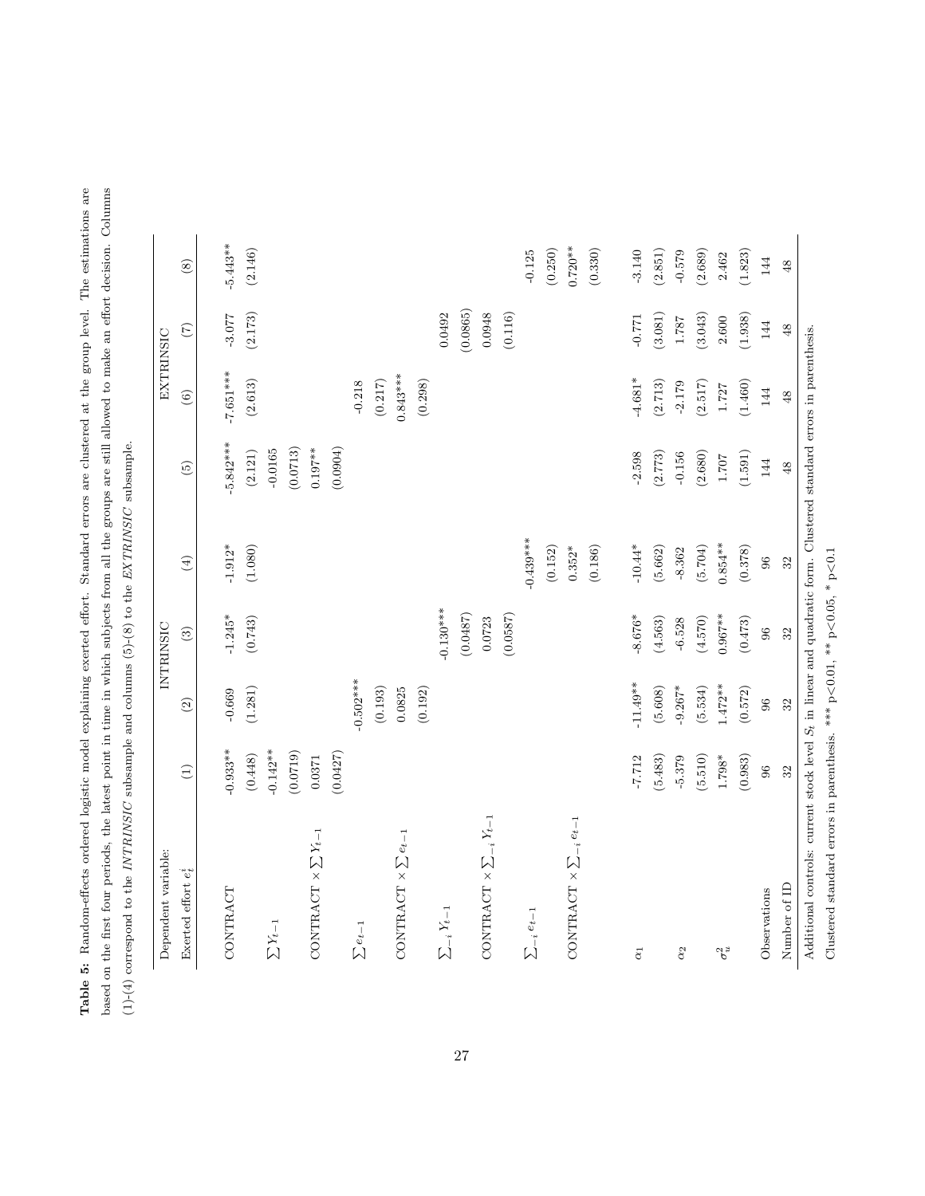**Table 5:** Random-effects ordered logistic model explaining exerted effort. Standard errors are clustered at the group level. The estimations are based on the first four periods, the latest point in time in which subjects from all the groups are still allowed to make an effort decision. Columns (1)-(4) correspond to the *INTRINSIC* subsample and columns (5)-(8) to the *EXTRINSIC* subsample.

| Dependent variable: | INTRINSIC | | | | EXTRINSIC | | | |
|---|---|---|---|---|---|---|---|---|
| Exerted effort $e_t^i$ | (1) | (2) | (3) | (4) | (5) | (6) | (7) | (8) |
| CONTRACT | -0.933** | -0.669 | -1.245* | -1.912* | -5.842*** | -7.651*** | -3.077 | -5.443** |
| | (0.448) | (1.281) | (0.743) | (1.080) | (2.121) | (2.613) | (2.173) | (2.146) |
| $\sum Y_{t-1}$ | -0.142** | | | | -0.0165 | | | |
| | (0.0719) | | | | (0.0713) | | | |
| CONTRACT $\times \sum Y_{t-1}$ | 0.0371 | | | | 0.197** | | | |
| | (0.0427) | | | | (0.0904) | | | |
| $\sum e_{t-1}$ | | -0.502*** | | | | -0.218 | | |
| | | (0.193) | | | | (0.217) | | |
| CONTRACT $\times \sum e_{t-1}$ | | 0.0825 | | | | 0.843*** | | |
| | | (0.192) | | | | (0.298) | | |
| $\sum_{-i} Y_{t-1}$ | | | -0.130*** | | | | 0.0492 | |
| | | | (0.0487) | | | | (0.0865) | |
| CONTRACT $\times \sum_{-i} Y_{t-1}$ | | | 0.0723 | | | | 0.0948 | |
| | | | (0.0587) | | | | (0.116) | |
| $\sum_{-i} e_{t-1}$ | | | | -0.439*** | | | | -0.125 |
| | | | | (0.152) | | | | (0.250) |
| CONTRACT $\times \sum_{-i} e_{t-1}$ | | | | 0.352* | | | | 0.720** |
| | | | | (0.186) | | | | (0.330) |
| $\alpha_1$ | -7.712 | -11.49** | -8.676* | -10.44* | -2.598 | -4.681* | -0.771 | -3.140 |
| | (5.483) | (5.608) | (4.563) | (5.662) | (2.773) | (2.713) | (3.081) | (2.851) |
| $\alpha_2$ | -5.379 | -9.267* | -6.528 | -8.362 | -0.156 | -2.179 | 1.787 | -0.579 |
| | (5.510) | (5.534) | (4.570) | (5.704) | (2.680) | (2.517) | (3.043) | (2.689) |
| $\sigma_u^2$ | 1.798* | 1.472** | 0.967** | 0.854** | 1.707 | 1.727 | 2.600 | 2.462 |
| | (0.983) | (0.572) | (0.473) | (0.378) | (1.591) | (1.460) | (1.938) | (1.823) |
| Observations | 96 | 96 | 96 | 96 | 144 | 144 | 144 | 144 |
| Number of ID | 32 | 32 | 32 | 32 | 48 | 48 | 48 | 48 |

Additional controls: current stock level $S_t$ in linear and quadratic form. Clustered standard errors in parenthesis.

Clustered standard errors in parenthesis. *** p<0.01, ** p<0.05, * p<0.1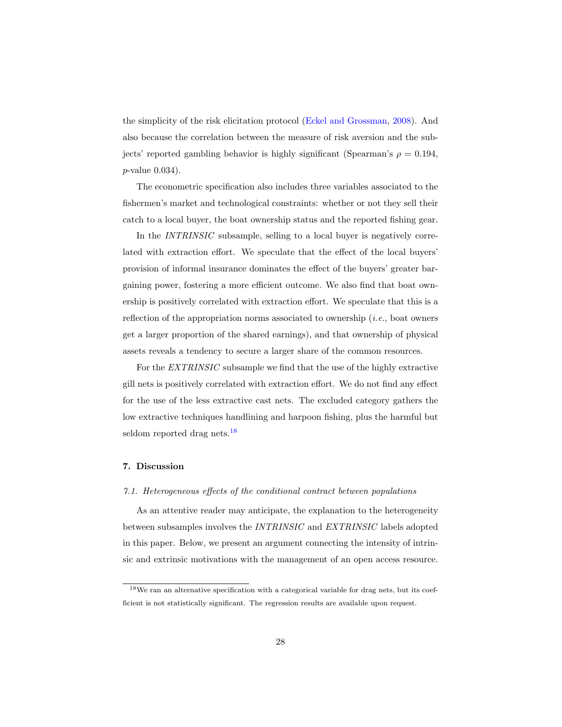the simplicity of the risk elicitation protocol (Eckel and Grossman, 2008). And also because the correlation between the measure of risk aversion and the subjects' reported gambling behavior is highly significant (Spearman's $\rho = 0.194$, $p$-value 0.034).

The econometric specification also includes three variables associated to the fishermen's market and technological constraints: whether or not they sell their catch to a local buyer, the boat ownership status and the reported fishing gear.

In the *INTRINSIC* subsample, selling to a local buyer is negatively correlated with extraction effort. We speculate that the effect of the local buyers' provision of informal insurance dominates the effect of the buyers' greater bargaining power, fostering a more efficient outcome. We also find that boat ownership is positively correlated with extraction effort. We speculate that this is a reflection of the appropriation norms associated to ownership (*i.e.*, boat owners get a larger proportion of the shared earnings), and that ownership of physical assets reveals a tendency to secure a larger share of the common resources.

For the *EXTRINSIC* subsample we find that the use of the highly extractive gill nets is positively correlated with extraction effort. We do not find any effect for the use of the less extractive cast nets. The excluded category gathers the low extractive techniques handlining and harpoon fishing, plus the harmful but seldom reported drag nets.[18]

## 7. Discussion

### *7.1. Heterogeneous effects of the conditional contract between populations*

As an attentive reader may anticipate, the explanation to the heterogeneity between subsamples involves the *INTRINSIC* and *EXTRINSIC* labels adopted in this paper. Below, we present an argument connecting the intensity of intrinsic and extrinsic motivations with the management of an open access resource.

[18] We ran an alternative specification with a categorical variable for drag nets, but its coefficient is not statistically significant. The regression results are available upon request.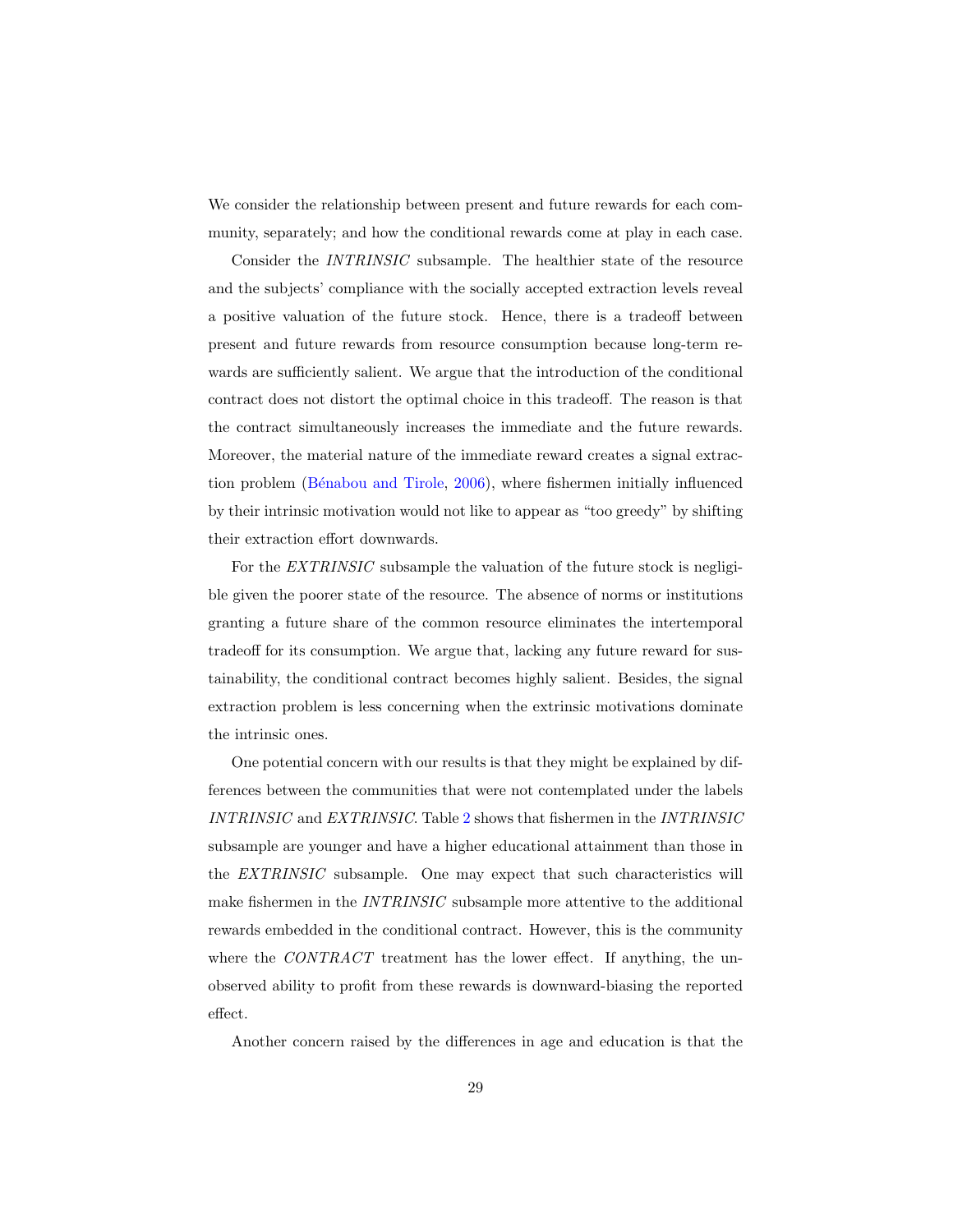We consider the relationship between present and future rewards for each community, separately; and how the conditional rewards come at play in each case.

Consider the *INTRINSIC* subsample. The healthier state of the resource and the subjects' compliance with the socially accepted extraction levels reveal a positive valuation of the future stock. Hence, there is a tradeoff between present and future rewards from resource consumption because long-term rewards are sufficiently salient. We argue that the introduction of the conditional contract does not distort the optimal choice in this tradeoff. The reason is that the contract simultaneously increases the immediate and the future rewards. Moreover, the material nature of the immediate reward creates a signal extraction problem (Bénabou and Tirole, 2006), where fishermen initially influenced by their intrinsic motivation would not like to appear as "too greedy" by shifting their extraction effort downwards.

For the *EXTRINSIC* subsample the valuation of the future stock is negligible given the poorer state of the resource. The absence of norms or institutions granting a future share of the common resource eliminates the intertemporal tradeoff for its consumption. We argue that, lacking any future reward for sustainability, the conditional contract becomes highly salient. Besides, the signal extraction problem is less concerning when the extrinsic motivations dominate the intrinsic ones.

One potential concern with our results is that they might be explained by differences between the communities that were not contemplated under the labels *INTRINSIC* and *EXTRINSIC*. Table 2 shows that fishermen in the *INTRINSIC* subsample are younger and have a higher educational attainment than those in the *EXTRINSIC* subsample. One may expect that such characteristics will make fishermen in the *INTRINSIC* subsample more attentive to the additional rewards embedded in the conditional contract. However, this is the community where the *CONTRACT* treatment has the lower effect. If anything, the unobserved ability to profit from these rewards is downward-biasing the reported effect.

Another concern raised by the differences in age and education is that the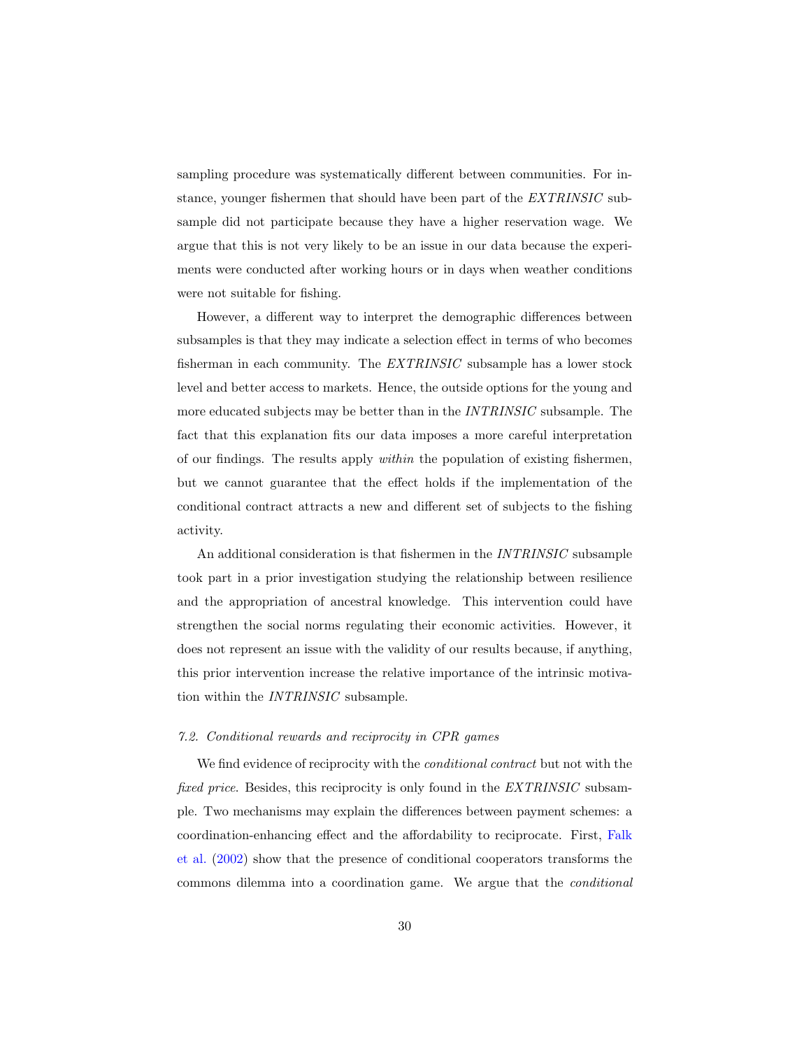sampling procedure was systematically different between communities. For instance, younger fishermen that should have been part of the *EXTRINSIC* subsample did not participate because they have a higher reservation wage. We argue that this is not very likely to be an issue in our data because the experiments were conducted after working hours or in days when weather conditions were not suitable for fishing.

However, a different way to interpret the demographic differences between subsamples is that they may indicate a selection effect in terms of who becomes fisherman in each community. The *EXTRINSIC* subsample has a lower stock level and better access to markets. Hence, the outside options for the young and more educated subjects may be better than in the *INTRINSIC* subsample. The fact that this explanation fits our data imposes a more careful interpretation of our findings. The results apply *within* the population of existing fishermen, but we cannot guarantee that the effect holds if the implementation of the conditional contract attracts a new and different set of subjects to the fishing activity.

An additional consideration is that fishermen in the *INTRINSIC* subsample took part in a prior investigation studying the relationship between resilience and the appropriation of ancestral knowledge. This intervention could have strengthen the social norms regulating their economic activities. However, it does not represent an issue with the validity of our results because, if anything, this prior intervention increase the relative importance of the intrinsic motivation within the *INTRINSIC* subsample.

### *7.2. Conditional rewards and reciprocity in CPR games*

We find evidence of reciprocity with the *conditional contract* but not with the *fixed price*. Besides, this reciprocity is only found in the *EXTRINSIC* subsample. Two mechanisms may explain the differences between payment schemes: a coordination-enhancing effect and the affordability to reciprocate. First, Falk et al. (2002) show that the presence of conditional cooperators transforms the commons dilemma into a coordination game. We argue that the *conditional*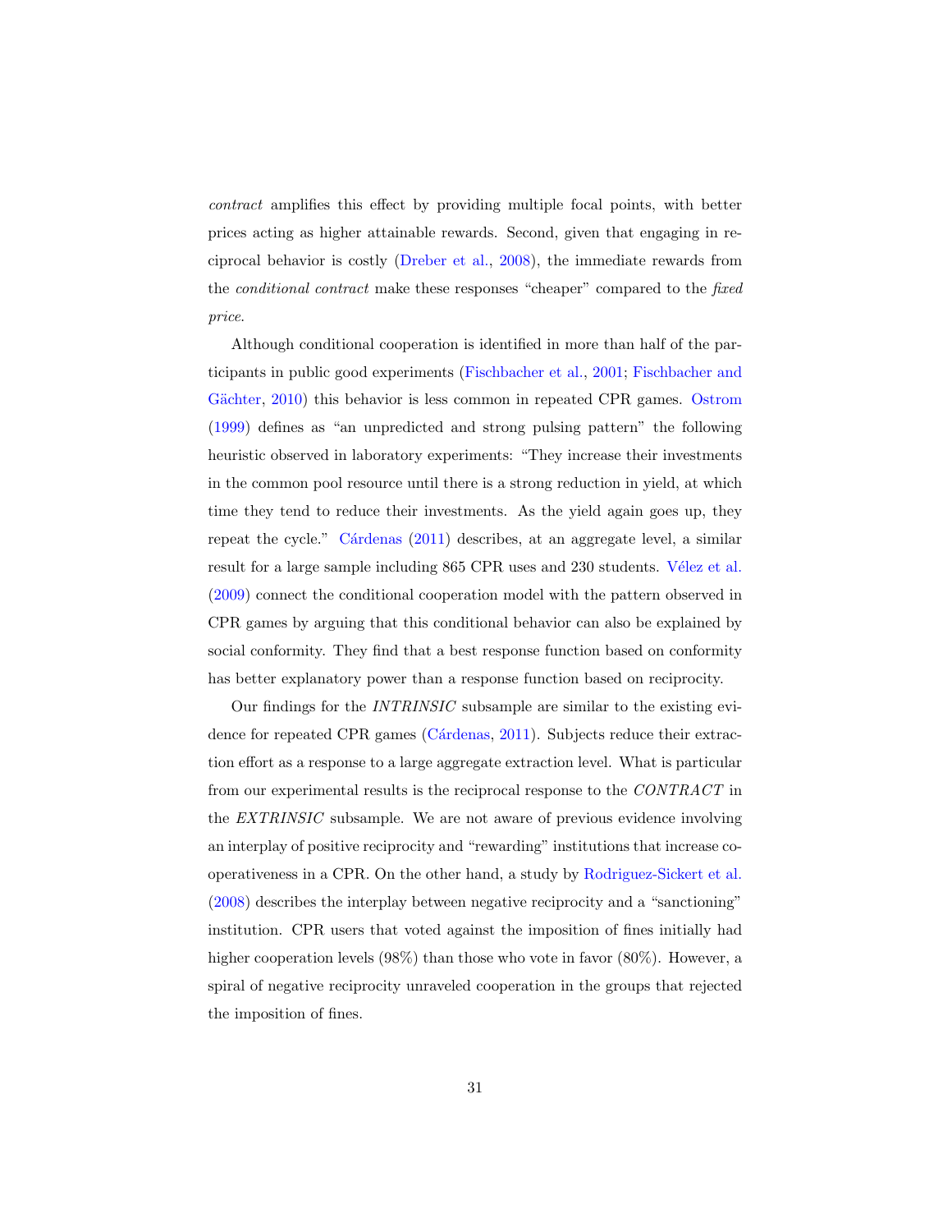*contract* amplifies this effect by providing multiple focal points, with better prices acting as higher attainable rewards. Second, given that engaging in reciprocal behavior is costly (Dreber et al., 2008), the immediate rewards from the *conditional contract* make these responses "cheaper" compared to the *fixed price*.

Although conditional cooperation is identified in more than half of the participants in public good experiments (Fischbacher et al., 2001; Fischbacher and Gächter, 2010) this behavior is less common in repeated CPR games. Ostrom (1999) defines as "an unpredicted and strong pulsing pattern" the following heuristic observed in laboratory experiments: "They increase their investments in the common pool resource until there is a strong reduction in yield, at which time they tend to reduce their investments. As the yield again goes up, they repeat the cycle." Cárdenas (2011) describes, at an aggregate level, a similar result for a large sample including 865 CPR uses and 230 students. Vélez et al. (2009) connect the conditional cooperation model with the pattern observed in CPR games by arguing that this conditional behavior can also be explained by social conformity. They find that a best response function based on conformity has better explanatory power than a response function based on reciprocity.

Our findings for the *INTRINSIC* subsample are similar to the existing evidence for repeated CPR games (Cárdenas, 2011). Subjects reduce their extraction effort as a response to a large aggregate extraction level. What is particular from our experimental results is the reciprocal response to the *CONTRACT* in the *EXTRINSIC* subsample. We are not aware of previous evidence involving an interplay of positive reciprocity and "rewarding" institutions that increase cooperativeness in a CPR. On the other hand, a study by Rodriguez-Sickert et al. (2008) describes the interplay between negative reciprocity and a "sanctioning" institution. CPR users that voted against the imposition of fines initially had higher cooperation levels (98%) than those who vote in favor (80%). However, a spiral of negative reciprocity unraveled cooperation in the groups that rejected the imposition of fines.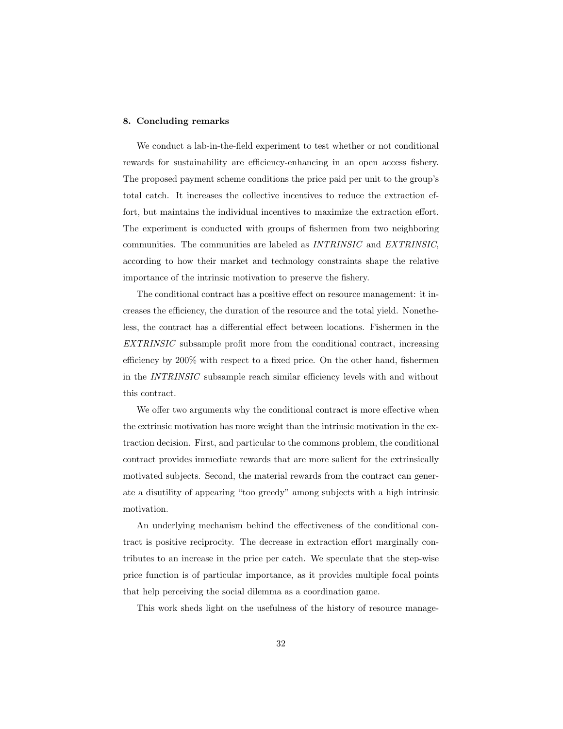## 8. Concluding remarks

We conduct a lab-in-the-field experiment to test whether or not conditional rewards for sustainability are efficiency-enhancing in an open access fishery. The proposed payment scheme conditions the price paid per unit to the group's total catch. It increases the collective incentives to reduce the extraction effort, but maintains the individual incentives to maximize the extraction effort. The experiment is conducted with groups of fishermen from two neighboring communities. The communities are labeled as *INTRINSIC* and *EXTRINSIC*, according to how their market and technology constraints shape the relative importance of the intrinsic motivation to preserve the fishery.

The conditional contract has a positive effect on resource management: it increases the efficiency, the duration of the resource and the total yield. Nonetheless, the contract has a differential effect between locations. Fishermen in the *EXTRINSIC* subsample profit more from the conditional contract, increasing efficiency by 200% with respect to a fixed price. On the other hand, fishermen in the *INTRINSIC* subsample reach similar efficiency levels with and without this contract.

We offer two arguments why the conditional contract is more effective when the extrinsic motivation has more weight than the intrinsic motivation in the extraction decision. First, and particular to the commons problem, the conditional contract provides immediate rewards that are more salient for the extrinsically motivated subjects. Second, the material rewards from the contract can generate a disutility of appearing "too greedy" among subjects with a high intrinsic motivation.

An underlying mechanism behind the effectiveness of the conditional contract is positive reciprocity. The decrease in extraction effort marginally contributes to an increase in the price per catch. We speculate that the step-wise price function is of particular importance, as it provides multiple focal points that help perceiving the social dilemma as a coordination game.

This work sheds light on the usefulness of the history of resource manage-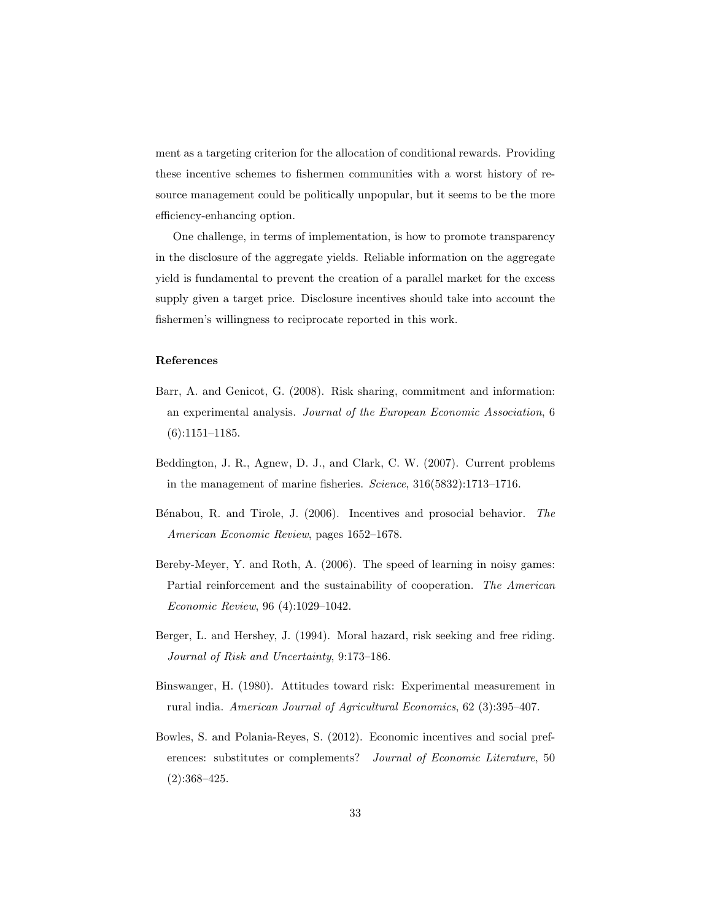ment as a targeting criterion for the allocation of conditional rewards. Providing these incentive schemes to fishermen communities with a worst history of resource management could be politically unpopular, but it seems to be the more efficiency-enhancing option.

One challenge, in terms of implementation, is how to promote transparency in the disclosure of the aggregate yields. Reliable information on the aggregate yield is fundamental to prevent the creation of a parallel market for the excess supply given a target price. Disclosure incentives should take into account the fishermen's willingness to reciprocate reported in this work.

## References

Barr, A. and Genicot, G. (2008). Risk sharing, commitment and information: an experimental analysis. *Journal of the European Economic Association*, 6 (6):1151–1185.

Beddington, J. R., Agnew, D. J., and Clark, C. W. (2007). Current problems in the management of marine fisheries. *Science*, 316(5832):1713–1716.

Bénabou, R. and Tirole, J. (2006). Incentives and prosocial behavior. *The American Economic Review*, pages 1652–1678.

Bereby-Meyer, Y. and Roth, A. (2006). The speed of learning in noisy games: Partial reinforcement and the sustainability of cooperation. *The American Economic Review*, 96 (4):1029–1042.

Berger, L. and Hershey, J. (1994). Moral hazard, risk seeking and free riding. *Journal of Risk and Uncertainty*, 9:173–186.

Binswanger, H. (1980). Attitudes toward risk: Experimental measurement in rural india. *American Journal of Agricultural Economics*, 62 (3):395–407.

Bowles, S. and Polania-Reyes, S. (2012). Economic incentives and social preferences: substitutes or complements? *Journal of Economic Literature*, 50 (2):368–425.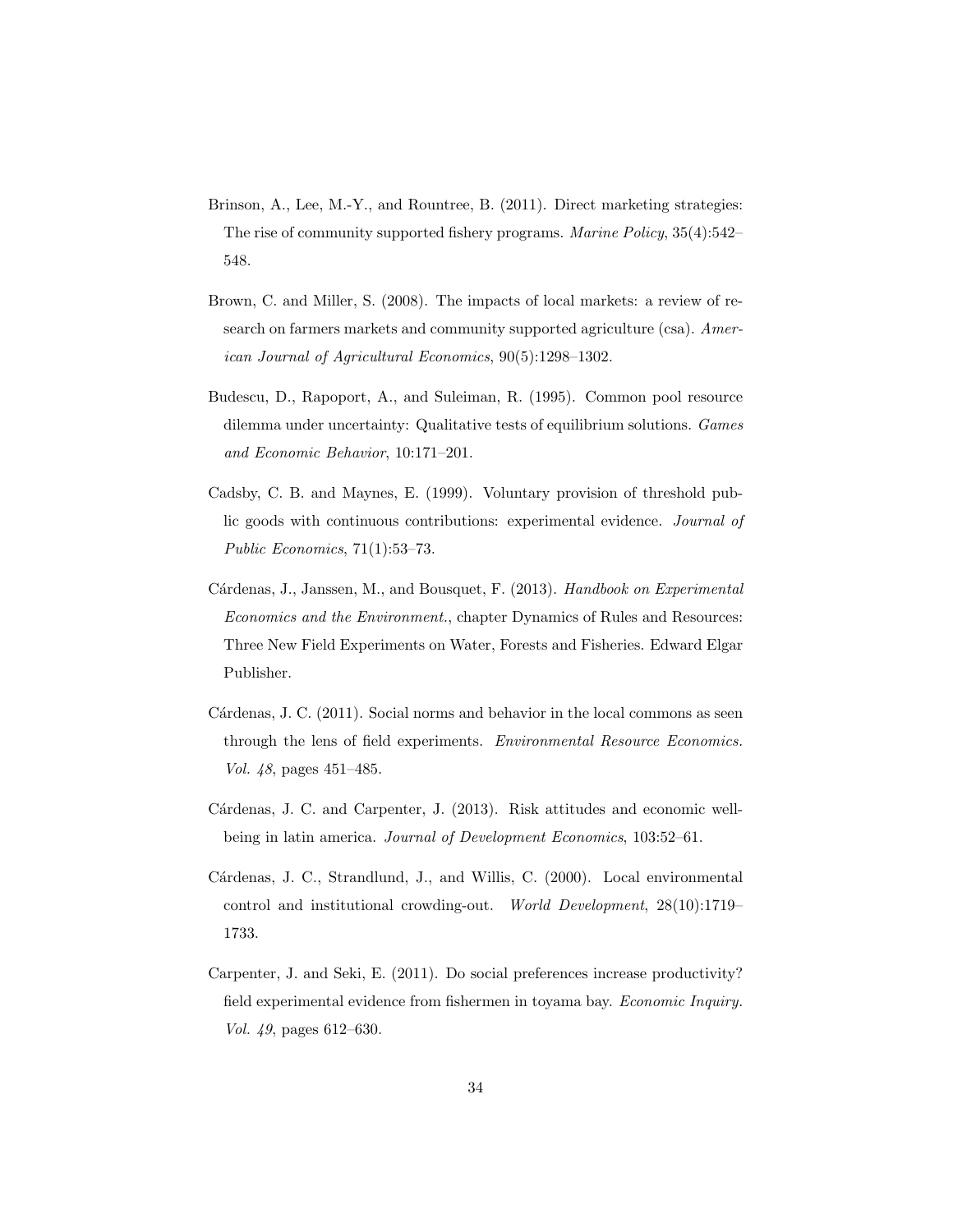Brinson, A., Lee, M.-Y., and Rountree, B. (2011). Direct marketing strategies: The rise of community supported fishery programs. *Marine Policy*, 35(4):542–548.

Brown, C. and Miller, S. (2008). The impacts of local markets: a review of research on farmers markets and community supported agriculture (csa). *American Journal of Agricultural Economics*, 90(5):1298–1302.

Budescu, D., Rapoport, A., and Suleiman, R. (1995). Common pool resource dilemma under uncertainty: Qualitative tests of equilibrium solutions. *Games and Economic Behavior*, 10:171–201.

Cadsby, C. B. and Maynes, E. (1999). Voluntary provision of threshold public goods with continuous contributions: experimental evidence. *Journal of Public Economics*, 71(1):53–73.

Cárdenas, J., Janssen, M., and Bousquet, F. (2013). *Handbook on Experimental Economics and the Environment.*, chapter Dynamics of Rules and Resources: Three New Field Experiments on Water, Forests and Fisheries. Edward Elgar Publisher.

Cárdenas, J. C. (2011). Social norms and behavior in the local commons as seen through the lens of field experiments. *Environmental Resource Economics. Vol. 48*, pages 451–485.

Cárdenas, J. C. and Carpenter, J. (2013). Risk attitudes and economic well-being in latin america. *Journal of Development Economics*, 103:52–61.

Cárdenas, J. C., Strandlund, J., and Willis, C. (2000). Local environmental control and institutional crowding-out. *World Development*, 28(10):1719–1733.

Carpenter, J. and Seki, E. (2011). Do social preferences increase productivity? field experimental evidence from fishermen in toyama bay. *Economic Inquiry. Vol. 49*, pages 612–630.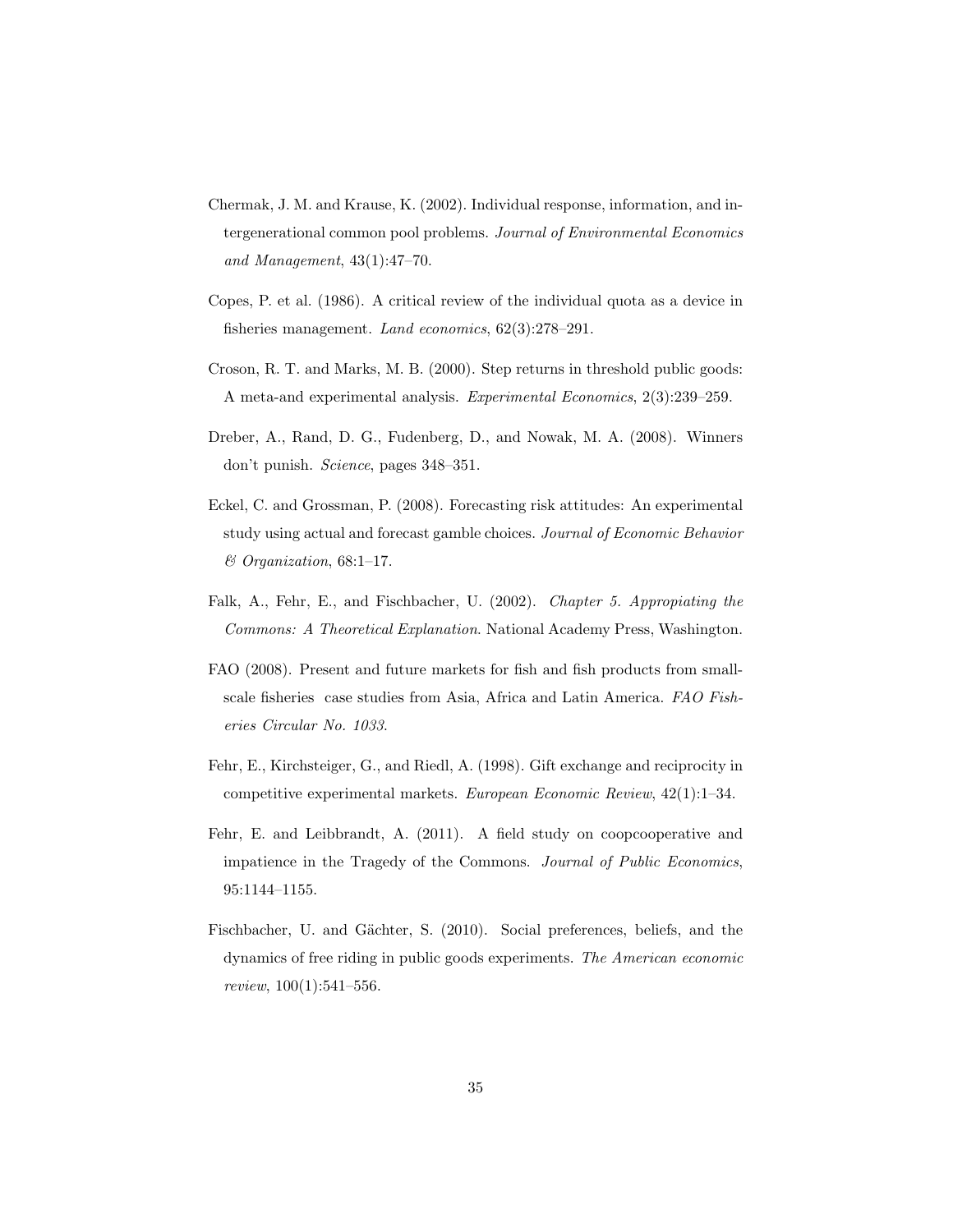Chermak, J. M. and Krause, K. (2002). Individual response, information, and intergenerational common pool problems. *Journal of Environmental Economics and Management*, 43(1):47–70.

Copes, P. et al. (1986). A critical review of the individual quota as a device in fisheries management. *Land economics*, 62(3):278–291.

Croson, R. T. and Marks, M. B. (2000). Step returns in threshold public goods: A meta-and experimental analysis. *Experimental Economics*, 2(3):239–259.

Dreber, A., Rand, D. G., Fudenberg, D., and Nowak, M. A. (2008). Winners don't punish. *Science*, pages 348–351.

Eckel, C. and Grossman, P. (2008). Forecasting risk attitudes: An experimental study using actual and forecast gamble choices. *Journal of Economic Behavior & Organization*, 68:1–17.

Falk, A., Fehr, E., and Fischbacher, U. (2002). *Chapter 5. Appropiating the Commons: A Theoretical Explanation*. National Academy Press, Washington.

FAO (2008). Present and future markets for fish and fish products from small-scale fisheries case studies from Asia, Africa and Latin America. *FAO Fisheries Circular No. 1033*.

Fehr, E., Kirchsteiger, G., and Riedl, A. (1998). Gift exchange and reciprocity in competitive experimental markets. *European Economic Review*, 42(1):1–34.

Fehr, E. and Leibbrandt, A. (2011). A field study on coopcooperative and impatience in the Tragedy of the Commons. *Journal of Public Economics*, 95:1144–1155.

Fischbacher, U. and Gächter, S. (2010). Social preferences, beliefs, and the dynamics of free riding in public goods experiments. *The American economic review*, 100(1):541–556.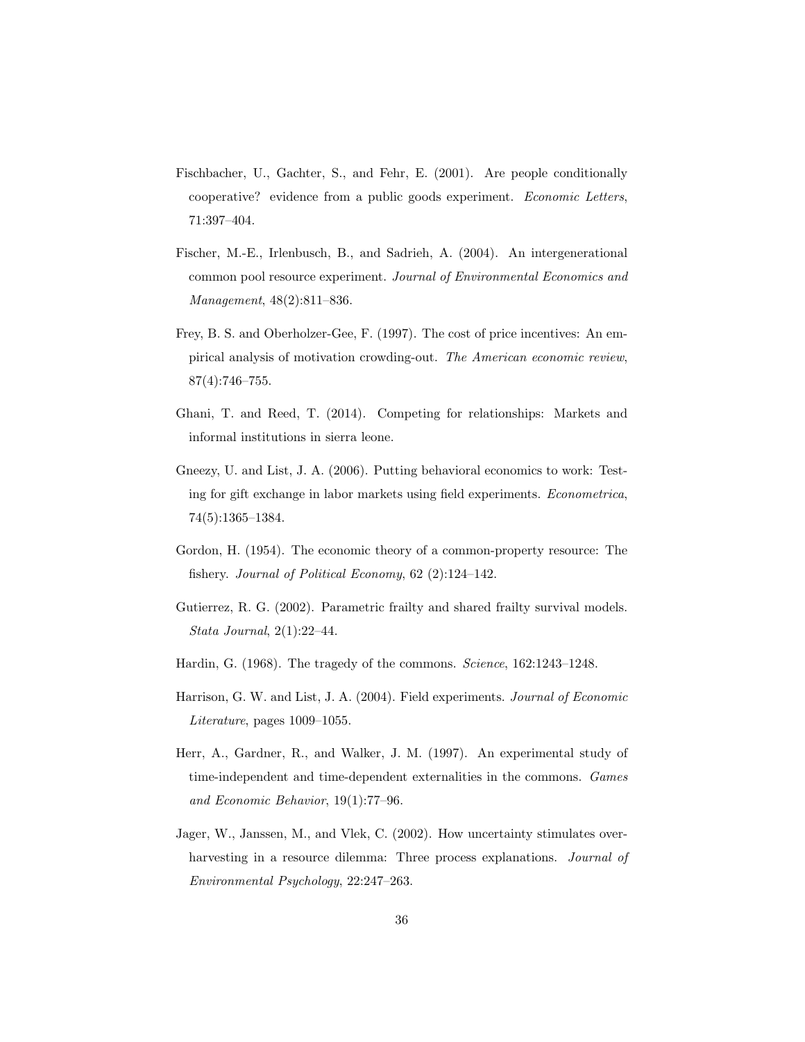Fischbacher, U., Gachter, S., and Fehr, E. (2001). Are people conditionally cooperative? evidence from a public goods experiment. *Economic Letters*, 71:397–404.

Fischer, M.-E., Irlenbusch, B., and Sadrieh, A. (2004). An intergenerational common pool resource experiment. *Journal of Environmental Economics and Management*, 48(2):811–836.

Frey, B. S. and Oberholzer-Gee, F. (1997). The cost of price incentives: An empirical analysis of motivation crowding-out. *The American economic review*, 87(4):746–755.

Ghani, T. and Reed, T. (2014). Competing for relationships: Markets and informal institutions in sierra leone.

Gneezy, U. and List, J. A. (2006). Putting behavioral economics to work: Testing for gift exchange in labor markets using field experiments. *Econometrica*, 74(5):1365–1384.

Gordon, H. (1954). The economic theory of a common-property resource: The fishery. *Journal of Political Economy*, 62 (2):124–142.

Gutierrez, R. G. (2002). Parametric frailty and shared frailty survival models. *Stata Journal*, 2(1):22–44.

Hardin, G. (1968). The tragedy of the commons. *Science*, 162:1243–1248.

Harrison, G. W. and List, J. A. (2004). Field experiments. *Journal of Economic Literature*, pages 1009–1055.

Herr, A., Gardner, R., and Walker, J. M. (1997). An experimental study of time-independent and time-dependent externalities in the commons. *Games and Economic Behavior*, 19(1):77–96.

Jager, W., Janssen, M., and Vlek, C. (2002). How uncertainty stimulates overharvesting in a resource dilemma: Three process explanations. *Journal of Environmental Psychology*, 22:247–263.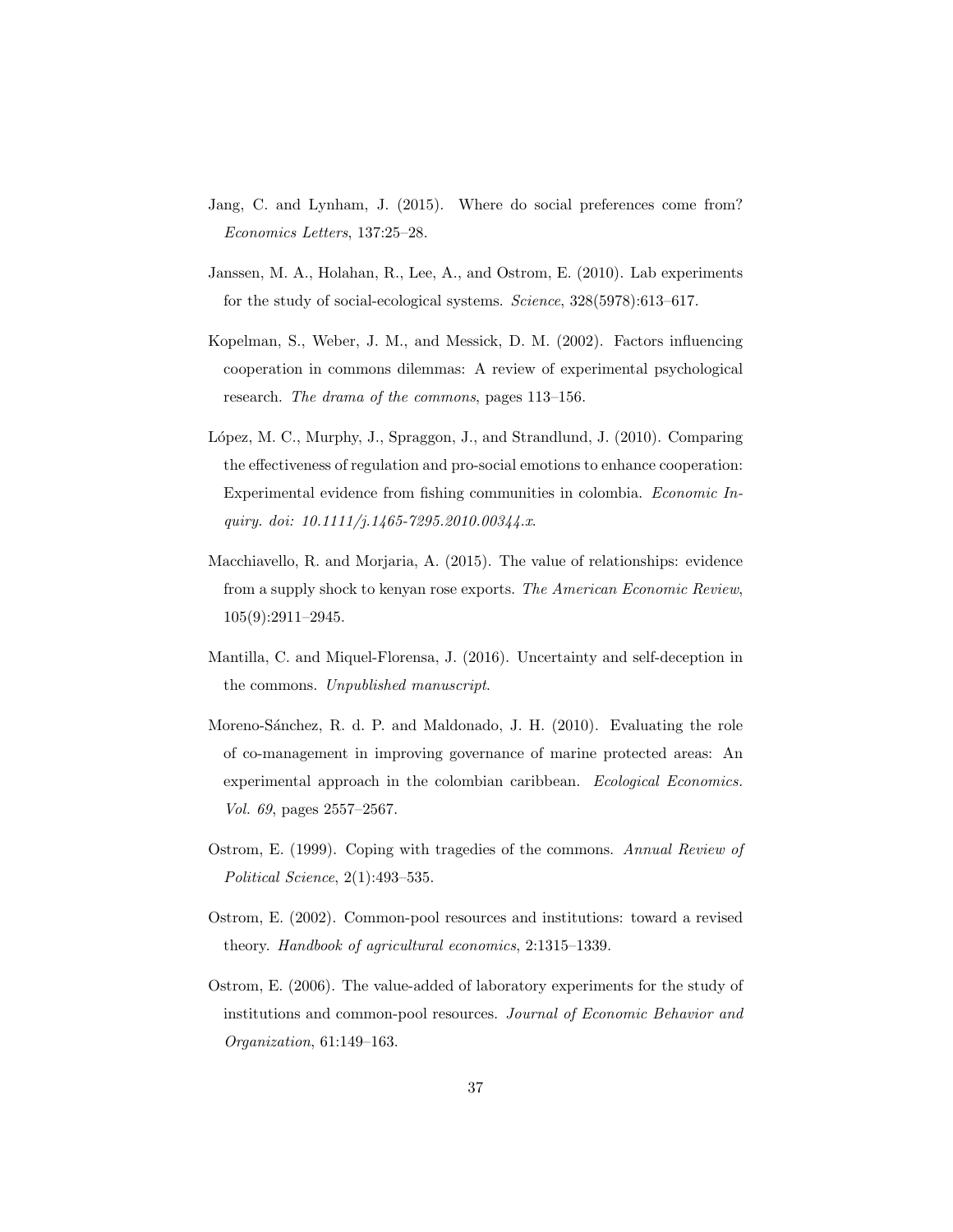Jang, C. and Lynham, J. (2015). Where do social preferences come from? *Economics Letters*, 137:25–28.

Janssen, M. A., Holahan, R., Lee, A., and Ostrom, E. (2010). Lab experiments for the study of social-ecological systems. *Science*, 328(5978):613–617.

Kopelman, S., Weber, J. M., and Messick, D. M. (2002). Factors influencing cooperation in commons dilemmas: A review of experimental psychological research. *The drama of the commons*, pages 113–156.

López, M. C., Murphy, J., Spraggon, J., and Strandlund, J. (2010). Comparing the effectiveness of regulation and pro-social emotions to enhance cooperation: Experimental evidence from fishing communities in colombia. *Economic Inquiry. doi: 10.1111/j.1465-7295.2010.00344.x*.

Macchiavello, R. and Morjaria, A. (2015). The value of relationships: evidence from a supply shock to kenyan rose exports. *The American Economic Review*, 105(9):2911–2945.

Mantilla, C. and Miquel-Florensa, J. (2016). Uncertainty and self-deception in the commons. *Unpublished manuscript*.

Moreno-Sánchez, R. d. P. and Maldonado, J. H. (2010). Evaluating the role of co-management in improving governance of marine protected areas: An experimental approach in the colombian caribbean. *Ecological Economics. Vol. 69*, pages 2557–2567.

Ostrom, E. (1999). Coping with tragedies of the commons. *Annual Review of Political Science*, 2(1):493–535.

Ostrom, E. (2002). Common-pool resources and institutions: toward a revised theory. *Handbook of agricultural economics*, 2:1315–1339.

Ostrom, E. (2006). The value-added of laboratory experiments for the study of institutions and common-pool resources. *Journal of Economic Behavior and Organization*, 61:149–163.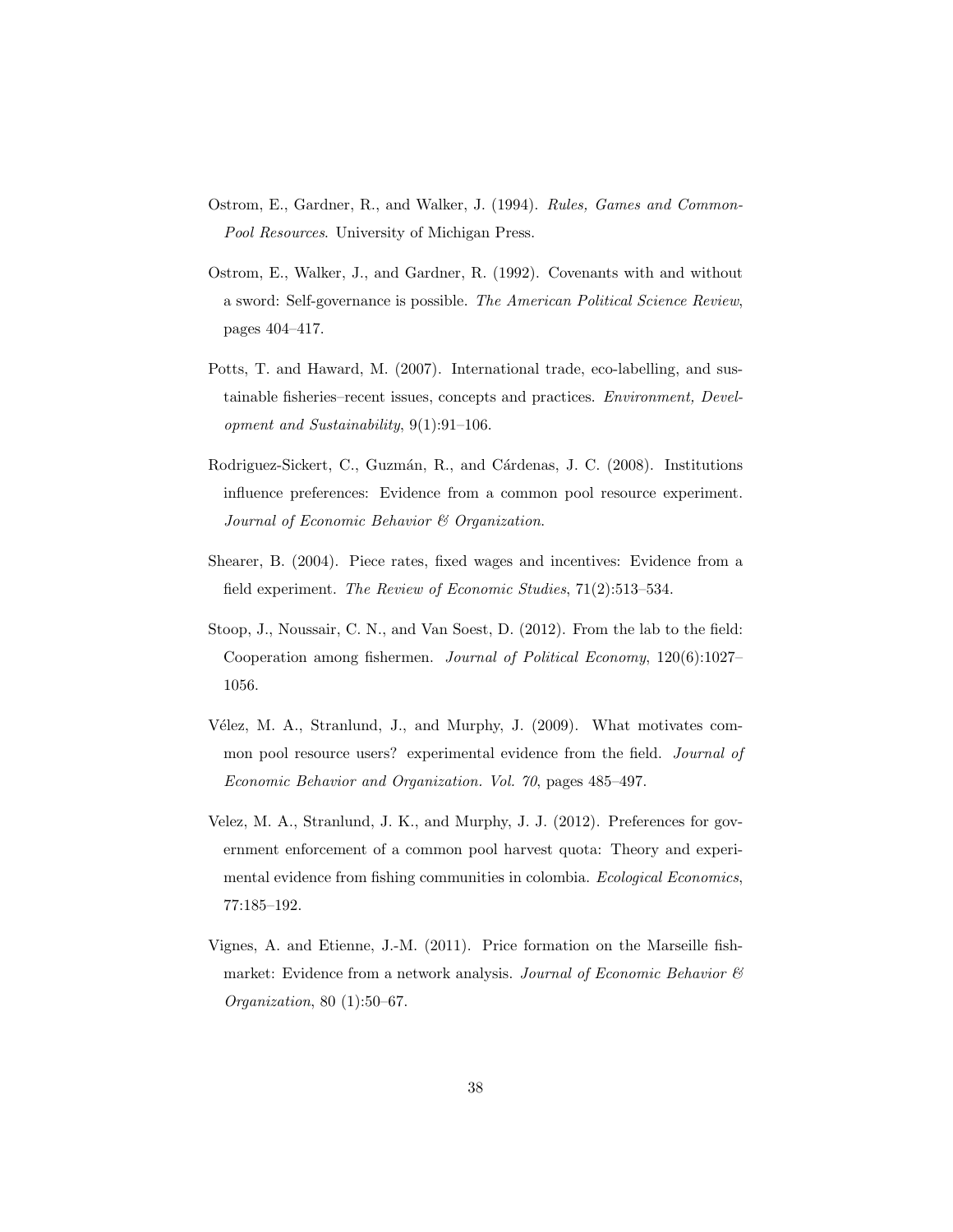Ostrom, E., Gardner, R., and Walker, J. (1994). *Rules, Games and Common-Pool Resources*. University of Michigan Press.

Ostrom, E., Walker, J., and Gardner, R. (1992). Covenants with and without a sword: Self-governance is possible. *The American Political Science Review*, pages 404–417.

Potts, T. and Haward, M. (2007). International trade, eco-labelling, and sustainable fisheries–recent issues, concepts and practices. *Environment, Development and Sustainability*, 9(1):91–106.

Rodriguez-Sickert, C., Guzmán, R., and Cárdenas, J. C. (2008). Institutions influence preferences: Evidence from a common pool resource experiment. *Journal of Economic Behavior & Organization*.

Shearer, B. (2004). Piece rates, fixed wages and incentives: Evidence from a field experiment. *The Review of Economic Studies*, 71(2):513–534.

Stoop, J., Noussair, C. N., and Van Soest, D. (2012). From the lab to the field: Cooperation among fishermen. *Journal of Political Economy*, 120(6):1027–1056.

Vélez, M. A., Stranlund, J., and Murphy, J. (2009). What motivates common pool resource users? experimental evidence from the field. *Journal of Economic Behavior and Organization. Vol. 70*, pages 485–497.

Velez, M. A., Stranlund, J. K., and Murphy, J. J. (2012). Preferences for government enforcement of a common pool harvest quota: Theory and experimental evidence from fishing communities in colombia. *Ecological Economics*, 77:185–192.

Vignes, A. and Etienne, J.-M. (2011). Price formation on the Marseille fishmarket: Evidence from a network analysis. *Journal of Economic Behavior & Organization*, 80 (1):50–67.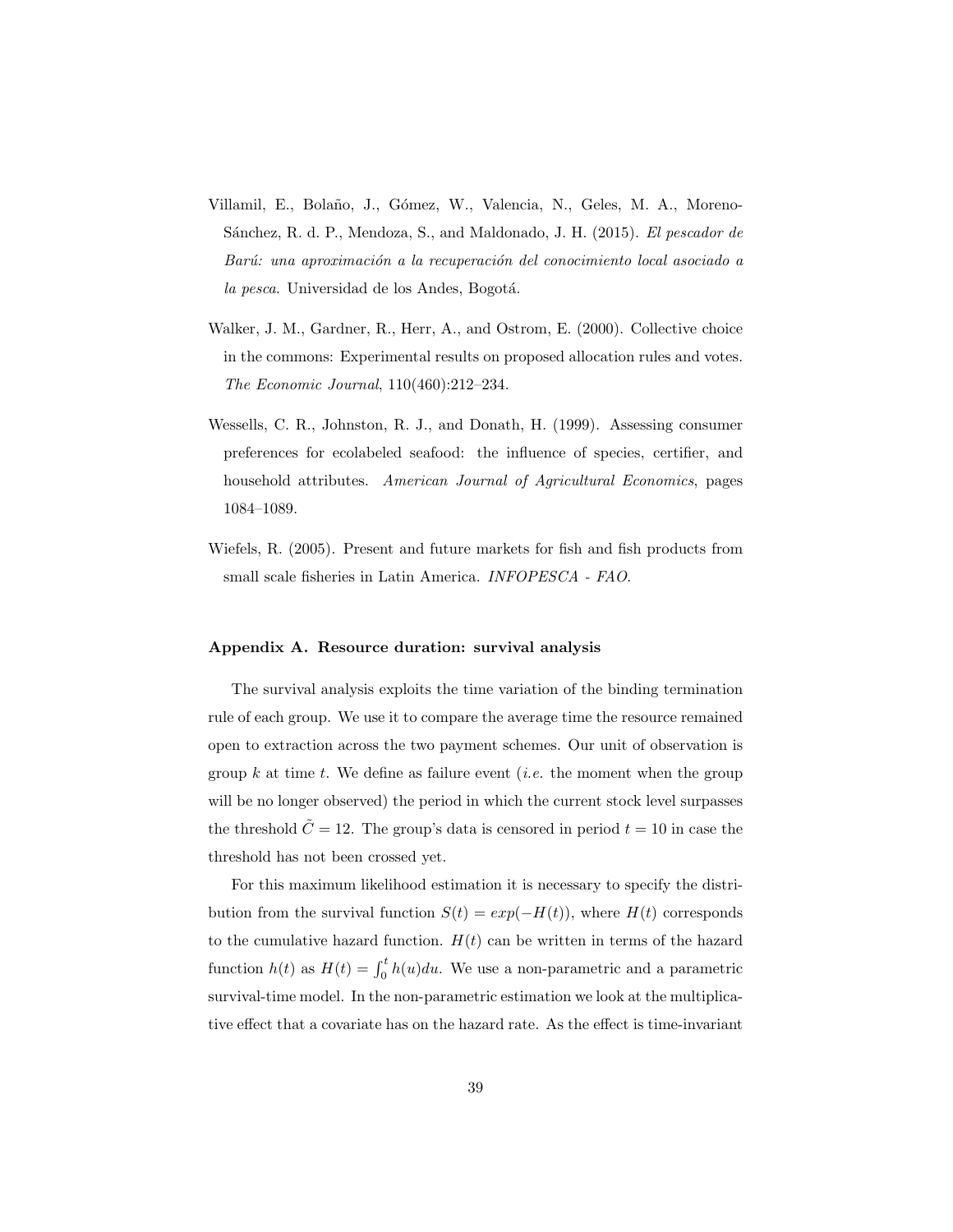Villamil, E., Bolaño, J., Gómez, W., Valencia, N., Geles, M. A., Moreno-Sánchez, R. d. P., Mendoza, S., and Maldonado, J. H. (2015). *El pescador de Barú: una aproximación a la recuperación del conocimiento local asociado a la pesca*. Universidad de los Andes, Bogotá.

Walker, J. M., Gardner, R., Herr, A., and Ostrom, E. (2000). Collective choice in the commons: Experimental results on proposed allocation rules and votes. *The Economic Journal*, 110(460):212–234.

Wessells, C. R., Johnston, R. J., and Donath, H. (1999). Assessing consumer preferences for ecolabeled seafood: the influence of species, certifier, and household attributes. *American Journal of Agricultural Economics*, pages 1084–1089.

Wiefels, R. (2005). Present and future markets for fish and fish products from small scale fisheries in Latin America. *INFOPESCA - FAO*.

**Appendix A. Resource duration: survival analysis**

The survival analysis exploits the time variation of the binding termination rule of each group. We use it to compare the average time the resource remained open to extraction across the two payment schemes. Our unit of observation is group $k$ at time $t$. We define as failure event (*i.e.* the moment when the group will be no longer observed) the period in which the current stock level surpasses the threshold $\tilde{C} = 12$. The group's data is censored in period $t = 10$ in case the threshold has not been crossed yet.

For this maximum likelihood estimation it is necessary to specify the distribution from the survival function $S(t) = exp(-H(t))$, where $H(t)$ corresponds to the cumulative hazard function. $H(t)$ can be written in terms of the hazard function $h(t)$ as $H(t) = \int_0^t h(u)du$. We use a non-parametric and a parametric survival-time model. In the non-parametric estimation we look at the multiplicative effect that a covariate has on the hazard rate. As the effect is time-invariant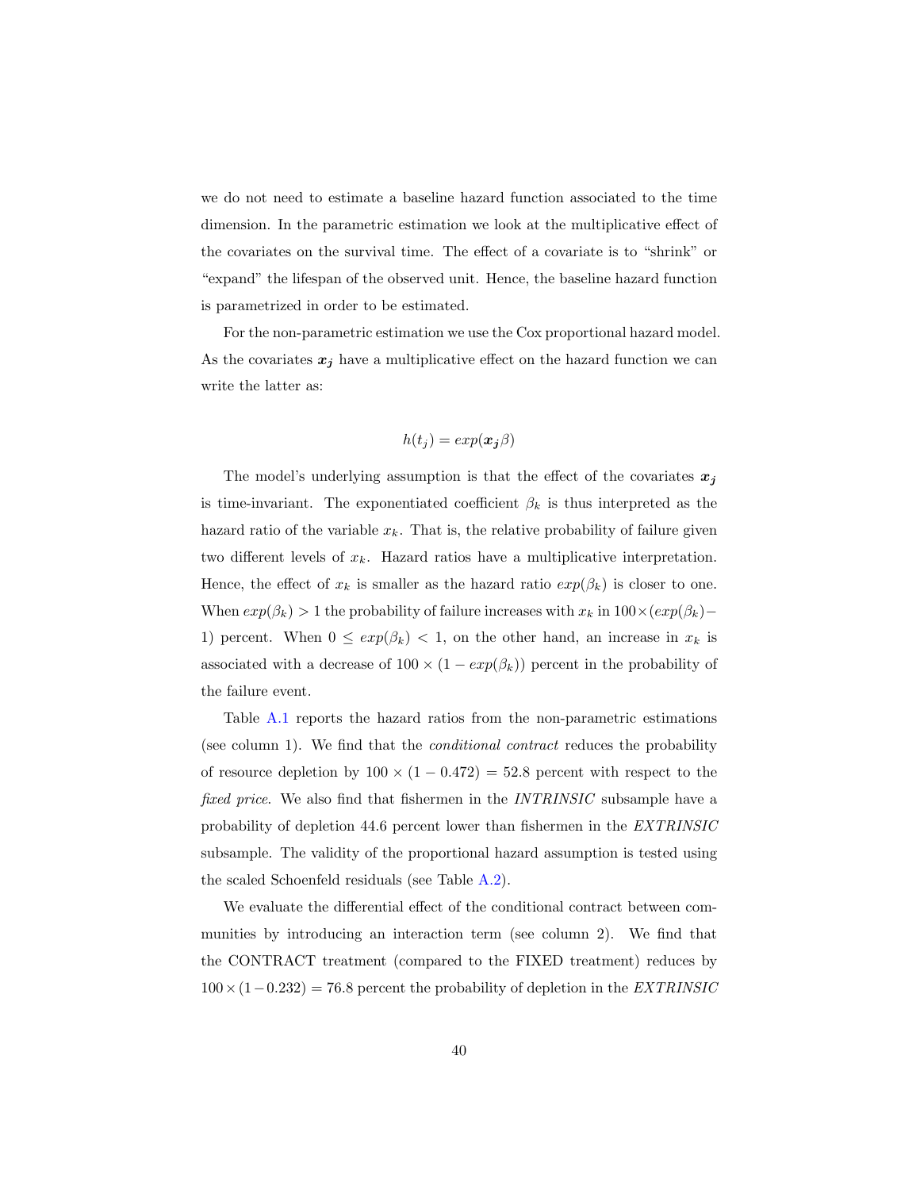we do not need to estimate a baseline hazard function associated to the time dimension. In the parametric estimation we look at the multiplicative effect of the covariates on the survival time. The effect of a covariate is to "shrink" or "expand" the lifespan of the observed unit. Hence, the baseline hazard function is parametrized in order to be estimated.

For the non-parametric estimation we use the Cox proportional hazard model. As the covariates $\boldsymbol{x_j}$ have a multiplicative effect on the hazard function we can write the latter as:

$$h(t_j) = exp(\boldsymbol{x_j}\beta)$$

The model's underlying assumption is that the effect of the covariates $\boldsymbol{x_j}$ is time-invariant. The exponentiated coefficient $\beta_k$ is thus interpreted as the hazard ratio of the variable $x_k$. That is, the relative probability of failure given two different levels of $x_k$. Hazard ratios have a multiplicative interpretation. Hence, the effect of $x_k$ is smaller as the hazard ratio $exp(\beta_k)$ is closer to one. When $exp(\beta_k) > 1$ the probability of failure increases with $x_k$ in $100 \times (exp(\beta_k) - 1)$ percent. When $0 \leq exp(\beta_k) < 1$, on the other hand, an increase in $x_k$ is associated with a decrease of $100 \times (1 - exp(\beta_k))$ percent in the probability of the failure event.

Table A.1 reports the hazard ratios from the non-parametric estimations (see column 1). We find that the *conditional contract* reduces the probability of resource depletion by $100 \times (1 - 0.472) = 52.8$ percent with respect to the *fixed price*. We also find that fishermen in the *INTRINSIC* subsample have a probability of depletion 44.6 percent lower than fishermen in the *EXTRINSIC* subsample. The validity of the proportional hazard assumption is tested using the scaled Schoenfeld residuals (see Table A.2).

We evaluate the differential effect of the conditional contract between communities by introducing an interaction term (see column 2). We find that the CONTRACT treatment (compared to the FIXED treatment) reduces by $100 \times (1 - 0.232) = 76.8$ percent the probability of depletion in the *EXTRINSIC*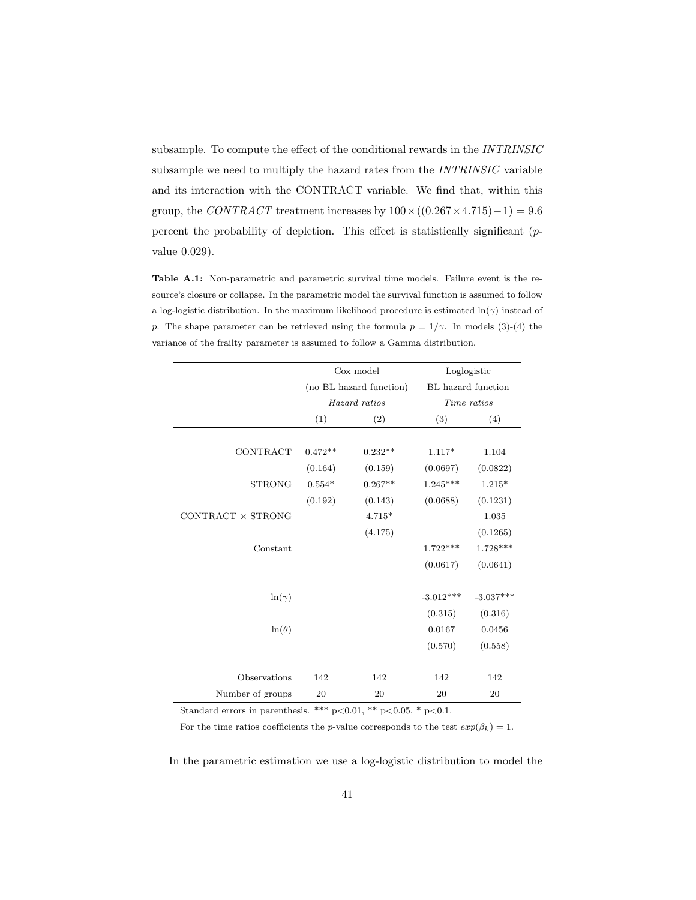subsample. To compute the effect of the conditional rewards in the *INTRINSIC* subsample we need to multiply the hazard rates from the *INTRINSIC* variable and its interaction with the CONTRACT variable. We find that, within this group, the *CONTRACT* treatment increases by $100 \times ((0.267 \times 4.715) - 1) = 9.6$ percent the probability of depletion. This effect is statistically significant ($p$-value 0.029).

**Table A.1:** Non-parametric and parametric survival time models. Failure event is the resource's closure or collapse. In the parametric model the survival function is assumed to follow a log-logistic distribution. In the maximum likelihood procedure is estimated $\ln(\gamma)$ instead of $p$. The shape parameter can be retrieved using the formula $p = 1/\gamma$. In models (3)-(4) the variance of the frailty parameter is assumed to follow a Gamma distribution.

| | Cox model (no BL hazard function) *Hazard ratios* | | Loglogistic BL hazard function *Time ratios* | |
|---|---|---|---|---|
| | (1) | (2) | (3) | (4) |
| CONTRACT | 0.472** | 0.232** | 1.117* | 1.104 |
| | (0.164) | (0.159) | (0.0697) | (0.0822) |
| STRONG | 0.554* | 0.267** | 1.245*** | 1.215* |
| | (0.192) | (0.143) | (0.0688) | (0.1231) |
| CONTRACT × STRONG | | 4.715* | | 1.035 |
| | | (4.175) | | (0.1265) |
| Constant | | | 1.722*** | 1.728*** |
| | | | (0.0617) | (0.0641) |
| $\ln(\gamma)$ | | | -3.012*** | -3.037*** |
| | | | (0.315) | (0.316) |
| $\ln(\theta)$ | | | 0.0167 | 0.0456 |
| | | | (0.570) | (0.558) |
| Observations | 142 | 142 | 142 | 142 |
| Number of groups | 20 | 20 | 20 | 20 |

Standard errors in parenthesis. *** p<0.01, ** p<0.05, * p<0.1.

For the time ratios coefficients the $p$-value corresponds to the test $exp(\beta_k) = 1$.

In the parametric estimation we use a log-logistic distribution to model the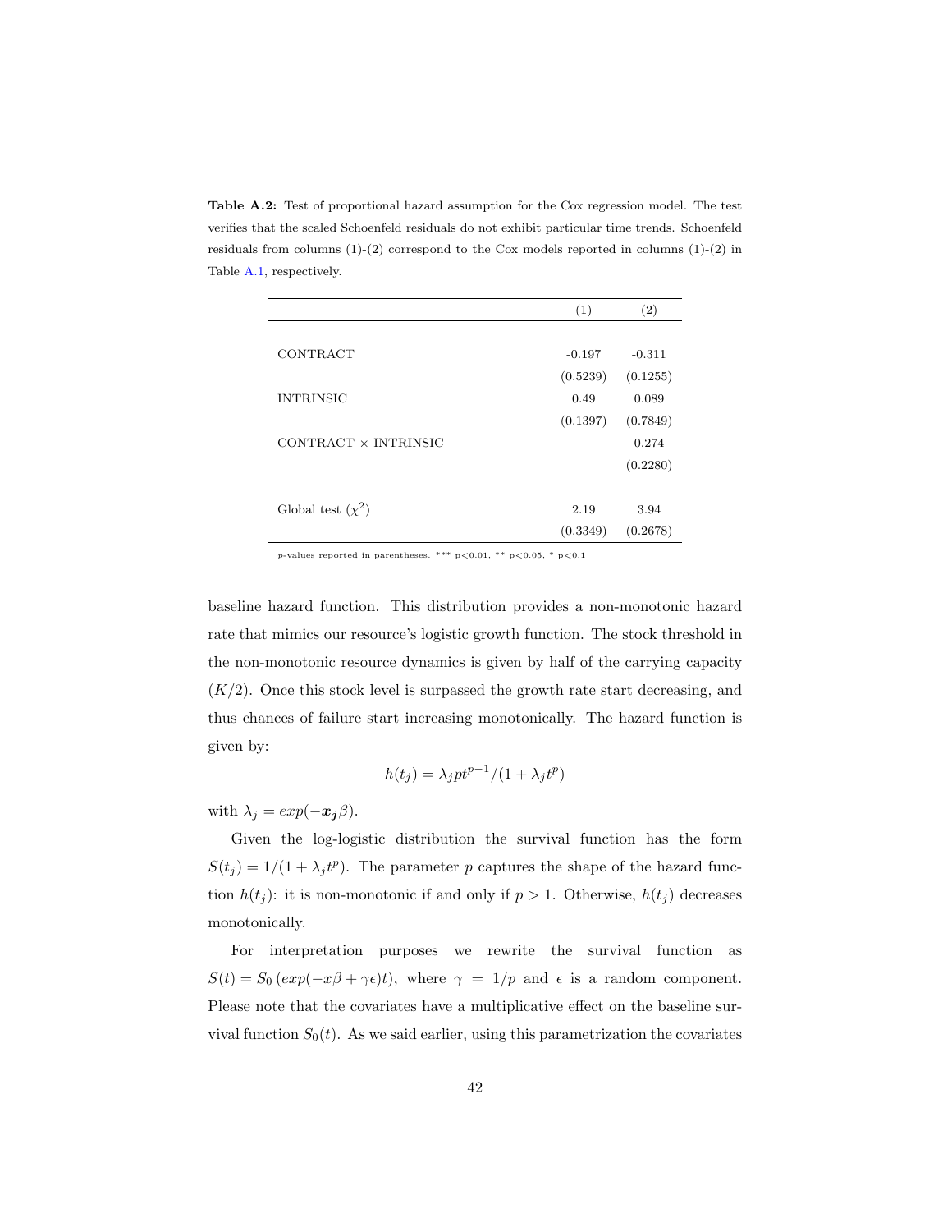**Table A.2:** Test of proportional hazard assumption for the Cox regression model. The test verifies that the scaled Schoenfeld residuals do not exhibit particular time trends. Schoenfeld residuals from columns (1)-(2) correspond to the Cox models reported in columns (1)-(2) in Table A.1, respectively.

| | (1) | (2) |
|---|---|---|
| CONTRACT | -0.197 | -0.311 |
| | (0.5239) | (0.1255) |
| INTRINSIC | 0.49 | 0.089 |
| | (0.1397) | (0.7849) |
| CONTRACT × INTRINSIC | | 0.274 |
| | | (0.2280) |
| Global test ($\chi^2$) | 2.19 | 3.94 |
| | (0.3349) | (0.2678) |

*p*-values reported in parentheses. *** p<0.01, ** p<0.05, * p<0.1

baseline hazard function. This distribution provides a non-monotonic hazard rate that mimics our resource's logistic growth function. The stock threshold in the non-monotonic resource dynamics is given by half of the carrying capacity ($K/2$). Once this stock level is surpassed the growth rate start decreasing, and thus chances of failure start increasing monotonically. The hazard function is given by:

$$h(t_j) = \lambda_j p t^{p-1}/(1 + \lambda_j t^p)$$

with $\lambda_j = exp(-\boldsymbol{x_j}\beta)$.

Given the log-logistic distribution the survival function has the form $S(t_j) = 1/(1 + \lambda_j t^p)$. The parameter $p$ captures the shape of the hazard function $h(t_j)$: it is non-monotonic if and only if $p > 1$. Otherwise, $h(t_j)$ decreases monotonically.

For interpretation purposes we rewrite the survival function as $S(t) = S_0\left(exp(-x\beta + \gamma\epsilon)t\right)$, where $\gamma = 1/p$ and $\epsilon$ is a random component. Please note that the covariates have a multiplicative effect on the baseline survival function $S_0(t)$. As we said earlier, using this parametrization the covariates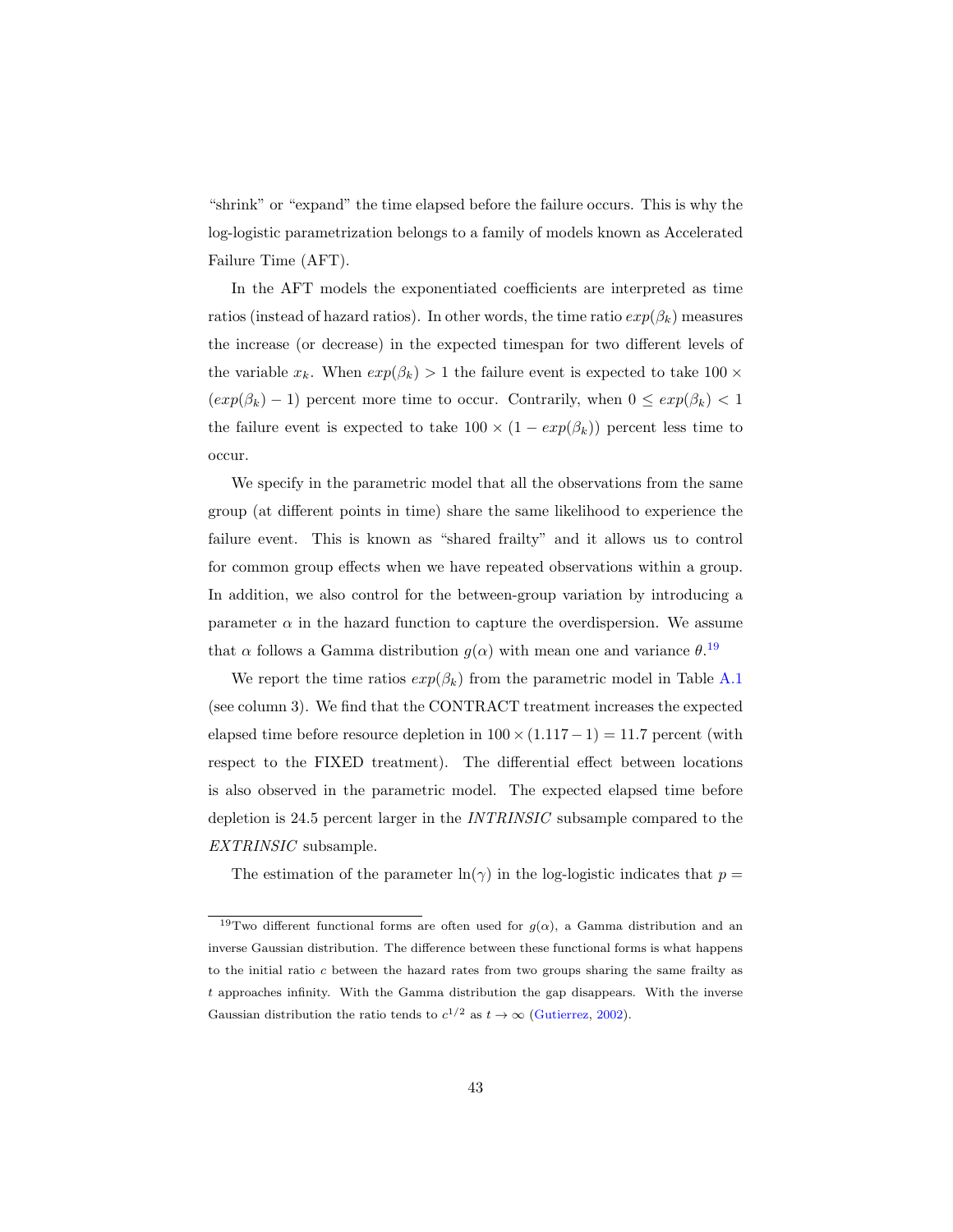"shrink" or "expand" the time elapsed before the failure occurs. This is why the log-logistic parametrization belongs to a family of models known as Accelerated Failure Time (AFT).

In the AFT models the exponentiated coefficients are interpreted as time ratios (instead of hazard ratios). In other words, the time ratio $exp(\beta_k)$ measures the increase (or decrease) in the expected timespan for two different levels of the variable $x_k$. When $exp(\beta_k) > 1$ the failure event is expected to take $100 \times (exp(\beta_k) - 1)$ percent more time to occur. Contrarily, when $0 \leq exp(\beta_k) < 1$ the failure event is expected to take $100 \times (1 - exp(\beta_k))$ percent less time to occur.

We specify in the parametric model that all the observations from the same group (at different points in time) share the same likelihood to experience the failure event. This is known as "shared frailty" and it allows us to control for common group effects when we have repeated observations within a group. In addition, we also control for the between-group variation by introducing a parameter $\alpha$ in the hazard function to capture the overdispersion. We assume that $\alpha$ follows a Gamma distribution $g(\alpha)$ with mean one and variance $\theta$.[19]

We report the time ratios $exp(\beta_k)$ from the parametric model in Table A.1 (see column 3). We find that the CONTRACT treatment increases the expected elapsed time before resource depletion in $100 \times (1.117 - 1) = 11.7$ percent (with respect to the FIXED treatment). The differential effect between locations is also observed in the parametric model. The expected elapsed time before depletion is 24.5 percent larger in the *INTRINSIC* subsample compared to the *EXTRINSIC* subsample.

The estimation of the parameter $\ln(\gamma)$ in the log-logistic indicates that $p =$

[19] Two different functional forms are often used for $g(\alpha)$, a Gamma distribution and an inverse Gaussian distribution. The difference between these functional forms is what happens to the initial ratio $c$ between the hazard rates from two groups sharing the same frailty as $t$ approaches infinity. With the Gamma distribution the gap disappears. With the inverse Gaussian distribution the ratio tends to $c^{1/2}$ as $t \rightarrow \infty$ (Gutierrez, 2002).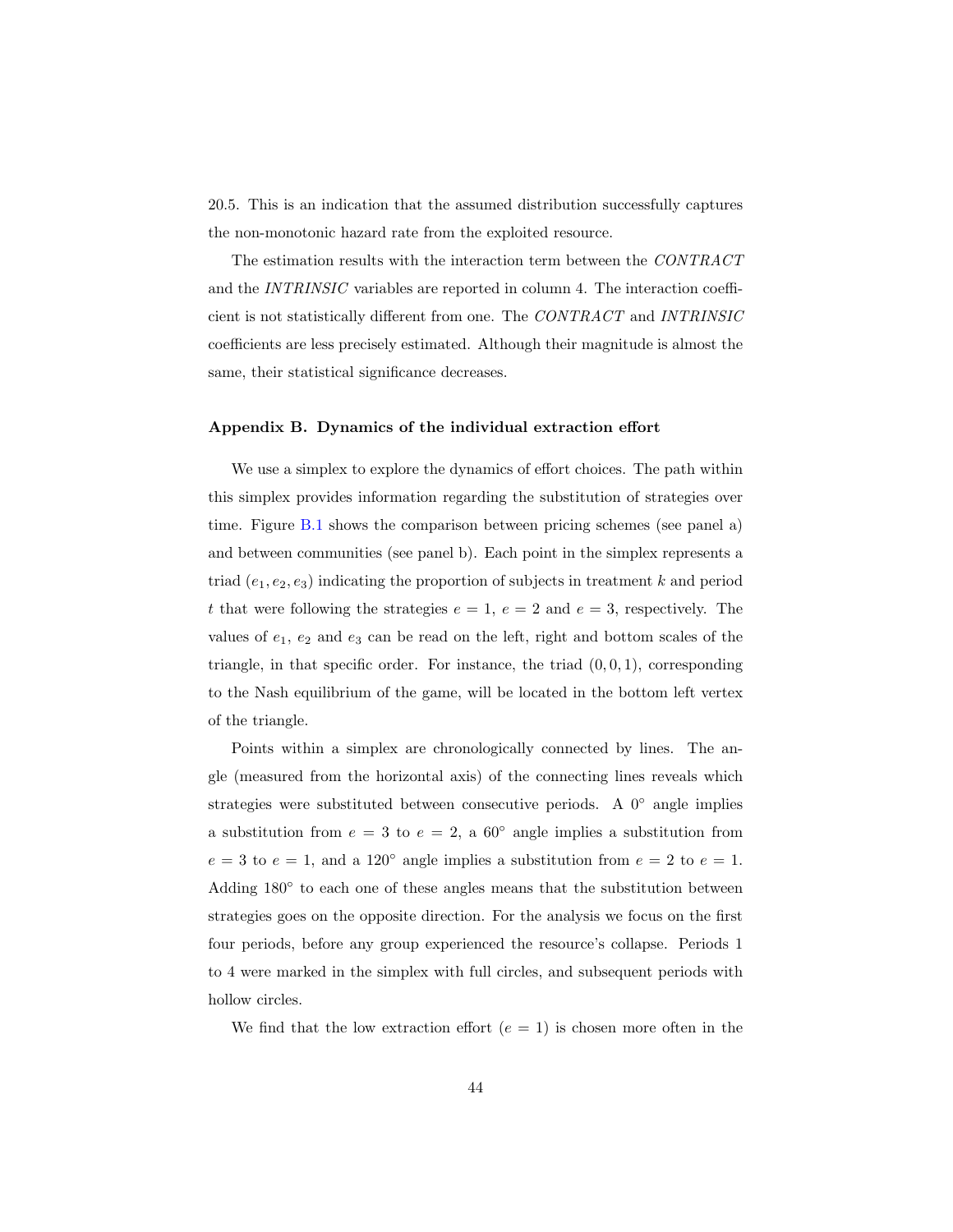20.5. This is an indication that the assumed distribution successfully captures the non-monotonic hazard rate from the exploited resource.

The estimation results with the interaction term between the *CONTRACT* and the *INTRINSIC* variables are reported in column 4. The interaction coefficient is not statistically different from one. The *CONTRACT* and *INTRINSIC* coefficients are less precisely estimated. Although their magnitude is almost the same, their statistical significance decreases.

### Appendix B. Dynamics of the individual extraction effort

We use a simplex to explore the dynamics of effort choices. The path within this simplex provides information regarding the substitution of strategies over time. Figure B.1 shows the comparison between pricing schemes (see panel a) and between communities (see panel b). Each point in the simplex represents a triad $(e_1, e_2, e_3)$ indicating the proportion of subjects in treatment $k$ and period $t$ that were following the strategies $e = 1$, $e = 2$ and $e = 3$, respectively. The values of $e_1$, $e_2$ and $e_3$ can be read on the left, right and bottom scales of the triangle, in that specific order. For instance, the triad $(0, 0, 1)$, corresponding to the Nash equilibrium of the game, will be located in the bottom left vertex of the triangle.

Points within a simplex are chronologically connected by lines. The angle (measured from the horizontal axis) of the connecting lines reveals which strategies were substituted between consecutive periods. A $0°$ angle implies a substitution from $e = 3$ to $e = 2$, a $60°$ angle implies a substitution from $e = 3$ to $e = 1$, and a $120°$ angle implies a substitution from $e = 2$ to $e = 1$. Adding $180°$ to each one of these angles means that the substitution between strategies goes on the opposite direction. For the analysis we focus on the first four periods, before any group experienced the resource's collapse. Periods 1 to 4 were marked in the simplex with full circles, and subsequent periods with hollow circles.

We find that the low extraction effort ($e = 1$) is chosen more often in the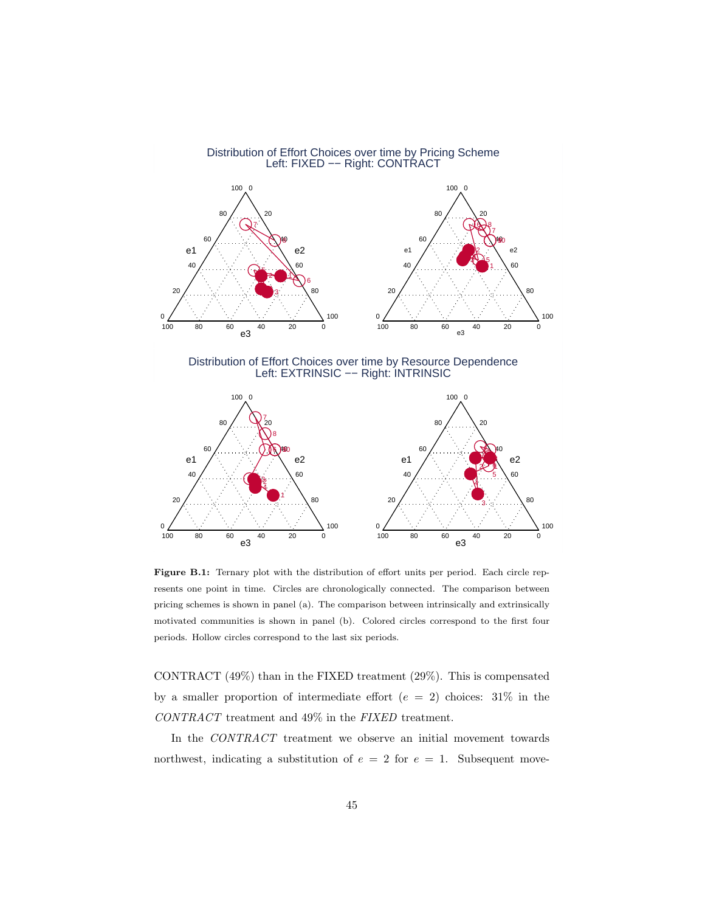Distribution of Effort Choices over time by Pricing Scheme
Left: FIXED –– Right: CONTRACT

Distribution of Effort Choices over time by Resource Dependence
Left: EXTRINSIC –– Right: INTRINSIC

**Figure B.1:** Ternary plot with the distribution of effort units per period. Each circle represents one point in time. Circles are chronologically connected. The comparison between pricing schemes is shown in panel (a). The comparison between intrinsically and extrinsically motivated communities is shown in panel (b). Colored circles correspond to the first four periods. Hollow circles correspond to the last six periods.

CONTRACT (49%) than in the FIXED treatment (29%). This is compensated by a smaller proportion of intermediate effort ($e = 2$) choices: 31% in the *CONTRACT* treatment and 49% in the *FIXED* treatment.

In the *CONTRACT* treatment we observe an initial movement towards northwest, indicating a substitution of $e = 2$ for $e = 1$. Subsequent move-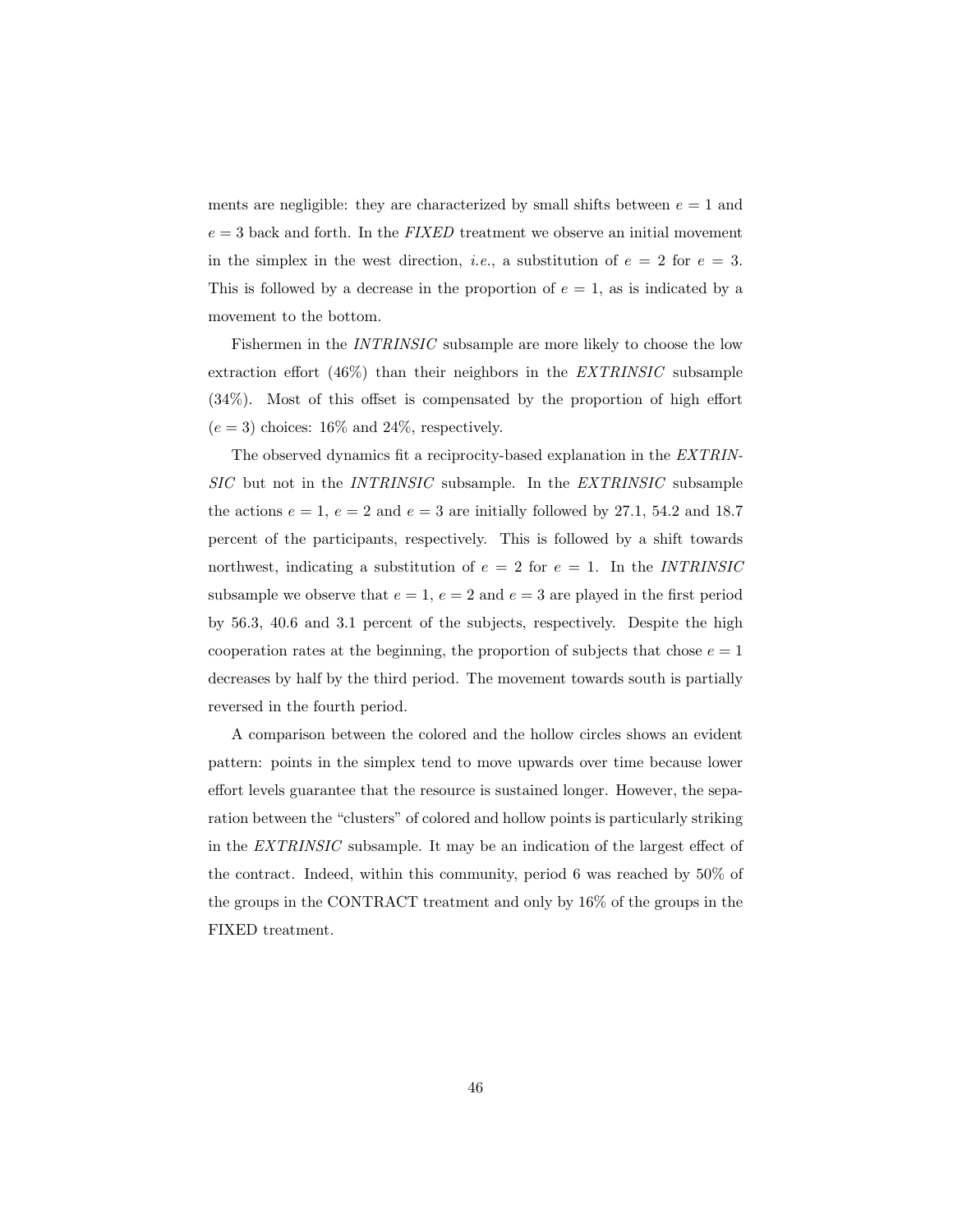ments are negligible: they are characterized by small shifts between $e = 1$ and $e = 3$ back and forth. In the *FIXED* treatment we observe an initial movement in the simplex in the west direction, *i.e.*, a substitution of $e = 2$ for $e = 3$. This is followed by a decrease in the proportion of $e = 1$, as is indicated by a movement to the bottom.

Fishermen in the *INTRINSIC* subsample are more likely to choose the low extraction effort (46%) than their neighbors in the *EXTRINSIC* subsample (34%). Most of this offset is compensated by the proportion of high effort ($e = 3$) choices: 16% and 24%, respectively.

The observed dynamics fit a reciprocity-based explanation in the *EXTRINSIC* but not in the *INTRINSIC* subsample. In the *EXTRINSIC* subsample the actions $e = 1$, $e = 2$ and $e = 3$ are initially followed by 27.1, 54.2 and 18.7 percent of the participants, respectively. This is followed by a shift towards northwest, indicating a substitution of $e = 2$ for $e = 1$. In the *INTRINSIC* subsample we observe that $e = 1$, $e = 2$ and $e = 3$ are played in the first period by 56.3, 40.6 and 3.1 percent of the subjects, respectively. Despite the high cooperation rates at the beginning, the proportion of subjects that chose $e = 1$ decreases by half by the third period. The movement towards south is partially reversed in the fourth period.

A comparison between the colored and the hollow circles shows an evident pattern: points in the simplex tend to move upwards over time because lower effort levels guarantee that the resource is sustained longer. However, the separation between the "clusters" of colored and hollow points is particularly striking in the *EXTRINSIC* subsample. It may be an indication of the largest effect of the contract. Indeed, within this community, period 6 was reached by 50% of the groups in the CONTRACT treatment and only by 16% of the groups in the FIXED treatment.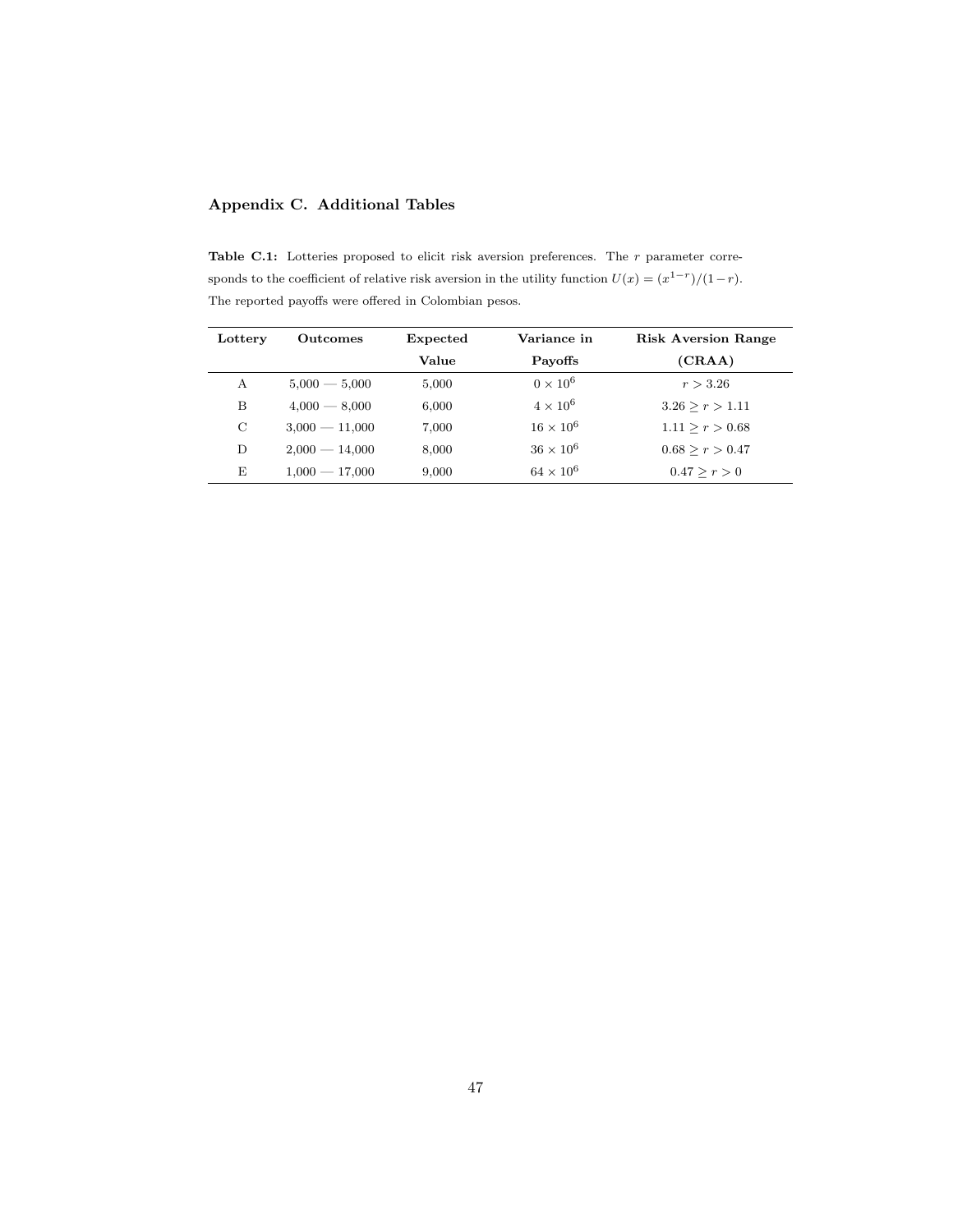## Appendix C. Additional Tables

**Table C.1:** Lotteries proposed to elicit risk aversion preferences. The $r$ parameter corresponds to the coefficient of relative risk aversion in the utility function $U(x) = (x^{1-r})/(1-r)$. The reported payoffs were offered in Colombian pesos.

| Lottery | Outcomes | Expected Value | Variance in Payoffs | Risk Aversion Range (CRAA) |
|---|---|---|---|---|
| A | 5,000 — 5,000 | 5,000 | $0 \times 10^6$ | $r > 3.26$ |
| B | 4,000 — 8,000 | 6,000 | $4 \times 10^6$ | $3.26 \geq r > 1.11$ |
| C | 3,000 — 11,000 | 7,000 | $16 \times 10^6$ | $1.11 \geq r > 0.68$ |
| D | 2,000 — 14,000 | 8,000 | $36 \times 10^6$ | $0.68 \geq r > 0.47$ |
| E | 1,000 — 17,000 | 9,000 | $64 \times 10^6$ | $0.47 \geq r > 0$ |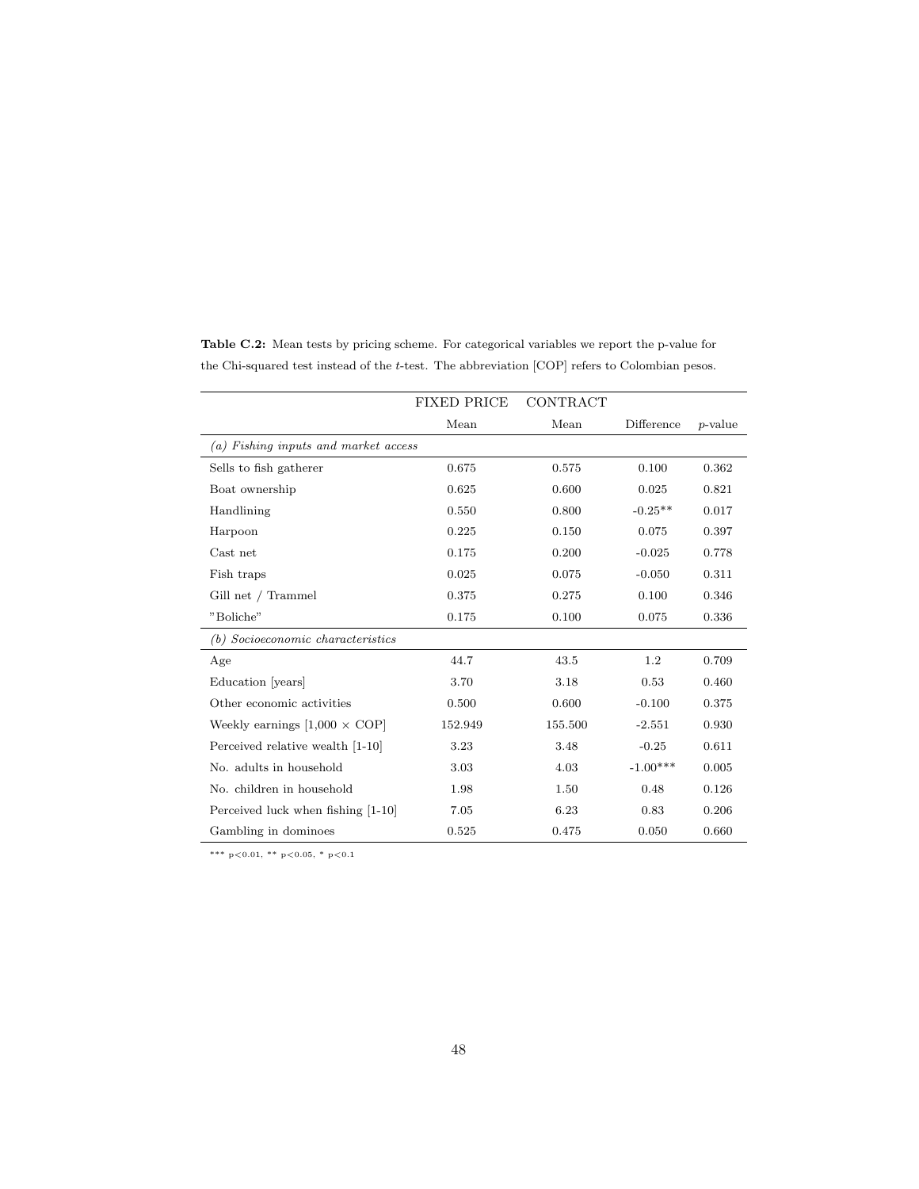**Table C.2:** Mean tests by pricing scheme. For categorical variables we report the p-value for the Chi-squared test instead of the *t*-test. The abbreviation [COP] refers to Colombian pesos.

| | FIXED PRICE | CONTRACT | | |
|---|---|---|---|---|
| | Mean | Mean | Difference | *p*-value |
| *(a) Fishing inputs and market access* | | | | |
| Sells to fish gatherer | 0.675 | 0.575 | 0.100 | 0.362 |
| Boat ownership | 0.625 | 0.600 | 0.025 | 0.821 |
| Handlining | 0.550 | 0.800 | -0.25** | 0.017 |
| Harpoon | 0.225 | 0.150 | 0.075 | 0.397 |
| Cast net | 0.175 | 0.200 | -0.025 | 0.778 |
| Fish traps | 0.025 | 0.075 | -0.050 | 0.311 |
| Gill net / Trammel | 0.375 | 0.275 | 0.100 | 0.346 |
| "Boliche" | 0.175 | 0.100 | 0.075 | 0.336 |
| *(b) Socioeconomic characteristics* | | | | |
| Age | 44.7 | 43.5 | 1.2 | 0.709 |
| Education [years] | 3.70 | 3.18 | 0.53 | 0.460 |
| Other economic activities | 0.500 | 0.600 | -0.100 | 0.375 |
| Weekly earnings [1,000 $\times$ COP] | 152.949 | 155.500 | -2.551 | 0.930 |
| Perceived relative wealth [1-10] | 3.23 | 3.48 | -0.25 | 0.611 |
| No. adults in household | 3.03 | 4.03 | -1.00*** | 0.005 |
| No. children in household | 1.98 | 1.50 | 0.48 | 0.126 |
| Perceived luck when fishing [1-10] | 7.05 | 6.23 | 0.83 | 0.206 |
| Gambling in dominoes | 0.525 | 0.475 | 0.050 | 0.660 |

*** $p<0.01$, ** $p<0.05$, * $p<0.1$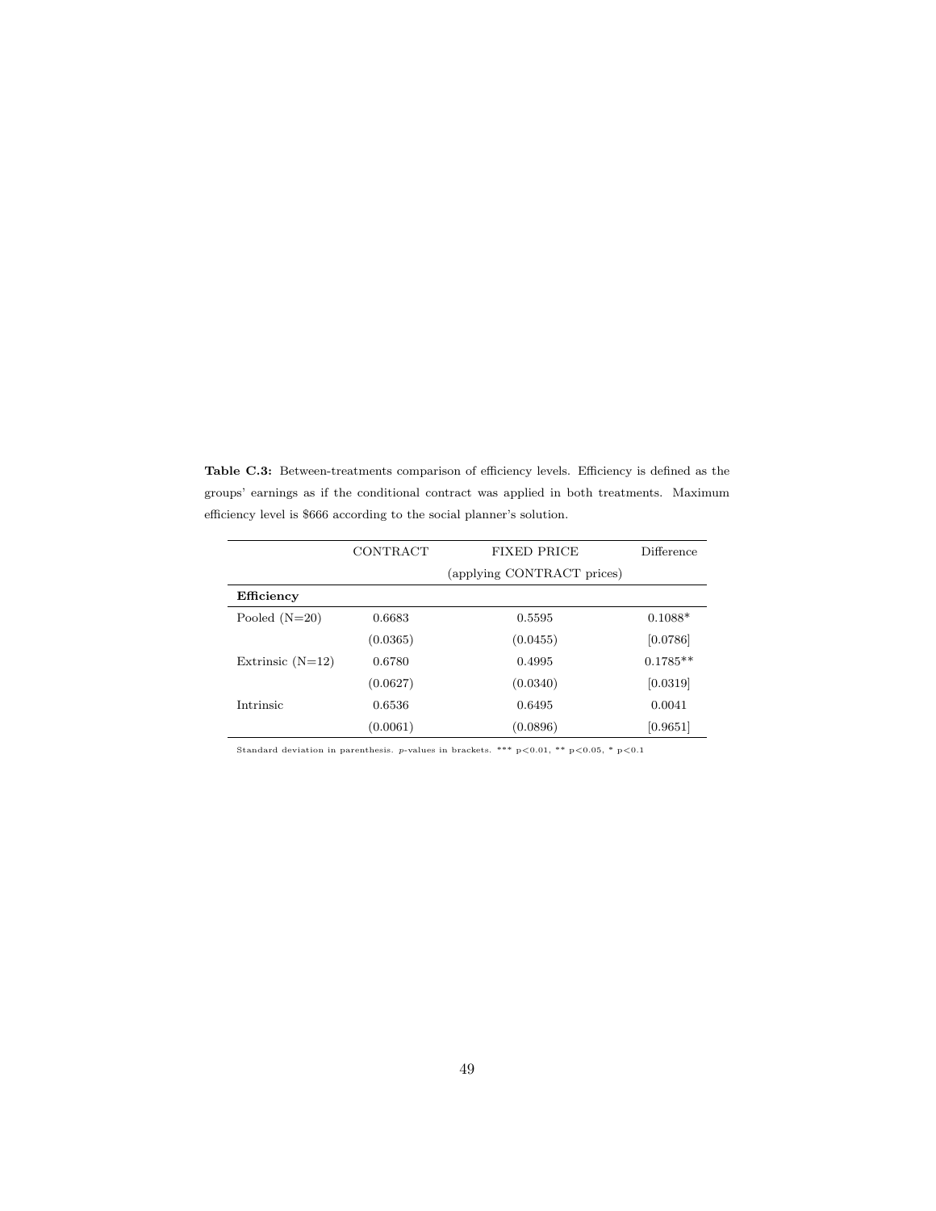**Table C.3:** Between-treatments comparison of efficiency levels. Efficiency is defined as the groups' earnings as if the conditional contract was applied in both treatments. Maximum efficiency level is \$666 according to the social planner's solution.

| | CONTRACT | FIXED PRICE (applying CONTRACT prices) | Difference |
|---|---|---|---|
| **Efficiency** | | | |
| Pooled (N=20) | 0.6683 | 0.5595 | 0.1088* |
| | (0.0365) | (0.0455) | [0.0786] |
| Extrinsic (N=12) | 0.6780 | 0.4995 | 0.1785** |
| | (0.0627) | (0.0340) | [0.0319] |
| Intrinsic | 0.6536 | 0.6495 | 0.0041 |
| | (0.0061) | (0.0896) | [0.9651] |

Standard deviation in parenthesis. *p*-values in brackets. *** $p<0.01$, ** $p<0.05$, * $p<0.1$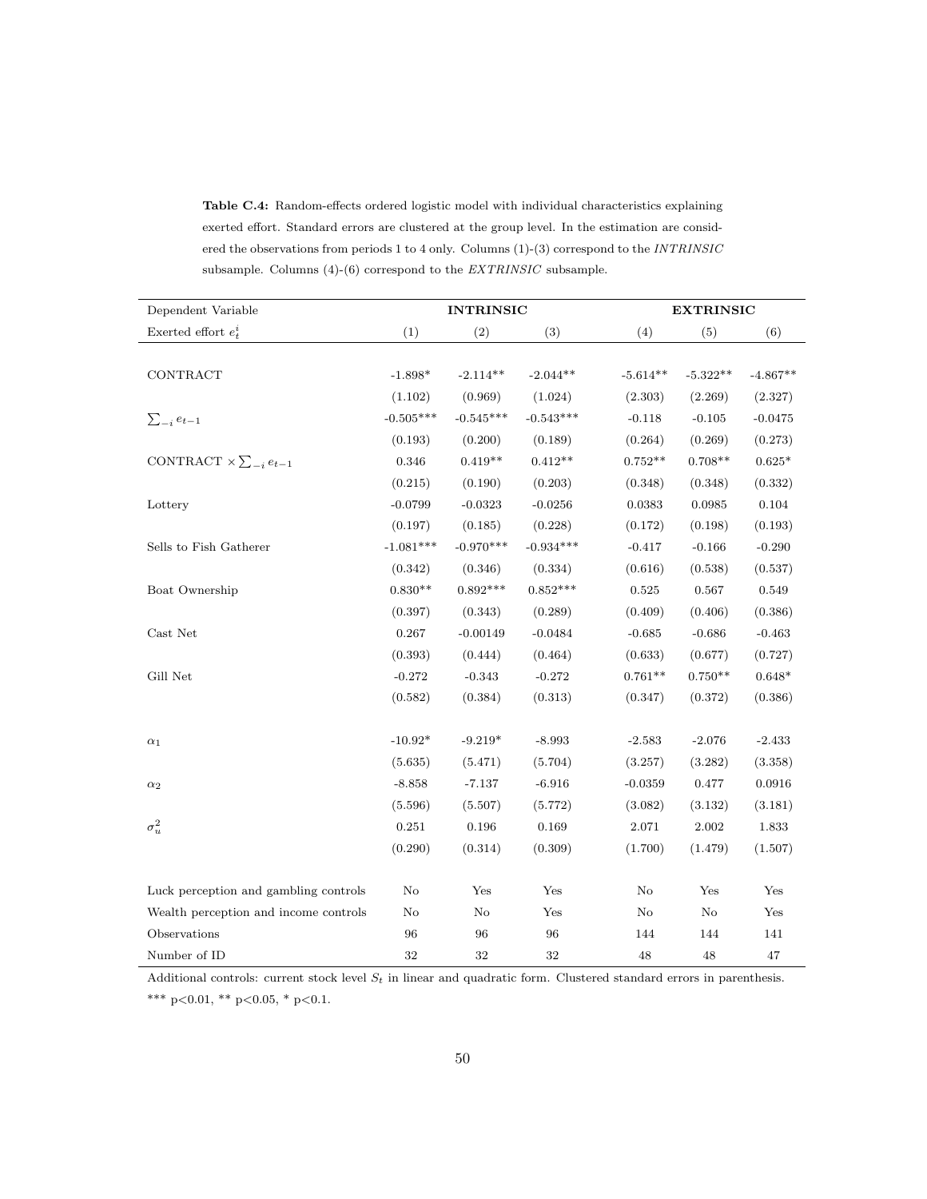**Table C.4:** Random-effects ordered logistic model with individual characteristics explaining exerted effort. Standard errors are clustered at the group level. In the estimation are considered the observations from periods 1 to 4 only. Columns (1)-(3) correspond to the *INTRINSIC* subsample. Columns (4)-(6) correspond to the *EXTRINSIC* subsample.

| Dependent Variable | **INTRINSIC** | | | **EXTRINSIC** | | |
|---|---|---|---|---|---|---|
| Exerted effort $e_t^i$ | (1) | (2) | (3) | (4) | (5) | (6) |
| CONTRACT | -1.898* | -2.114** | -2.044** | -5.614** | -5.322** | -4.867** |
| | (1.102) | (0.969) | (1.024) | (2.303) | (2.269) | (2.327) |
| $\sum_{-i} e_{t-1}$ | -0.505*** | -0.545*** | -0.543*** | -0.118 | -0.105 | -0.0475 |
| | (0.193) | (0.200) | (0.189) | (0.264) | (0.269) | (0.273) |
| CONTRACT $\times \sum_{-i} e_{t-1}$ | 0.346 | 0.419** | 0.412** | 0.752** | 0.708** | 0.625* |
| | (0.215) | (0.190) | (0.203) | (0.348) | (0.348) | (0.332) |
| Lottery | -0.0799 | -0.0323 | -0.0256 | 0.0383 | 0.0985 | 0.104 |
| | (0.197) | (0.185) | (0.228) | (0.172) | (0.198) | (0.193) |
| Sells to Fish Gatherer | -1.081*** | -0.970*** | -0.934*** | -0.417 | -0.166 | -0.290 |
| | (0.342) | (0.346) | (0.334) | (0.616) | (0.538) | (0.537) |
| Boat Ownership | 0.830** | 0.892*** | 0.852*** | 0.525 | 0.567 | 0.549 |
| | (0.397) | (0.343) | (0.289) | (0.409) | (0.406) | (0.386) |
| Cast Net | 0.267 | -0.00149 | -0.0484 | -0.685 | -0.686 | -0.463 |
| | (0.393) | (0.444) | (0.464) | (0.633) | (0.677) | (0.727) |
| Gill Net | -0.272 | -0.343 | -0.272 | 0.761** | 0.750** | 0.648* |
| | (0.582) | (0.384) | (0.313) | (0.347) | (0.372) | (0.386) |
| $\alpha_1$ | -10.92* | -9.219* | -8.993 | -2.583 | -2.076 | -2.433 |
| | (5.635) | (5.471) | (5.704) | (3.257) | (3.282) | (3.358) |
| $\alpha_2$ | -8.858 | -7.137 | -6.916 | -0.0359 | 0.477 | 0.0916 |
| | (5.596) | (5.507) | (5.772) | (3.082) | (3.132) | (3.181) |
| $\sigma_u^2$ | 0.251 | 0.196 | 0.169 | 2.071 | 2.002 | 1.833 |
| | (0.290) | (0.314) | (0.309) | (1.700) | (1.479) | (1.507) |
| Luck perception and gambling controls | No | Yes | Yes | No | Yes | Yes |
| Wealth perception and income controls | No | No | Yes | No | No | Yes |
| Observations | 96 | 96 | 96 | 144 | 144 | 141 |
| Number of ID | 32 | 32 | 32 | 48 | 48 | 47 |

Additional controls: current stock level $S_t$ in linear and quadratic form. Clustered standard errors in parenthesis.
*** p<0.01, ** p<0.05, * p<0.1.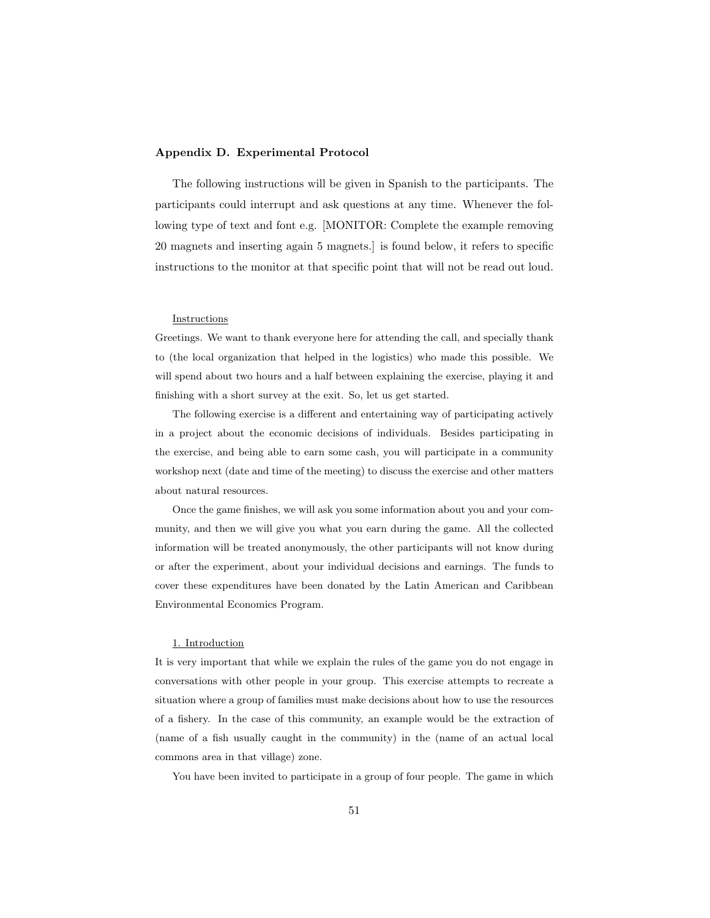### Appendix D. Experimental Protocol

The following instructions will be given in Spanish to the participants. The participants could interrupt and ask questions at any time. Whenever the following type of text and font e.g. [MONITOR: Complete the example removing 20 magnets and inserting again 5 magnets.] is found below, it refers to specific instructions to the monitor at that specific point that will not be read out loud.

<u>Instructions</u>

Greetings. We want to thank everyone here for attending the call, and specially thank to (the local organization that helped in the logistics) who made this possible. We will spend about two hours and a half between explaining the exercise, playing it and finishing with a short survey at the exit. So, let us get started.

The following exercise is a different and entertaining way of participating actively in a project about the economic decisions of individuals. Besides participating in the exercise, and being able to earn some cash, you will participate in a community workshop next (date and time of the meeting) to discuss the exercise and other matters about natural resources.

Once the game finishes, we will ask you some information about you and your community, and then we will give you what you earn during the game. All the collected information will be treated anonymously, the other participants will not know during or after the experiment, about your individual decisions and earnings. The funds to cover these expenditures have been donated by the Latin American and Caribbean Environmental Economics Program.

<u>1. Introduction</u>

It is very important that while we explain the rules of the game you do not engage in conversations with other people in your group. This exercise attempts to recreate a situation where a group of families must make decisions about how to use the resources of a fishery. In the case of this community, an example would be the extraction of (name of a fish usually caught in the community) in the (name of an actual local commons area in that village) zone.

You have been invited to participate in a group of four people. The game in which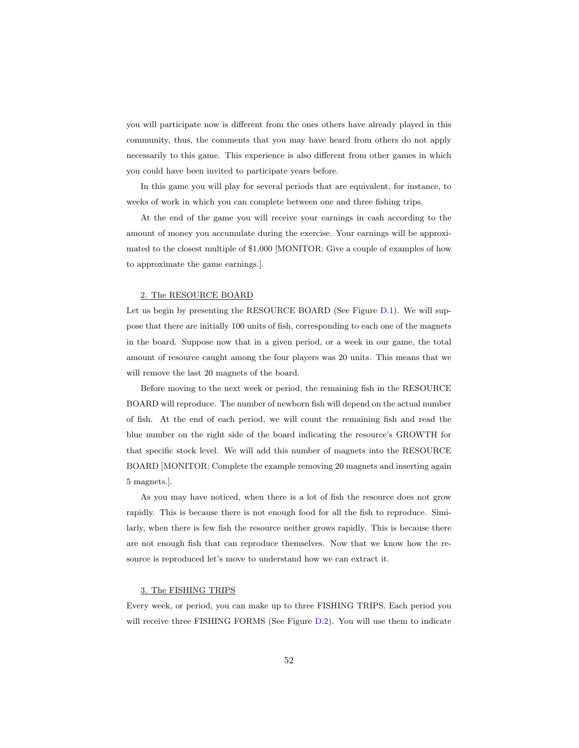you will participate now is different from the ones others have already played in this community, thus, the comments that you may have heard from others do not apply necessarily to this game. This experience is also different from other games in which you could have been invited to participate years before.

In this game you will play for several periods that are equivalent, for instance, to weeks of work in which you can complete between one and three fishing trips.

At the end of the game you will receive your earnings in cash according to the amount of money you accumulate during the exercise. Your earnings will be approximated to the closest multiple of $1,000 [MONITOR: Give a couple of examples of how to approximate the game earnings.].

2. The RESOURCE BOARD

Let us begin by presenting the RESOURCE BOARD (See Figure D.1). We will suppose that there are initially 100 units of fish, corresponding to each one of the magnets in the board. Suppose now that in a given period, or a week in our game, the total amount of resource caught among the four players was 20 units. This means that we will remove the last 20 magnets of the board.

Before moving to the next week or period, the remaining fish in the RESOURCE BOARD will reproduce. The number of newborn fish will depend on the actual number of fish. At the end of each period, we will count the remaining fish and read the blue number on the right side of the board indicating the resource's GROWTH for that specific stock level. We will add this number of magnets into the RESOURCE BOARD [MONITOR: Complete the example removing 20 magnets and inserting again 5 magnets.].

As you may have noticed, when there is a lot of fish the resource does not grow rapidly. This is because there is not enough food for all the fish to reproduce. Similarly, when there is few fish the resource neither grows rapidly. This is because there are not enough fish that can reproduce themselves. Now that we know how the resource is reproduced let's move to understand how we can extract it.

3. The FISHING TRIPS

Every week, or period, you can make up to three FISHING TRIPS. Each period you will receive three FISHING FORMS (See Figure D.2). You will use them to indicate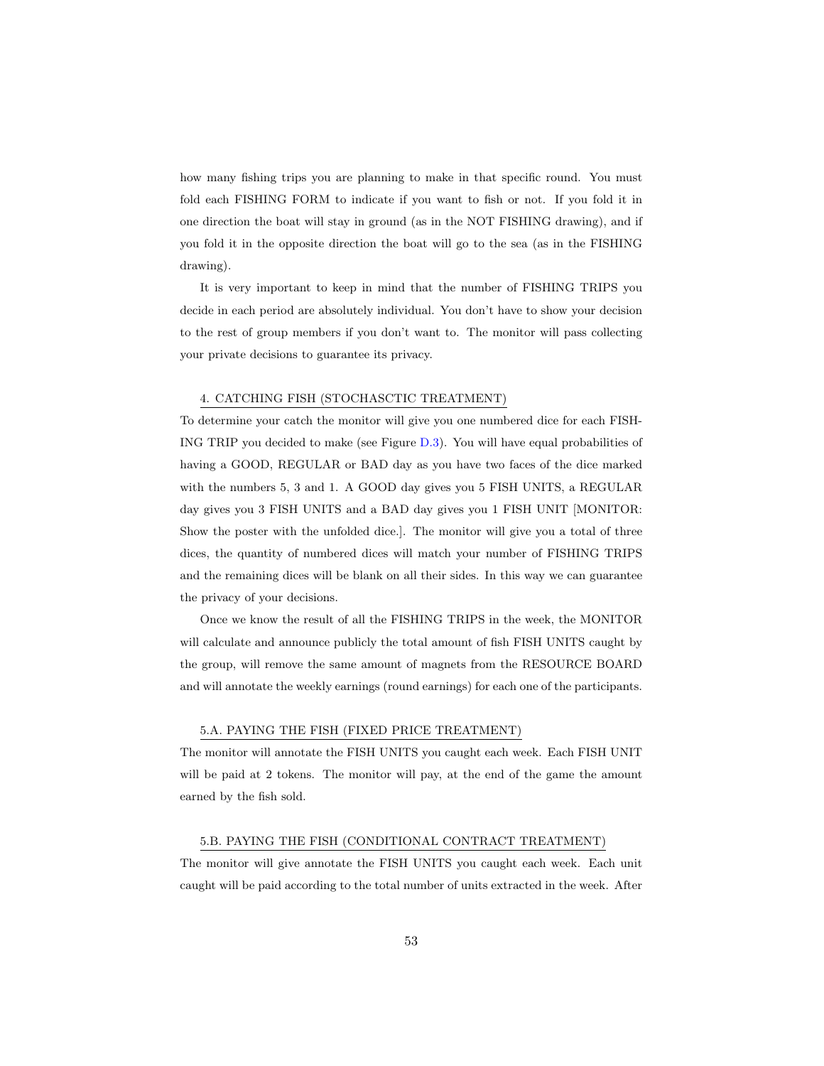how many fishing trips you are planning to make in that specific round. You must fold each FISHING FORM to indicate if you want to fish or not. If you fold it in one direction the boat will stay in ground (as in the NOT FISHING drawing), and if you fold it in the opposite direction the boat will go to the sea (as in the FISHING drawing).

It is very important to keep in mind that the number of FISHING TRIPS you decide in each period are absolutely individual. You don't have to show your decision to the rest of group members if you don't want to. The monitor will pass collecting your private decisions to guarantee its privacy.

### 4. CATCHING FISH (STOCHASCTIC TREATMENT)

To determine your catch the monitor will give you one numbered dice for each FISHING TRIP you decided to make (see Figure D.3). You will have equal probabilities of having a GOOD, REGULAR or BAD day as you have two faces of the dice marked with the numbers 5, 3 and 1. A GOOD day gives you 5 FISH UNITS, a REGULAR day gives you 3 FISH UNITS and a BAD day gives you 1 FISH UNIT [MONITOR: Show the poster with the unfolded dice.]. The monitor will give you a total of three dices, the quantity of numbered dices will match your number of FISHING TRIPS and the remaining dices will be blank on all their sides. In this way we can guarantee the privacy of your decisions.

Once we know the result of all the FISHING TRIPS in the week, the MONITOR will calculate and announce publicly the total amount of fish FISH UNITS caught by the group, will remove the same amount of magnets from the RESOURCE BOARD and will annotate the weekly earnings (round earnings) for each one of the participants.

### 5.A. PAYING THE FISH (FIXED PRICE TREATMENT)

The monitor will annotate the FISH UNITS you caught each week. Each FISH UNIT will be paid at 2 tokens. The monitor will pay, at the end of the game the amount earned by the fish sold.

### 5.B. PAYING THE FISH (CONDITIONAL CONTRACT TREATMENT)

The monitor will give annotate the FISH UNITS you caught each week. Each unit caught will be paid according to the total number of units extracted in the week. After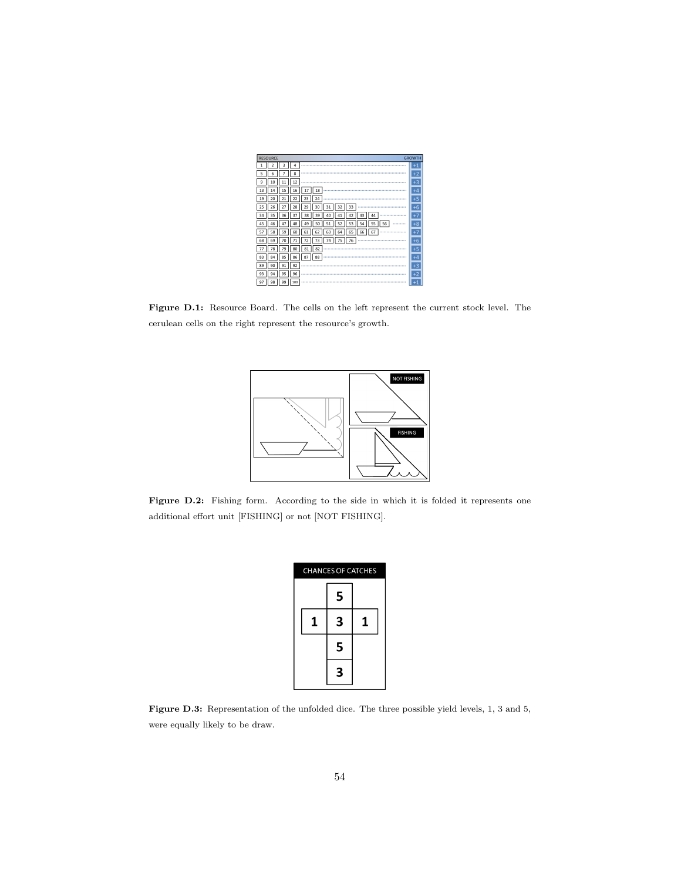**Figure D.1:** Resource Board. The cells on the left represent the current stock level. The cerulean cells on the right represent the resource's growth.

**Figure D.2:** Fishing form. According to the side in which it is folded it represents one additional effort unit [FISHING] or not [NOT FISHING].

**Figure D.3:** Representation of the unfolded dice. The three possible yield levels, 1, 3 and 5, were equally likely to be draw.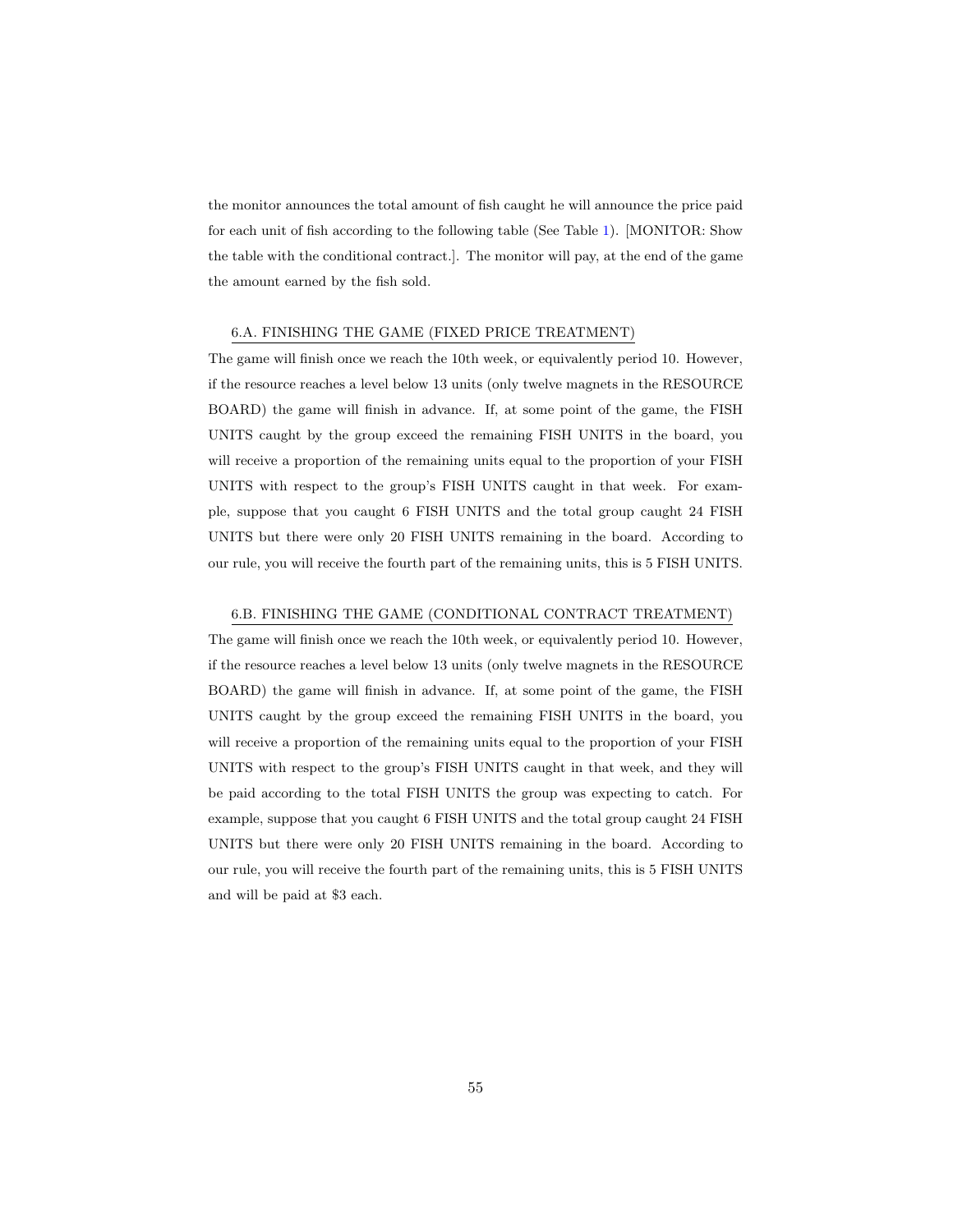the monitor announces the total amount of fish caught he will announce the price paid for each unit of fish according to the following table (See Table 1). [MONITOR: Show the table with the conditional contract.]. The monitor will pay, at the end of the game the amount earned by the fish sold.

### 6.A. FINISHING THE GAME (FIXED PRICE TREATMENT)

The game will finish once we reach the 10th week, or equivalently period 10. However, if the resource reaches a level below 13 units (only twelve magnets in the RESOURCE BOARD) the game will finish in advance. If, at some point of the game, the FISH UNITS caught by the group exceed the remaining FISH UNITS in the board, you will receive a proportion of the remaining units equal to the proportion of your FISH UNITS with respect to the group's FISH UNITS caught in that week. For example, suppose that you caught 6 FISH UNITS and the total group caught 24 FISH UNITS but there were only 20 FISH UNITS remaining in the board. According to our rule, you will receive the fourth part of the remaining units, this is 5 FISH UNITS.

### 6.B. FINISHING THE GAME (CONDITIONAL CONTRACT TREATMENT)

The game will finish once we reach the 10th week, or equivalently period 10. However, if the resource reaches a level below 13 units (only twelve magnets in the RESOURCE BOARD) the game will finish in advance. If, at some point of the game, the FISH UNITS caught by the group exceed the remaining FISH UNITS in the board, you will receive a proportion of the remaining units equal to the proportion of your FISH UNITS with respect to the group's FISH UNITS caught in that week, and they will be paid according to the total FISH UNITS the group was expecting to catch. For example, suppose that you caught 6 FISH UNITS and the total group caught 24 FISH UNITS but there were only 20 FISH UNITS remaining in the board. According to our rule, you will receive the fourth part of the remaining units, this is 5 FISH UNITS and will be paid at $3 each.